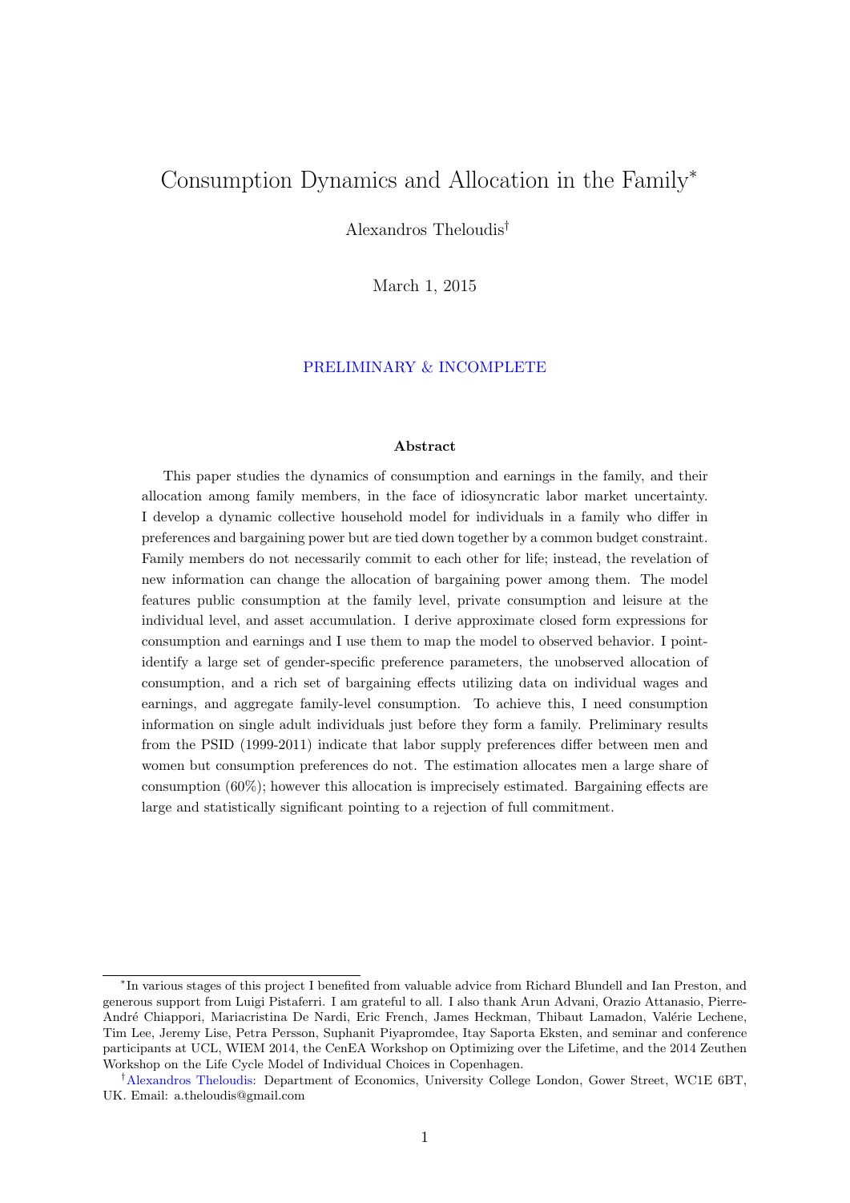# Consumption Dynamics and Allocation in the Family[*]

Alexandros Theloudis[†]

March 1, 2015

PRELIMINARY & INCOMPLETE

**Abstract**

This paper studies the dynamics of consumption and earnings in the family, and their allocation among family members, in the face of idiosyncratic labor market uncertainty. I develop a dynamic collective household model for individuals in a family who differ in preferences and bargaining power but are tied down together by a common budget constraint. Family members do not necessarily commit to each other for life; instead, the revelation of new information can change the allocation of bargaining power among them. The model features public consumption at the family level, private consumption and leisure at the individual level, and asset accumulation. I derive approximate closed form expressions for consumption and earnings and I use them to map the model to observed behavior. I point-identify a large set of gender-specific preference parameters, the unobserved allocation of consumption, and a rich set of bargaining effects utilizing data on individual wages and earnings, and aggregate family-level consumption. To achieve this, I need consumption information on single adult individuals just before they form a family. Preliminary results from the PSID (1999-2011) indicate that labor supply preferences differ between men and women but consumption preferences do not. The estimation allocates men a large share of consumption (60%); however this allocation is imprecisely estimated. Bargaining effects are large and statistically significant pointing to a rejection of full commitment.

---

[*] In various stages of this project I benefited from valuable advice from Richard Blundell and Ian Preston, and generous support from Luigi Pistaferri. I am grateful to all. I also thank Arun Advani, Orazio Attanasio, Pierre-André Chiappori, Mariacristina De Nardi, Eric French, James Heckman, Thibaut Lamadon, Valérie Lechene, Tim Lee, Jeremy Lise, Petra Persson, Suphanit Piyapromdee, Itay Saporta Eksten, and seminar and conference participants at UCL, WIEM 2014, the CenEA Workshop on Optimizing over the Lifetime, and the 2014 Zeuthen Workshop on the Life Cycle Model of Individual Choices in Copenhagen.

[†] Alexandros Theloudis: Department of Economics, University College London, Gower Street, WC1E 6BT, UK. Email: a.theloudis@gmail.com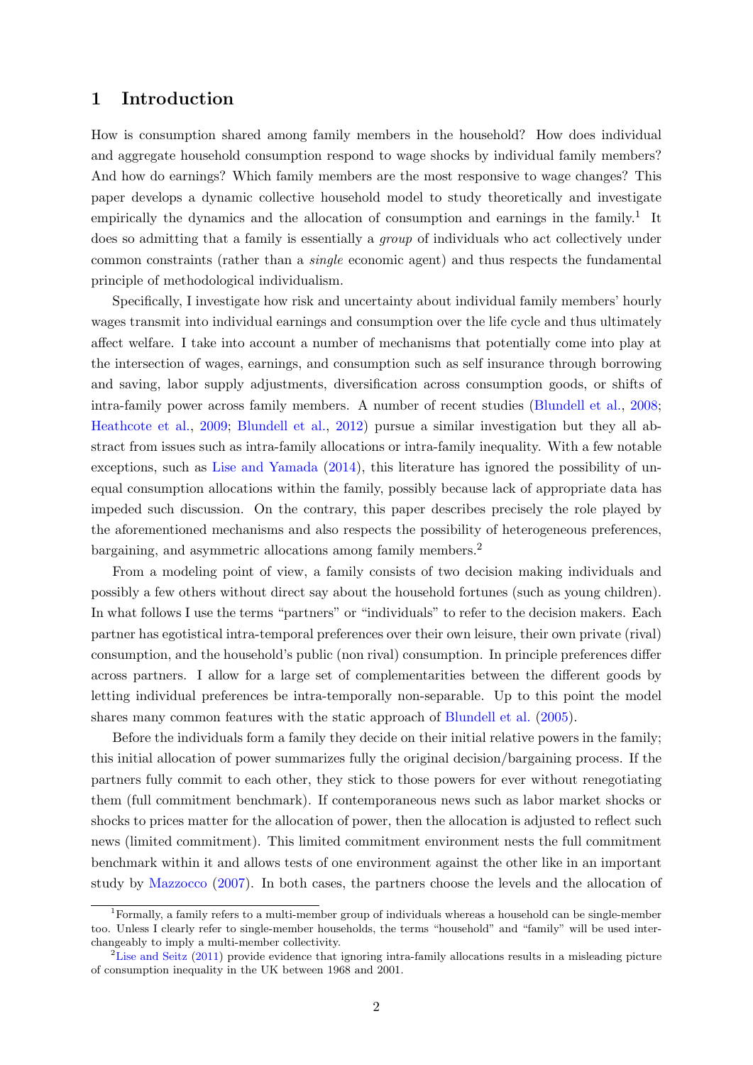# 1 Introduction

How is consumption shared among family members in the household? How does individual and aggregate household consumption respond to wage shocks by individual family members? And how do earnings? Which family members are the most responsive to wage changes? This paper develops a dynamic collective household model to study theoretically and investigate empirically the dynamics and the allocation of consumption and earnings in the family.[1] It does so admitting that a family is essentially a *group* of individuals who act collectively under common constraints (rather than a *single* economic agent) and thus respects the fundamental principle of methodological individualism.

Specifically, I investigate how risk and uncertainty about individual family members' hourly wages transmit into individual earnings and consumption over the life cycle and thus ultimately affect welfare. I take into account a number of mechanisms that potentially come into play at the intersection of wages, earnings, and consumption such as self insurance through borrowing and saving, labor supply adjustments, diversification across consumption goods, or shifts of intra-family power across family members. A number of recent studies (Blundell et al., 2008; Heathcote et al., 2009; Blundell et al., 2012) pursue a similar investigation but they all abstract from issues such as intra-family allocations or intra-family inequality. With a few notable exceptions, such as Lise and Yamada (2014), this literature has ignored the possibility of unequal consumption allocations within the family, possibly because lack of appropriate data has impeded such discussion. On the contrary, this paper describes precisely the role played by the aforementioned mechanisms and also respects the possibility of heterogeneous preferences, bargaining, and asymmetric allocations among family members.[2]

From a modeling point of view, a family consists of two decision making individuals and possibly a few others without direct say about the household fortunes (such as young children). In what follows I use the terms "partners" or "individuals" to refer to the decision makers. Each partner has egotistical intra-temporal preferences over their own leisure, their own private (rival) consumption, and the household's public (non rival) consumption. In principle preferences differ across partners. I allow for a large set of complementarities between the different goods by letting individual preferences be intra-temporally non-separable. Up to this point the model shares many common features with the static approach of Blundell et al. (2005).

Before the individuals form a family they decide on their initial relative powers in the family; this initial allocation of power summarizes fully the original decision/bargaining process. If the partners fully commit to each other, they stick to those powers for ever without renegotiating them (full commitment benchmark). If contemporaneous news such as labor market shocks or shocks to prices matter for the allocation of power, then the allocation is adjusted to reflect such news (limited commitment). This limited commitment environment nests the full commitment benchmark within it and allows tests of one environment against the other like in an important study by Mazzocco (2007). In both cases, the partners choose the levels and the allocation of

[1] Formally, a family refers to a multi-member group of individuals whereas a household can be single-member too. Unless I clearly refer to single-member households, the terms "household" and "family" will be used interchangeably to imply a multi-member collectivity.

[2] Lise and Seitz (2011) provide evidence that ignoring intra-family allocations results in a misleading picture of consumption inequality in the UK between 1968 and 2001.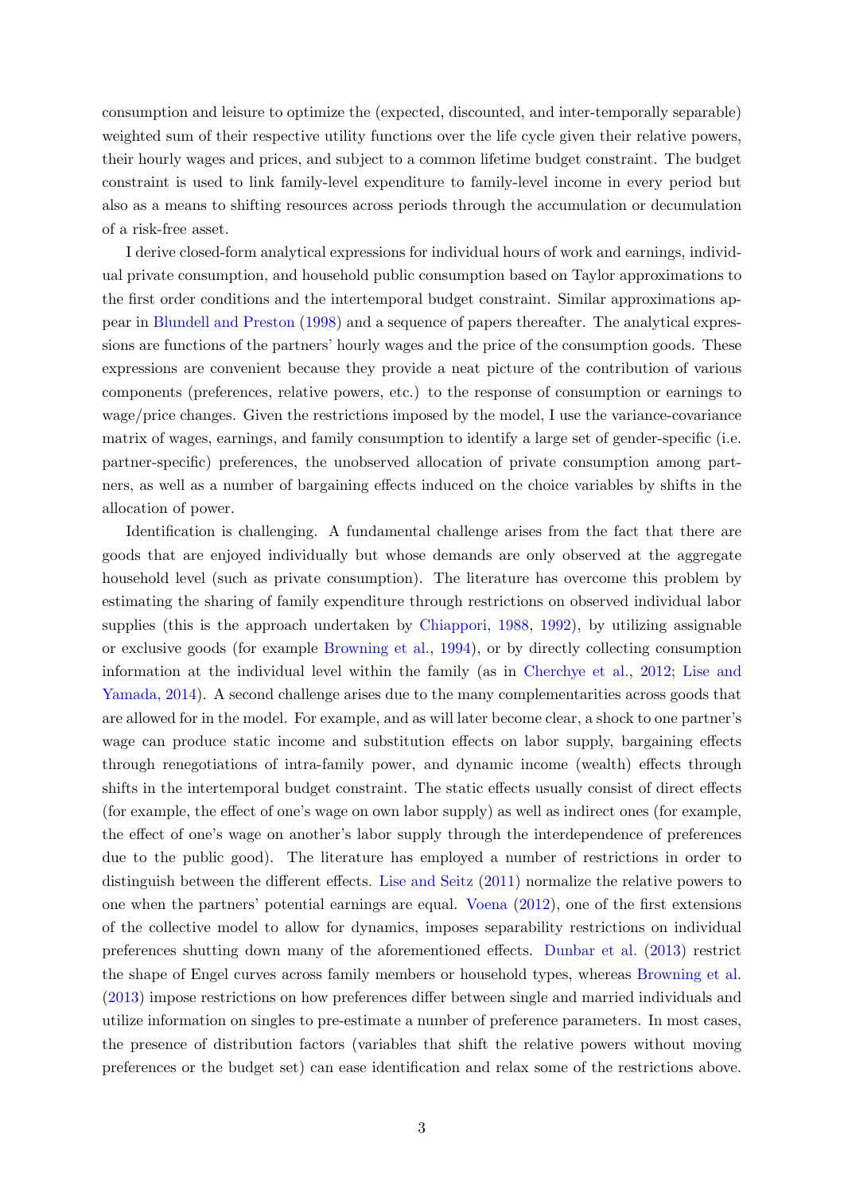consumption and leisure to optimize the (expected, discounted, and inter-temporally separable) weighted sum of their respective utility functions over the life cycle given their relative powers, their hourly wages and prices, and subject to a common lifetime budget constraint. The budget constraint is used to link family-level expenditure to family-level income in every period but also as a means to shifting resources across periods through the accumulation or decumulation of a risk-free asset.

I derive closed-form analytical expressions for individual hours of work and earnings, individual private consumption, and household public consumption based on Taylor approximations to the first order conditions and the intertemporal budget constraint. Similar approximations appear in Blundell and Preston (1998) and a sequence of papers thereafter. The analytical expressions are functions of the partners' hourly wages and the price of the consumption goods. These expressions are convenient because they provide a neat picture of the contribution of various components (preferences, relative powers, etc.) to the response of consumption or earnings to wage/price changes. Given the restrictions imposed by the model, I use the variance-covariance matrix of wages, earnings, and family consumption to identify a large set of gender-specific (i.e. partner-specific) preferences, the unobserved allocation of private consumption among partners, as well as a number of bargaining effects induced on the choice variables by shifts in the allocation of power.

Identification is challenging. A fundamental challenge arises from the fact that there are goods that are enjoyed individually but whose demands are only observed at the aggregate household level (such as private consumption). The literature has overcome this problem by estimating the sharing of family expenditure through restrictions on observed individual labor supplies (this is the approach undertaken by Chiappori, 1988, 1992), by utilizing assignable or exclusive goods (for example Browning et al., 1994), or by directly collecting consumption information at the individual level within the family (as in Cherchye et al., 2012; Lise and Yamada, 2014). A second challenge arises due to the many complementarities across goods that are allowed for in the model. For example, and as will later become clear, a shock to one partner's wage can produce static income and substitution effects on labor supply, bargaining effects through renegotiations of intra-family power, and dynamic income (wealth) effects through shifts in the intertemporal budget constraint. The static effects usually consist of direct effects (for example, the effect of one's wage on own labor supply) as well as indirect ones (for example, the effect of one's wage on another's labor supply through the interdependence of preferences due to the public good). The literature has employed a number of restrictions in order to distinguish between the different effects. Lise and Seitz (2011) normalize the relative powers to one when the partners' potential earnings are equal. Voena (2012), one of the first extensions of the collective model to allow for dynamics, imposes separability restrictions on individual preferences shutting down many of the aforementioned effects. Dunbar et al. (2013) restrict the shape of Engel curves across family members or household types, whereas Browning et al. (2013) impose restrictions on how preferences differ between single and married individuals and utilize information on singles to pre-estimate a number of preference parameters. In most cases, the presence of distribution factors (variables that shift the relative powers without moving preferences or the budget set) can ease identification and relax some of the restrictions above.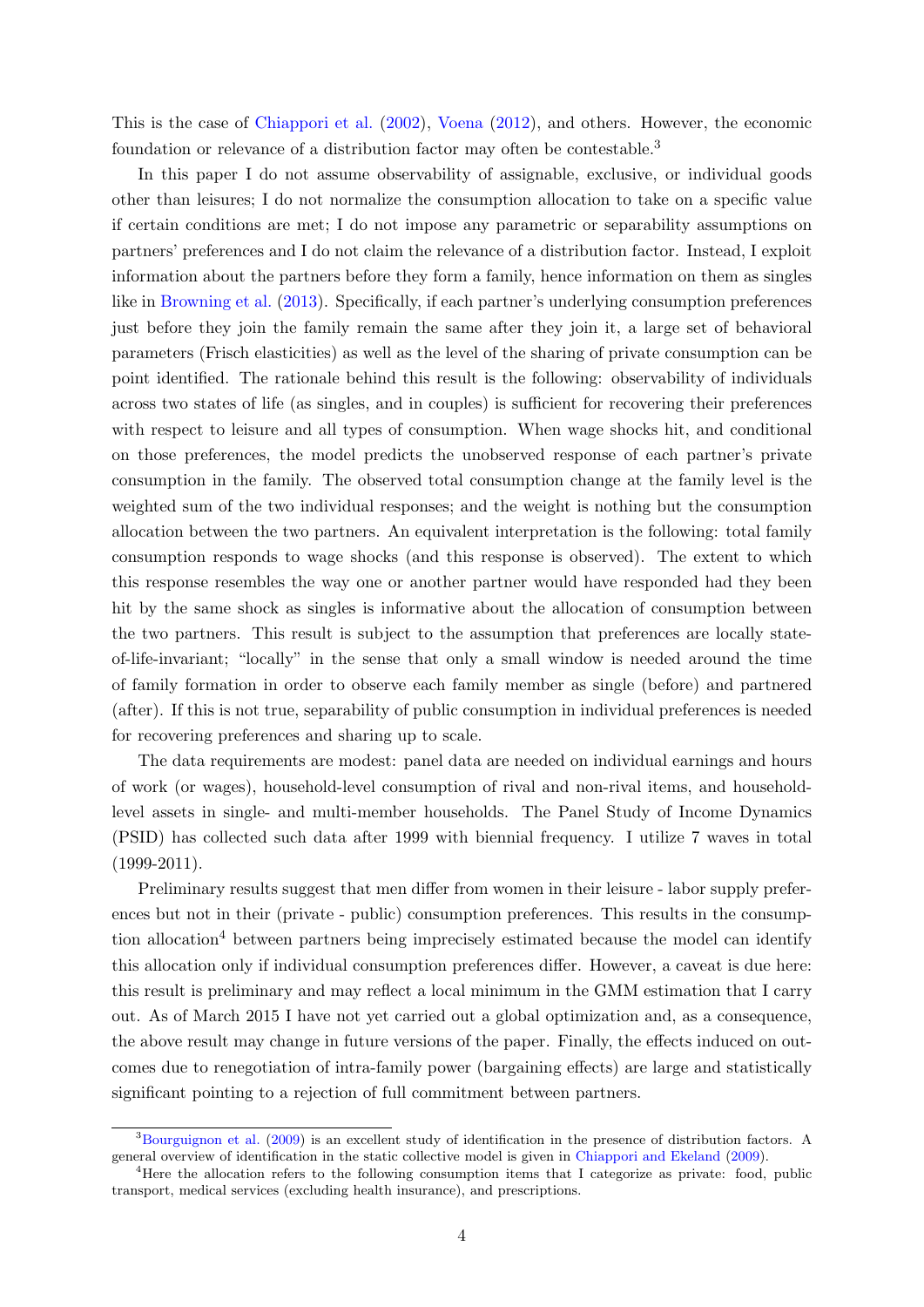This is the case of Chiappori et al. (2002), Voena (2012), and others. However, the economic foundation or relevance of a distribution factor may often be contestable.[3]

In this paper I do not assume observability of assignable, exclusive, or individual goods other than leisures; I do not normalize the consumption allocation to take on a specific value if certain conditions are met; I do not impose any parametric or separability assumptions on partners' preferences and I do not claim the relevance of a distribution factor. Instead, I exploit information about the partners before they form a family, hence information on them as singles like in Browning et al. (2013). Specifically, if each partner's underlying consumption preferences just before they join the family remain the same after they join it, a large set of behavioral parameters (Frisch elasticities) as well as the level of the sharing of private consumption can be point identified. The rationale behind this result is the following: observability of individuals across two states of life (as singles, and in couples) is sufficient for recovering their preferences with respect to leisure and all types of consumption. When wage shocks hit, and conditional on those preferences, the model predicts the unobserved response of each partner's private consumption in the family. The observed total consumption change at the family level is the weighted sum of the two individual responses; and the weight is nothing but the consumption allocation between the two partners. An equivalent interpretation is the following: total family consumption responds to wage shocks (and this response is observed). The extent to which this response resembles the way one or another partner would have responded had they been hit by the same shock as singles is informative about the allocation of consumption between the two partners. This result is subject to the assumption that preferences are locally state-of-life-invariant; "locally" in the sense that only a small window is needed around the time of family formation in order to observe each family member as single (before) and partnered (after). If this is not true, separability of public consumption in individual preferences is needed for recovering preferences and sharing up to scale.

The data requirements are modest: panel data are needed on individual earnings and hours of work (or wages), household-level consumption of rival and non-rival items, and household-level assets in single- and multi-member households. The Panel Study of Income Dynamics (PSID) has collected such data after 1999 with biennial frequency. I utilize 7 waves in total (1999-2011).

Preliminary results suggest that men differ from women in their leisure - labor supply preferences but not in their (private - public) consumption preferences. This results in the consumption allocation[4] between partners being imprecisely estimated because the model can identify this allocation only if individual consumption preferences differ. However, a caveat is due here: this result is preliminary and may reflect a local minimum in the GMM estimation that I carry out. As of March 2015 I have not yet carried out a global optimization and, as a consequence, the above result may change in future versions of the paper. Finally, the effects induced on outcomes due to renegotiation of intra-family power (bargaining effects) are large and statistically significant pointing to a rejection of full commitment between partners.

[3] Bourguignon et al. (2009) is an excellent study of identification in the presence of distribution factors. A general overview of identification in the static collective model is given in Chiappori and Ekeland (2009).

[4] Here the allocation refers to the following consumption items that I categorize as private: food, public transport, medical services (excluding health insurance), and prescriptions.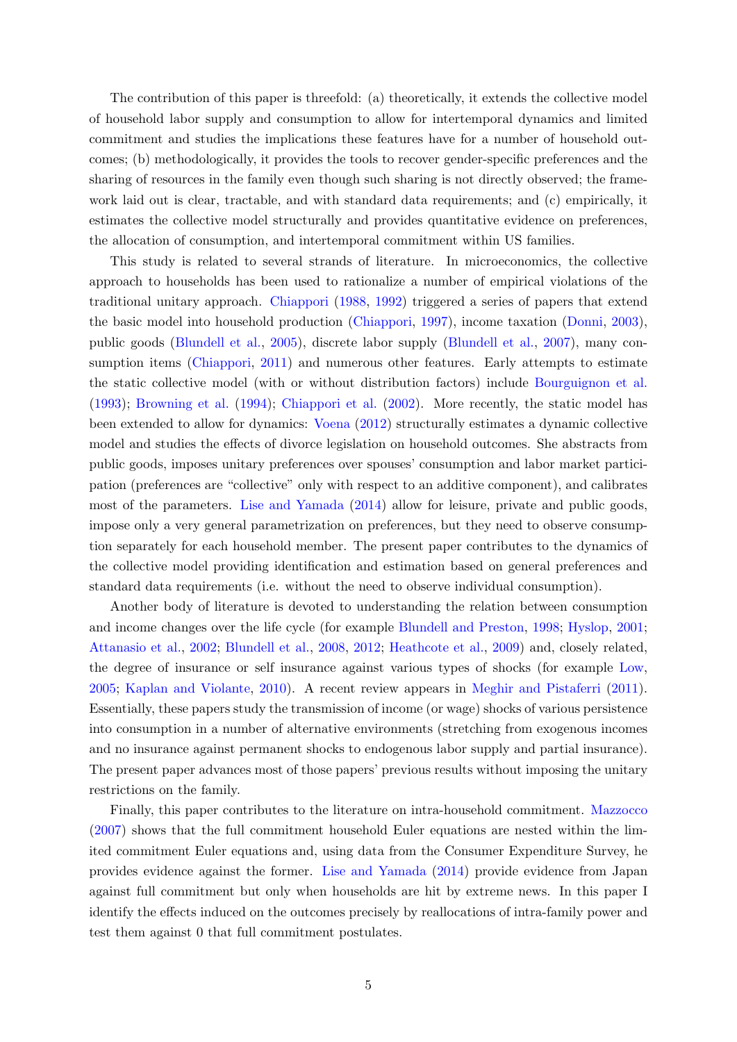The contribution of this paper is threefold: (a) theoretically, it extends the collective model of household labor supply and consumption to allow for intertemporal dynamics and limited commitment and studies the implications these features have for a number of household outcomes; (b) methodologically, it provides the tools to recover gender-specific preferences and the sharing of resources in the family even though such sharing is not directly observed; the framework laid out is clear, tractable, and with standard data requirements; and (c) empirically, it estimates the collective model structurally and provides quantitative evidence on preferences, the allocation of consumption, and intertemporal commitment within US families.

This study is related to several strands of literature. In microeconomics, the collective approach to households has been used to rationalize a number of empirical violations of the traditional unitary approach. Chiappori (1988, 1992) triggered a series of papers that extend the basic model into household production (Chiappori, 1997), income taxation (Donni, 2003), public goods (Blundell et al., 2005), discrete labor supply (Blundell et al., 2007), many consumption items (Chiappori, 2011) and numerous other features. Early attempts to estimate the static collective model (with or without distribution factors) include Bourguignon et al. (1993); Browning et al. (1994); Chiappori et al. (2002). More recently, the static model has been extended to allow for dynamics: Voena (2012) structurally estimates a dynamic collective model and studies the effects of divorce legislation on household outcomes. She abstracts from public goods, imposes unitary preferences over spouses' consumption and labor market participation (preferences are "collective" only with respect to an additive component), and calibrates most of the parameters. Lise and Yamada (2014) allow for leisure, private and public goods, impose only a very general parametrization on preferences, but they need to observe consumption separately for each household member. The present paper contributes to the dynamics of the collective model providing identification and estimation based on general preferences and standard data requirements (i.e. without the need to observe individual consumption).

Another body of literature is devoted to understanding the relation between consumption and income changes over the life cycle (for example Blundell and Preston, 1998; Hyslop, 2001; Attanasio et al., 2002; Blundell et al., 2008, 2012; Heathcote et al., 2009) and, closely related, the degree of insurance or self insurance against various types of shocks (for example Low, 2005; Kaplan and Violante, 2010). A recent review appears in Meghir and Pistaferri (2011). Essentially, these papers study the transmission of income (or wage) shocks of various persistence into consumption in a number of alternative environments (stretching from exogenous incomes and no insurance against permanent shocks to endogenous labor supply and partial insurance). The present paper advances most of those papers' previous results without imposing the unitary restrictions on the family.

Finally, this paper contributes to the literature on intra-household commitment. Mazzocco (2007) shows that the full commitment household Euler equations are nested within the limited commitment Euler equations and, using data from the Consumer Expenditure Survey, he provides evidence against the former. Lise and Yamada (2014) provide evidence from Japan against full commitment but only when households are hit by extreme news. In this paper I identify the effects induced on the outcomes precisely by reallocations of intra-family power and test them against 0 that full commitment postulates.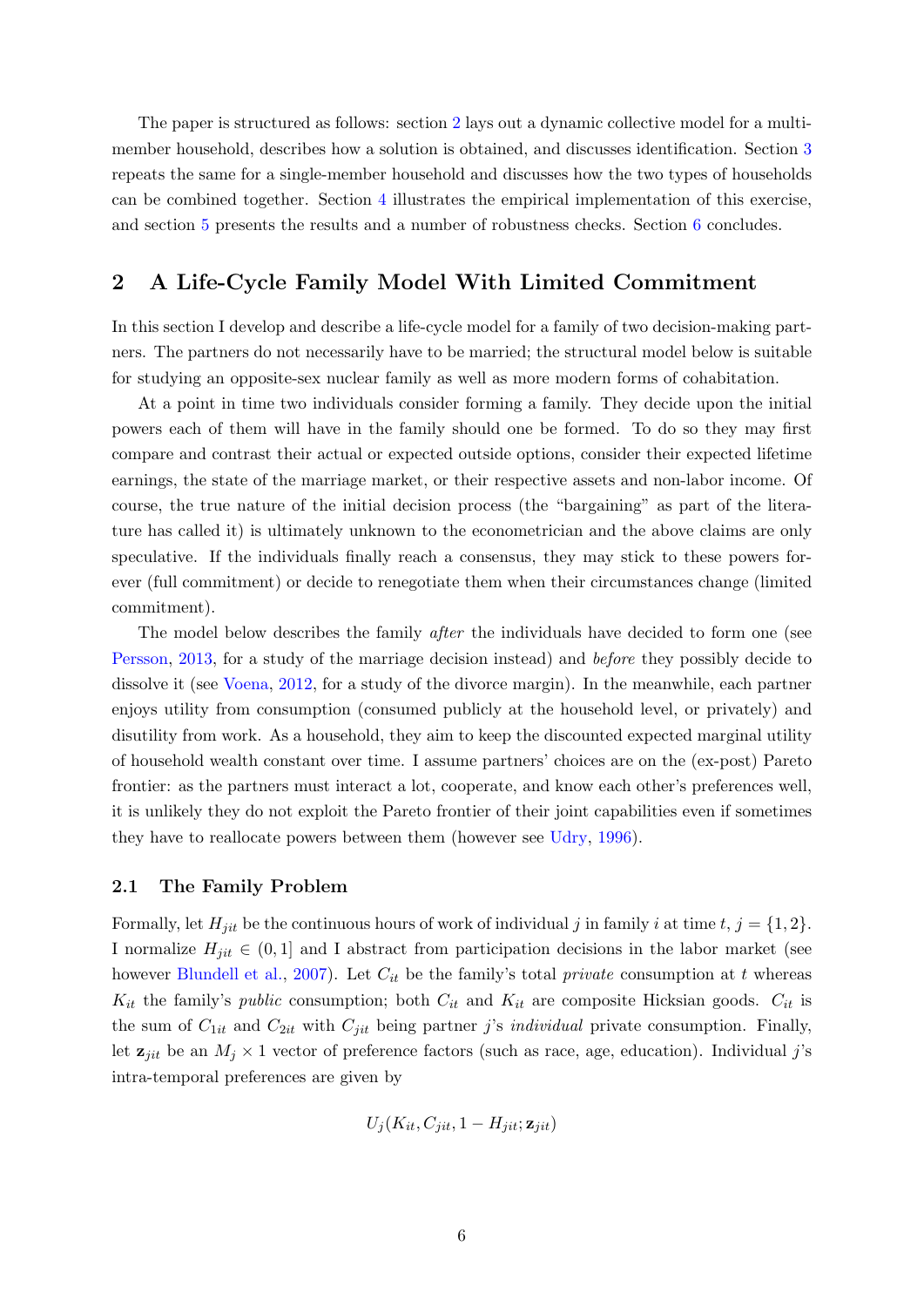The paper is structured as follows: section 2 lays out a dynamic collective model for a multi-member household, describes how a solution is obtained, and discusses identification. Section 3 repeats the same for a single-member household and discusses how the two types of households can be combined together. Section 4 illustrates the empirical implementation of this exercise, and section 5 presents the results and a number of robustness checks. Section 6 concludes.

## 2 A Life-Cycle Family Model With Limited Commitment

In this section I develop and describe a life-cycle model for a family of two decision-making partners. The partners do not necessarily have to be married; the structural model below is suitable for studying an opposite-sex nuclear family as well as more modern forms of cohabitation.

At a point in time two individuals consider forming a family. They decide upon the initial powers each of them will have in the family should one be formed. To do so they may first compare and contrast their actual or expected outside options, consider their expected lifetime earnings, the state of the marriage market, or their respective assets and non-labor income. Of course, the true nature of the initial decision process (the "bargaining" as part of the literature has called it) is ultimately unknown to the econometrician and the above claims are only speculative. If the individuals finally reach a consensus, they may stick to these powers forever (full commitment) or decide to renegotiate them when their circumstances change (limited commitment).

The model below describes the family *after* the individuals have decided to form one (see Persson, 2013, for a study of the marriage decision instead) and *before* they possibly decide to dissolve it (see Voena, 2012, for a study of the divorce margin). In the meanwhile, each partner enjoys utility from consumption (consumed publicly at the household level, or privately) and disutility from work. As a household, they aim to keep the discounted expected marginal utility of household wealth constant over time. I assume partners' choices are on the (ex-post) Pareto frontier: as the partners must interact a lot, cooperate, and know each other's preferences well, it is unlikely they do not exploit the Pareto frontier of their joint capabilities even if sometimes they have to reallocate powers between them (however see Udry, 1996).

### 2.1 The Family Problem

Formally, let $H_{jit}$ be the continuous hours of work of individual $j$ in family $i$ at time $t$, $j = \{1, 2\}$. I normalize $H_{jit} \in (0, 1]$ and I abstract from participation decisions in the labor market (see however Blundell et al., 2007). Let $C_{it}$ be the family's total *private* consumption at $t$ whereas $K_{it}$ the family's *public* consumption; both $C_{it}$ and $K_{it}$ are composite Hicksian goods. $C_{it}$ is the sum of $C_{1it}$ and $C_{2it}$ with $C_{jit}$ being partner $j$'s *individual* private consumption. Finally, let $\mathbf{z}_{jit}$ be an $M_j \times 1$ vector of preference factors (such as race, age, education). Individual $j$'s intra-temporal preferences are given by

$$U_j(K_{it}, C_{jit}, 1 - H_{jit}; \mathbf{z}_{jit})$$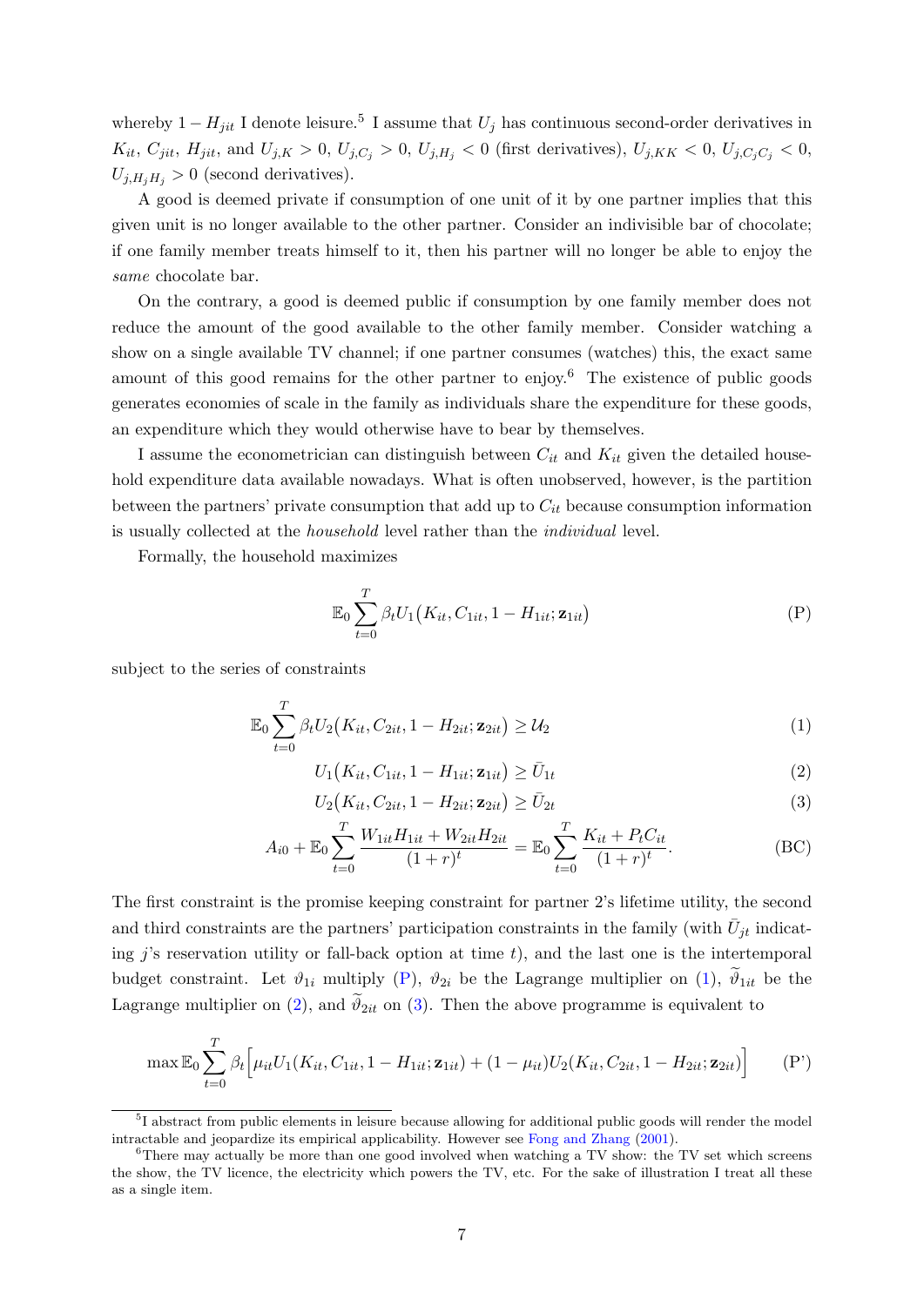whereby $1 - H_{jit}$ I denote leisure.[5] I assume that $U_j$ has continuous second-order derivatives in $K_{it}$, $C_{jit}$, $H_{jit}$, and $U_{j,K} > 0$, $U_{j,C_j} > 0$, $U_{j,H_j} < 0$ (first derivatives), $U_{j,KK} < 0$, $U_{j,C_jC_j} < 0$, $U_{j,H_jH_j} > 0$ (second derivatives).

A good is deemed private if consumption of one unit of it by one partner implies that this given unit is no longer available to the other partner. Consider an indivisible bar of chocolate; if one family member treats himself to it, then his partner will no longer be able to enjoy the *same* chocolate bar.

On the contrary, a good is deemed public if consumption by one family member does not reduce the amount of the good available to the other family member. Consider watching a show on a single available TV channel; if one partner consumes (watches) this, the exact same amount of this good remains for the other partner to enjoy.[6] The existence of public goods generates economies of scale in the family as individuals share the expenditure for these goods, an expenditure which they would otherwise have to bear by themselves.

I assume the econometrician can distinguish between $C_{it}$ and $K_{it}$ given the detailed household expenditure data available nowadays. What is often unobserved, however, is the partition between the partners' private consumption that add up to $C_{it}$ because consumption information is usually collected at the *household* level rather than the *individual* level.

Formally, the household maximizes

$$\mathbb{E}_0 \sum_{t=0}^{T} \beta_t U_1\big(K_{it}, C_{1it}, 1 - H_{1it}; \mathbf{z}_{1it}\big) \tag{P}$$

subject to the series of constraints

$$\mathbb{E}_0 \sum_{t=0}^{T} \beta_t U_2\big(K_{it}, C_{2it}, 1 - H_{2it}; \mathbf{z}_{2it}\big) \geq \mathcal{U}_2 \tag{1}$$

$$U_1\big(K_{it}, C_{1it}, 1 - H_{1it}; \mathbf{z}_{1it}\big) \geq \bar{U}_{1t} \tag{2}$$

$$U_2\big(K_{it}, C_{2it}, 1 - H_{2it}; \mathbf{z}_{2it}\big) \geq \bar{U}_{2t} \tag{3}$$

$$A_{i0} + \mathbb{E}_0 \sum_{t=0}^{T} \frac{W_{1it}H_{1it} + W_{2it}H_{2it}}{(1+r)^t} = \mathbb{E}_0 \sum_{t=0}^{T} \frac{K_{it} + P_t C_{it}}{(1+r)^t}. \tag{BC}$$

The first constraint is the promise keeping constraint for partner 2's lifetime utility, the second and third constraints are the partners' participation constraints in the family (with $\bar{U}_{jt}$ indicating $j$'s reservation utility or fall-back option at time $t$), and the last one is the intertemporal budget constraint. Let $\vartheta_{1i}$ multiply (P), $\vartheta_{2i}$ be the Lagrange multiplier on (1), $\widetilde{\vartheta}_{1it}$ be the Lagrange multiplier on (2), and $\widetilde{\vartheta}_{2it}$ on (3). Then the above programme is equivalent to

$$\max \mathbb{E}_0 \sum_{t=0}^{T} \beta_t \Big[\mu_{it} U_1(K_{it}, C_{1it}, 1 - H_{1it}; \mathbf{z}_{1it}) + (1 - \mu_{it}) U_2(K_{it}, C_{2it}, 1 - H_{2it}; \mathbf{z}_{2it})\Big] \tag{P'}$$

[5] I abstract from public elements in leisure because allowing for additional public goods will render the model intractable and jeopardize its empirical applicability. However see Fong and Zhang (2001).

[6] There may actually be more than one good involved when watching a TV show: the TV set which screens the show, the TV licence, the electricity which powers the TV, etc. For the sake of illustration I treat all these as a single item.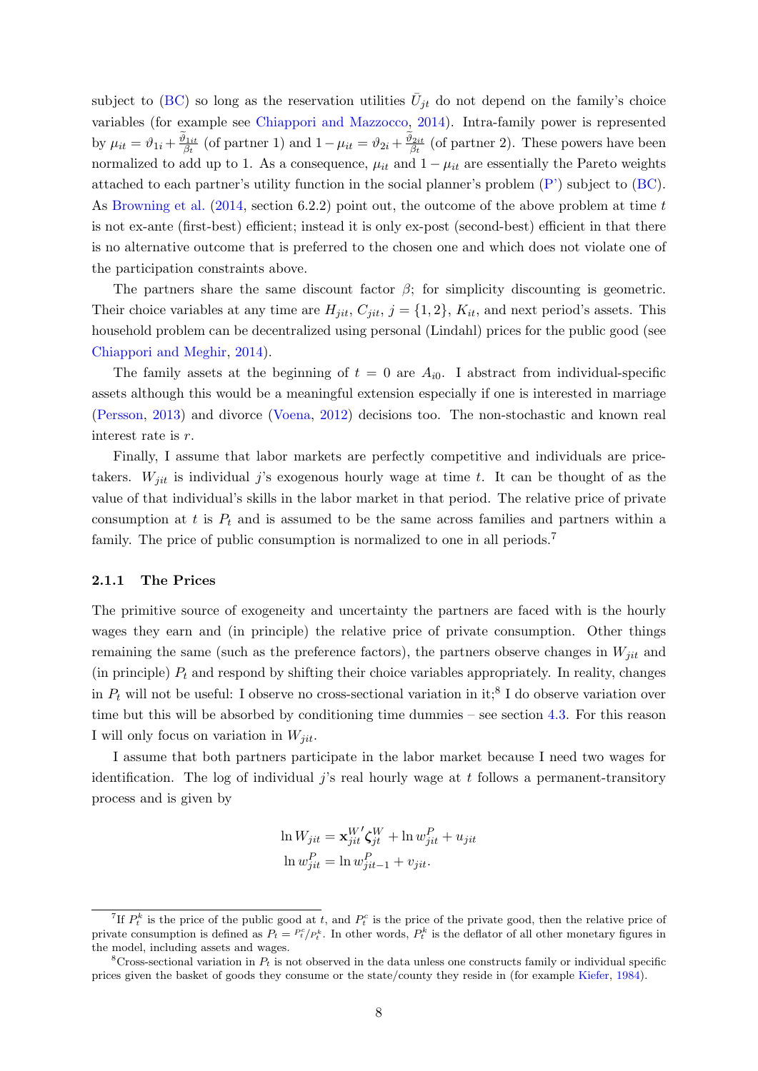subject to (BC) so long as the reservation utilities $\bar{U}_{jt}$ do not depend on the family's choice variables (for example see Chiappori and Mazzocco, 2014). Intra-family power is represented by $\mu_{it} = \vartheta_{1i} + \frac{\tilde{\vartheta}_{1it}}{\beta_t}$ (of partner 1) and $1 - \mu_{it} = \vartheta_{2i} + \frac{\tilde{\vartheta}_{2it}}{\beta_t}$ (of partner 2). These powers have been normalized to add up to 1. As a consequence, $\mu_{it}$ and $1 - \mu_{it}$ are essentially the Pareto weights attached to each partner's utility function in the social planner's problem (P') subject to (BC). As Browning et al. (2014, section 6.2.2) point out, the outcome of the above problem at time $t$ is not ex-ante (first-best) efficient; instead it is only ex-post (second-best) efficient in that there is no alternative outcome that is preferred to the chosen one and which does not violate one of the participation constraints above.

The partners share the same discount factor $\beta$; for simplicity discounting is geometric. Their choice variables at any time are $H_{jit}$, $C_{jit}$, $j = \{1, 2\}$, $K_{it}$, and next period's assets. This household problem can be decentralized using personal (Lindahl) prices for the public good (see Chiappori and Meghir, 2014).

The family assets at the beginning of $t = 0$ are $A_{i0}$. I abstract from individual-specific assets although this would be a meaningful extension especially if one is interested in marriage (Persson, 2013) and divorce (Voena, 2012) decisions too. The non-stochastic and known real interest rate is $r$.

Finally, I assume that labor markets are perfectly competitive and individuals are price-takers. $W_{jit}$ is individual $j$'s exogenous hourly wage at time $t$. It can be thought of as the value of that individual's skills in the labor market in that period. The relative price of private consumption at $t$ is $P_t$ and is assumed to be the same across families and partners within a family. The price of public consumption is normalized to one in all periods.[7]

### 2.1.1 The Prices

The primitive source of exogeneity and uncertainty the partners are faced with is the hourly wages they earn and (in principle) the relative price of private consumption. Other things remaining the same (such as the preference factors), the partners observe changes in $W_{jit}$ and (in principle) $P_t$ and respond by shifting their choice variables appropriately. In reality, changes in $P_t$ will not be useful: I observe no cross-sectional variation in it;[8] I do observe variation over time but this will be absorbed by conditioning time dummies – see section 4.3. For this reason I will only focus on variation in $W_{jit}$.

I assume that both partners participate in the labor market because I need two wages for identification. The log of individual $j$'s real hourly wage at $t$ follows a permanent-transitory process and is given by

$$\ln W_{jit} = \mathbf{x}^{W\prime}_{jit} \boldsymbol{\zeta}^W_{jt} + \ln w^P_{jit} + u_{jit}$$
$$\ln w^P_{jit} = \ln w^P_{jit-1} + v_{jit}.$$

[7] If $P^k_t$ is the price of the public good at $t$, and $P^c_t$ is the price of the private good, then the relative price of private consumption is defined as $P_t = P^c_t / P^k_t$. In other words, $P^k_t$ is the deflator of all other monetary figures in the model, including assets and wages.

[8] Cross-sectional variation in $P_t$ is not observed in the data unless one constructs family or individual specific prices given the basket of goods they consume or the state/county they reside in (for example Kiefer, 1984).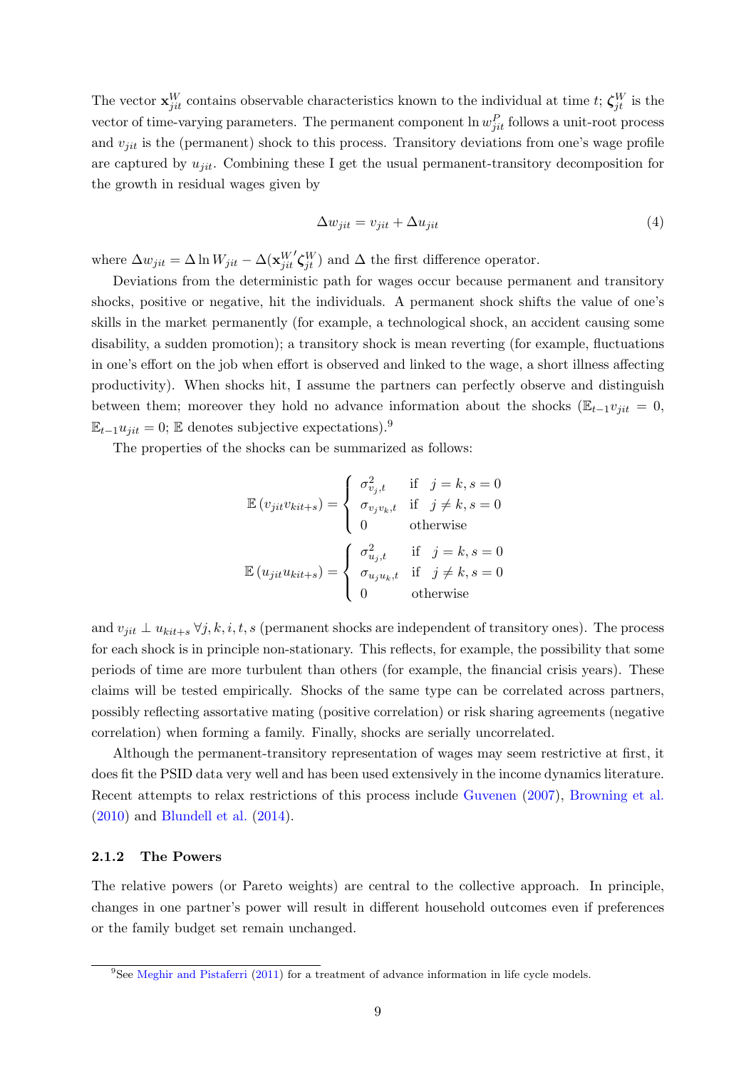The vector $\mathbf{x}_{jit}^{W}$ contains observable characteristics known to the individual at time $t$; $\boldsymbol{\zeta}_{jt}^{W}$ is the vector of time-varying parameters. The permanent component $\ln w_{jit}^{P}$ follows a unit-root process and $v_{jit}$ is the (permanent) shock to this process. Transitory deviations from one's wage profile are captured by $u_{jit}$. Combining these I get the usual permanent-transitory decomposition for the growth in residual wages given by

$$\Delta w_{jit} = v_{jit} + \Delta u_{jit} \tag{4}$$

where $\Delta w_{jit} = \Delta \ln W_{jit} - \Delta(\mathbf{x}_{jit}^{W\prime}\boldsymbol{\zeta}_{jt}^{W})$ and $\Delta$ the first difference operator.

Deviations from the deterministic path for wages occur because permanent and transitory shocks, positive or negative, hit the individuals. A permanent shock shifts the value of one's skills in the market permanently (for example, a technological shock, an accident causing some disability, a sudden promotion); a transitory shock is mean reverting (for example, fluctuations in one's effort on the job when effort is observed and linked to the wage, a short illness affecting productivity). When shocks hit, I assume the partners can perfectly observe and distinguish between them; moreover they hold no advance information about the shocks ($\mathbb{E}_{t-1}v_{jit} = 0$, $\mathbb{E}_{t-1}u_{jit} = 0$; $\mathbb{E}$ denotes subjective expectations).[9]

The properties of the shocks can be summarized as follows:

$$\mathbb{E}\left(v_{jit}v_{kit+s}\right) = \begin{cases} \sigma_{v_j,t}^{2} & \text{if} \quad j = k, s = 0 \\ \sigma_{v_j v_k,t} & \text{if} \quad j \neq k, s = 0 \\ 0 & \text{otherwise} \end{cases}$$

$$\mathbb{E}\left(u_{jit}u_{kit+s}\right) = \begin{cases} \sigma_{u_j,t}^{2} & \text{if} \quad j = k, s = 0 \\ \sigma_{u_j u_k,t} & \text{if} \quad j \neq k, s = 0 \\ 0 & \text{otherwise} \end{cases}$$

and $v_{jit} \perp u_{kit+s} \; \forall j, k, i, t, s$ (permanent shocks are independent of transitory ones). The process for each shock is in principle non-stationary. This reflects, for example, the possibility that some periods of time are more turbulent than others (for example, the financial crisis years). These claims will be tested empirically. Shocks of the same type can be correlated across partners, possibly reflecting assortative mating (positive correlation) or risk sharing agreements (negative correlation) when forming a family. Finally, shocks are serially uncorrelated.

Although the permanent-transitory representation of wages may seem restrictive at first, it does fit the PSID data very well and has been used extensively in the income dynamics literature. Recent attempts to relax restrictions of this process include Guvenen (2007), Browning et al. (2010) and Blundell et al. (2014).

### 2.1.2 The Powers

The relative powers (or Pareto weights) are central to the collective approach. In principle, changes in one partner's power will result in different household outcomes even if preferences or the family budget set remain unchanged.

[9] See Meghir and Pistaferri (2011) for a treatment of advance information in life cycle models.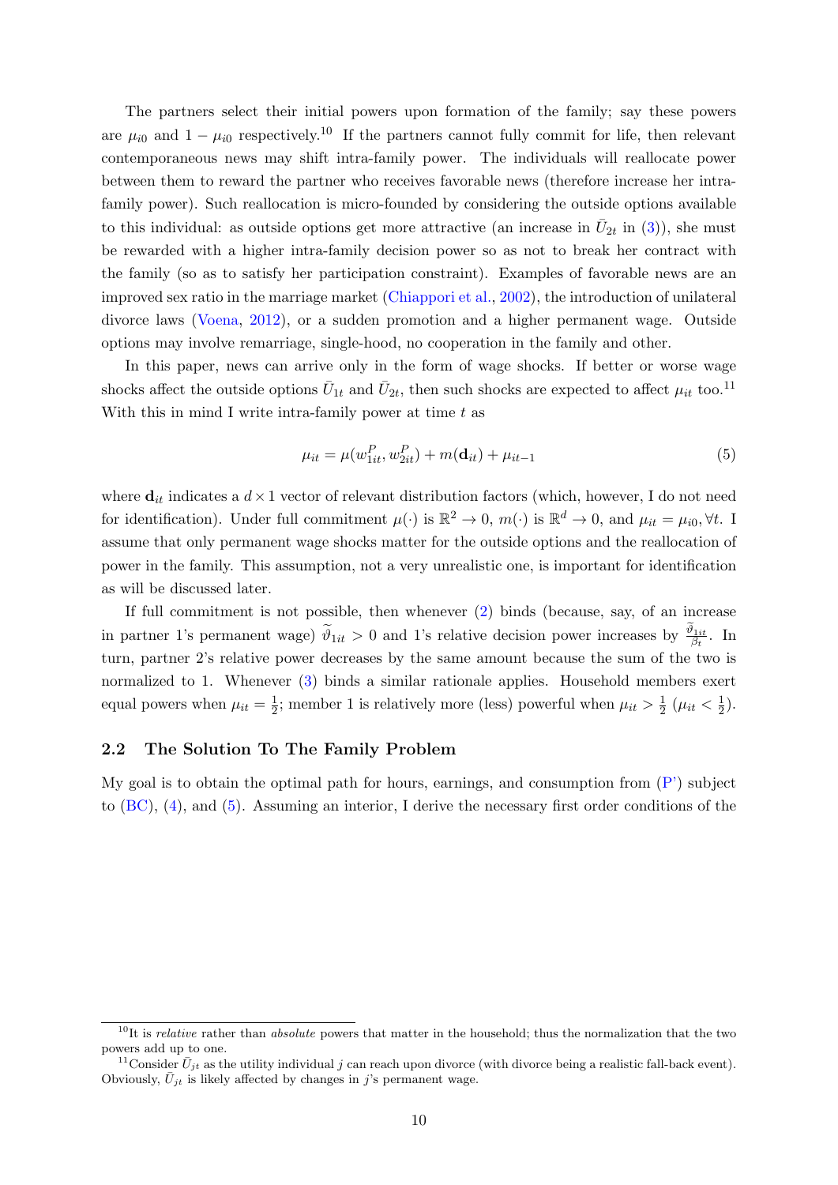The partners select their initial powers upon formation of the family; say these powers are $\mu_{i0}$ and $1-\mu_{i0}$ respectively.[10] If the partners cannot fully commit for life, then relevant contemporaneous news may shift intra-family power. The individuals will reallocate power between them to reward the partner who receives favorable news (therefore increase her intra-family power). Such reallocation is micro-founded by considering the outside options available to this individual: as outside options get more attractive (an increase in $\bar{U}_{2t}$ in (3)), she must be rewarded with a higher intra-family decision power so as not to break her contract with the family (so as to satisfy her participation constraint). Examples of favorable news are an improved sex ratio in the marriage market (Chiappori et al., 2002), the introduction of unilateral divorce laws (Voena, 2012), or a sudden promotion and a higher permanent wage. Outside options may involve remarriage, single-hood, no cooperation in the family and other.

In this paper, news can arrive only in the form of wage shocks. If better or worse wage shocks affect the outside options $\bar{U}_{1t}$ and $\bar{U}_{2t}$, then such shocks are expected to affect $\mu_{it}$ too.[11] With this in mind I write intra-family power at time $t$ as

$$\mu_{it} = \mu(w_{1it}^P, w_{2it}^P) + m(\mathbf{d}_{it}) + \mu_{it-1} \tag{5}$$

where $\mathbf{d}_{it}$ indicates a $d \times 1$ vector of relevant distribution factors (which, however, I do not need for identification). Under full commitment $\mu(\cdot)$ is $\mathbb{R}^2 \to 0$, $m(\cdot)$ is $\mathbb{R}^d \to 0$, and $\mu_{it} = \mu_{i0}, \forall t$. I assume that only permanent wage shocks matter for the outside options and the reallocation of power in the family. This assumption, not a very unrealistic one, is important for identification as will be discussed later.

If full commitment is not possible, then whenever (2) binds (because, say, of an increase in partner 1's permanent wage) $\widetilde{\vartheta}_{1it} > 0$ and 1's relative decision power increases by $\frac{\widetilde{\vartheta}_{1it}}{\beta_t}$. In turn, partner 2's relative power decreases by the same amount because the sum of the two is normalized to 1. Whenever (3) binds a similar rationale applies. Household members exert equal powers when $\mu_{it} = \frac{1}{2}$; member 1 is relatively more (less) powerful when $\mu_{it} > \frac{1}{2}$ ($\mu_{it} < \frac{1}{2}$).

### 2.2 The Solution To The Family Problem

My goal is to obtain the optimal path for hours, earnings, and consumption from (P') subject to (BC), (4), and (5). Assuming an interior, I derive the necessary first order conditions of the

[10] It is *relative* rather than *absolute* powers that matter in the household; thus the normalization that the two powers add up to one.

[11] Consider $\bar{U}_{jt}$ as the utility individual $j$ can reach upon divorce (with divorce being a realistic fall-back event). Obviously, $\bar{U}_{jt}$ is likely affected by changes in $j$'s permanent wage.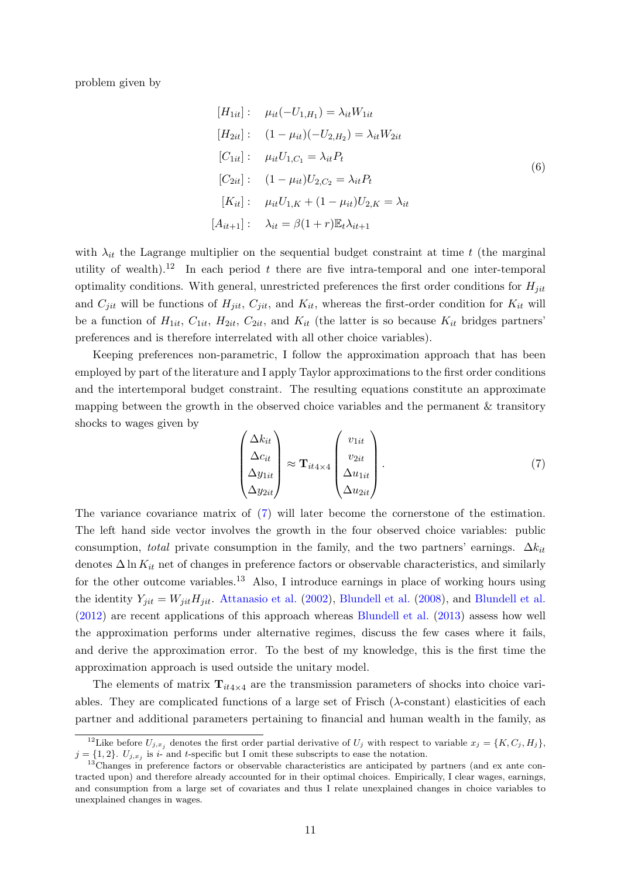problem given by

$$
\begin{aligned}
[H_{1it}]: &\quad \mu_{it}(-U_{1,H_1}) = \lambda_{it} W_{1it} \\
[H_{2it}]: &\quad (1-\mu_{it})(-U_{2,H_2}) = \lambda_{it} W_{2it} \\
[C_{1it}]: &\quad \mu_{it} U_{1,C_1} = \lambda_{it} P_t \\
[C_{2it}]: &\quad (1-\mu_{it}) U_{2,C_2} = \lambda_{it} P_t \\
[K_{it}]: &\quad \mu_{it} U_{1,K} + (1-\mu_{it}) U_{2,K} = \lambda_{it} \\
[A_{it+1}]: &\quad \lambda_{it} = \beta(1+r)\mathbb{E}_t \lambda_{it+1}
\end{aligned}
\tag{6}
$$

with $\lambda_{it}$ the Lagrange multiplier on the sequential budget constraint at time $t$ (the marginal utility of wealth).[12] In each period $t$ there are five intra-temporal and one inter-temporal optimality conditions. With general, unrestricted preferences the first order conditions for $H_{jit}$ and $C_{jit}$ will be functions of $H_{jit}$, $C_{jit}$, and $K_{it}$, whereas the first-order condition for $K_{it}$ will be a function of $H_{1it}$, $C_{1it}$, $H_{2it}$, $C_{2it}$, and $K_{it}$ (the latter is so because $K_{it}$ bridges partners' preferences and is therefore interrelated with all other choice variables).

Keeping preferences non-parametric, I follow the approximation approach that has been employed by part of the literature and I apply Taylor approximations to the first order conditions and the intertemporal budget constraint. The resulting equations constitute an approximate mapping between the growth in the observed choice variables and the permanent & transitory shocks to wages given by

$$
\begin{pmatrix} \Delta k_{it} \\ \Delta c_{it} \\ \Delta y_{1it} \\ \Delta y_{2it} \end{pmatrix} \approx \mathbf{T}_{it4\times 4} \begin{pmatrix} v_{1it} \\ v_{2it} \\ \Delta u_{1it} \\ \Delta u_{2it} \end{pmatrix}. \tag{7}
$$

The variance covariance matrix of (7) will later become the cornerstone of the estimation. The left hand side vector involves the growth in the four observed choice variables: public consumption, *total* private consumption in the family, and the two partners' earnings. $\Delta k_{it}$ denotes $\Delta \ln K_{it}$ net of changes in preference factors or observable characteristics, and similarly for the other outcome variables.[13] Also, I introduce earnings in place of working hours using the identity $Y_{jit} = W_{jit} H_{jit}$. Attanasio et al. (2002), Blundell et al. (2008), and Blundell et al. (2012) are recent applications of this approach whereas Blundell et al. (2013) assess how well the approximation performs under alternative regimes, discuss the few cases where it fails, and derive the approximation error. To the best of my knowledge, this is the first time the approximation approach is used outside the unitary model.

The elements of matrix $\mathbf{T}_{it4\times 4}$ are the transmission parameters of shocks into choice variables. They are complicated functions of a large set of Frisch ($\lambda$-constant) elasticities of each partner and additional parameters pertaining to financial and human wealth in the family, as

[12] Like before $U_{j,x_j}$ denotes the first order partial derivative of $U_j$ with respect to variable $x_j = \{K, C_j, H_j\}$, $j = \{1, 2\}$. $U_{j,x_j}$ is $i$- and $t$-specific but I omit these subscripts to ease the notation.

[13] Changes in preference factors or observable characteristics are anticipated by partners (and ex ante contracted upon) and therefore already accounted for in their optimal choices. Empirically, I clear wages, earnings, and consumption from a large set of covariates and thus I relate unexplained changes in choice variables to unexplained changes in wages.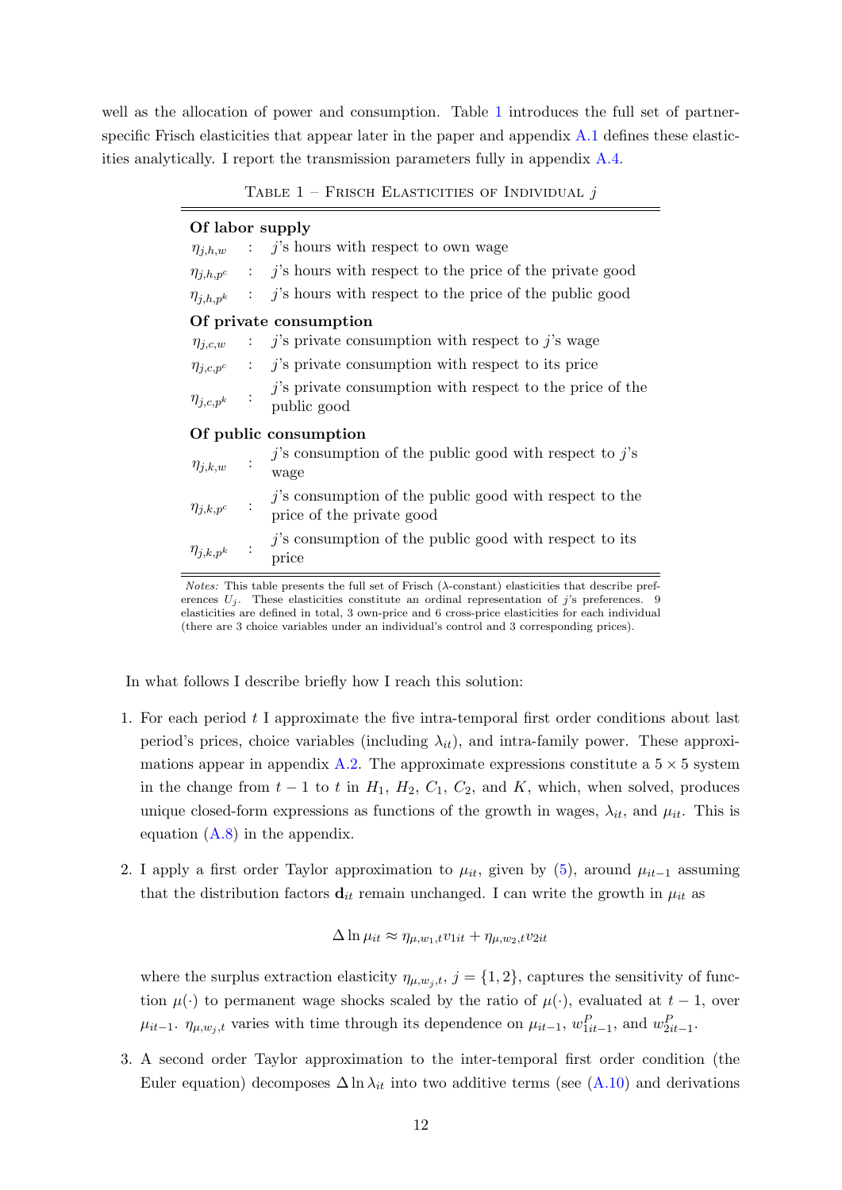well as the allocation of power and consumption. Table 1 introduces the full set of partner-specific Frisch elasticities that appear later in the paper and appendix A.1 defines these elasticities analytically. I report the transmission parameters fully in appendix A.4.

Table 1 – Frisch Elasticities of Individual $j$

| | | |
|---|---|---|
| **Of labor supply** | | |
| $\eta_{j,h,w}$ | : | $j$'s hours with respect to own wage |
| $\eta_{j,h,p^c}$ | : | $j$'s hours with respect to the price of the private good |
| $\eta_{j,h,p^k}$ | : | $j$'s hours with respect to the price of the public good |
| **Of private consumption** | | |
| $\eta_{j,c,w}$ | : | $j$'s private consumption with respect to $j$'s wage |
| $\eta_{j,c,p^c}$ | : | $j$'s private consumption with respect to its price |
| $\eta_{j,c,p^k}$ | : | $j$'s private consumption with respect to the price of the public good |
| **Of public consumption** | | |
| $\eta_{j,k,w}$ | : | $j$'s consumption of the public good with respect to $j$'s wage |
| $\eta_{j,k,p^c}$ | : | $j$'s consumption of the public good with respect to the price of the private good |
| $\eta_{j,k,p^k}$ | : | $j$'s consumption of the public good with respect to its price |

*Notes:* This table presents the full set of Frisch ($\lambda$-constant) elasticities that describe preferences $U_j$. These elasticities constitute an ordinal representation of $j$'s preferences. 9 elasticities are defined in total, 3 own-price and 6 cross-price elasticities for each individual (there are 3 choice variables under an individual's control and 3 corresponding prices).

In what follows I describe briefly how I reach this solution:

1. For each period $t$ I approximate the five intra-temporal first order conditions about last period's prices, choice variables (including $\lambda_{it}$), and intra-family power. These approximations appear in appendix A.2. The approximate expressions constitute a $5 \times 5$ system in the change from $t-1$ to $t$ in $H_1$, $H_2$, $C_1$, $C_2$, and $K$, which, when solved, produces unique closed-form expressions as functions of the growth in wages, $\lambda_{it}$, and $\mu_{it}$. This is equation (A.8) in the appendix.

2. I apply a first order Taylor approximation to $\mu_{it}$, given by (5), around $\mu_{it-1}$ assuming that the distribution factors $\mathbf{d}_{it}$ remain unchanged. I can write the growth in $\mu_{it}$ as

$$\Delta \ln \mu_{it} \approx \eta_{\mu,w_1,t} v_{1it} + \eta_{\mu,w_2,t} v_{2it}$$

where the surplus extraction elasticity $\eta_{\mu,w_j,t}$, $j = \{1,2\}$, captures the sensitivity of function $\mu(\cdot)$ to permanent wage shocks scaled by the ratio of $\mu(\cdot)$, evaluated at $t-1$, over $\mu_{it-1}$. $\eta_{\mu,w_j,t}$ varies with time through its dependence on $\mu_{it-1}$, $w^P_{1it-1}$, and $w^P_{2it-1}$.

3. A second order Taylor approximation to the inter-temporal first order condition (the Euler equation) decomposes $\Delta \ln \lambda_{it}$ into two additive terms (see (A.10) and derivations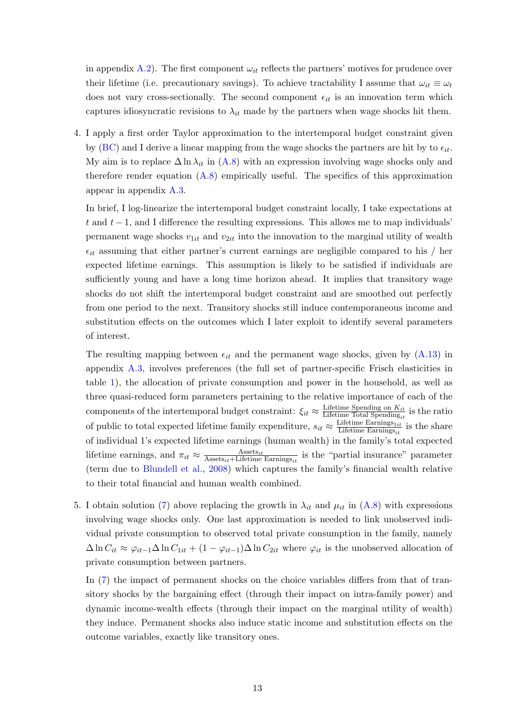in appendix A.2). The first component $\omega_{it}$ reflects the partners' motives for prudence over their lifetime (i.e. precautionary savings). To achieve tractability I assume that $\omega_{it} \equiv \omega_t$ does not vary cross-sectionally. The second component $\epsilon_{it}$ is an innovation term which captures idiosyncratic revisions to $\lambda_{it}$ made by the partners when wage shocks hit them.

4. I apply a first order Taylor approximation to the intertemporal budget constraint given by (BC) and I derive a linear mapping from the wage shocks the partners are hit by to $\epsilon_{it}$. My aim is to replace $\Delta \ln \lambda_{it}$ in (A.8) with an expression involving wage shocks only and therefore render equation (A.8) empirically useful. The specifics of this approximation appear in appendix A.3.

   In brief, I log-linearize the intertemporal budget constraint locally, I take expectations at $t$ and $t-1$, and I difference the resulting expressions. This allows me to map individuals' permanent wage shocks $v_{1it}$ and $v_{2it}$ into the innovation to the marginal utility of wealth $\epsilon_{it}$ assuming that either partner's current earnings are negligible compared to his / her expected lifetime earnings. This assumption is likely to be satisfied if individuals are sufficiently young and have a long time horizon ahead. It implies that transitory wage shocks do not shift the intertemporal budget constraint and are smoothed out perfectly from one period to the next. Transitory shocks still induce contemporaneous income and substitution effects on the outcomes which I later exploit to identify several parameters of interest.

   The resulting mapping between $\epsilon_{it}$ and the permanent wage shocks, given by (A.13) in appendix A.3, involves preferences (the full set of partner-specific Frisch elasticities in table 1), the allocation of private consumption and power in the household, as well as three quasi-reduced form parameters pertaining to the relative importance of each of the components of the intertemporal budget constraint: $\xi_{it} \approx \frac{\text{Lifetime Spending on } K_{it}}{\text{Lifetime Total Spending}_{it}}$ is the ratio of public to total expected lifetime family expenditure, $s_{it} \approx \frac{\text{Lifetime Earnings}_{1it}}{\text{Lifetime Earnings}_{it}}$ is the share of individual 1's expected lifetime earnings (human wealth) in the family's total expected lifetime earnings, and $\pi_{it} \approx \frac{\text{Assets}_{it}}{\text{Assets}_{it}+\text{Lifetime Earnings}_{it}}$ is the "partial insurance" parameter (term due to Blundell et al., 2008) which captures the family's financial wealth relative to their total financial and human wealth combined.

5. I obtain solution (7) above replacing the growth in $\lambda_{it}$ and $\mu_{it}$ in (A.8) with expressions involving wage shocks only. One last approximation is needed to link unobserved individual private consumption to observed total private consumption in the family, namely $\Delta \ln C_{it} \approx \varphi_{it-1}\Delta \ln C_{1it} + (1-\varphi_{it-1})\Delta \ln C_{2it}$ where $\varphi_{it}$ is the unobserved allocation of private consumption between partners.

   In (7) the impact of permanent shocks on the choice variables differs from that of transitory shocks by the bargaining effect (through their impact on intra-family power) and dynamic income-wealth effects (through their impact on the marginal utility of wealth) they induce. Permanent shocks also induce static income and substitution effects on the outcome variables, exactly like transitory ones.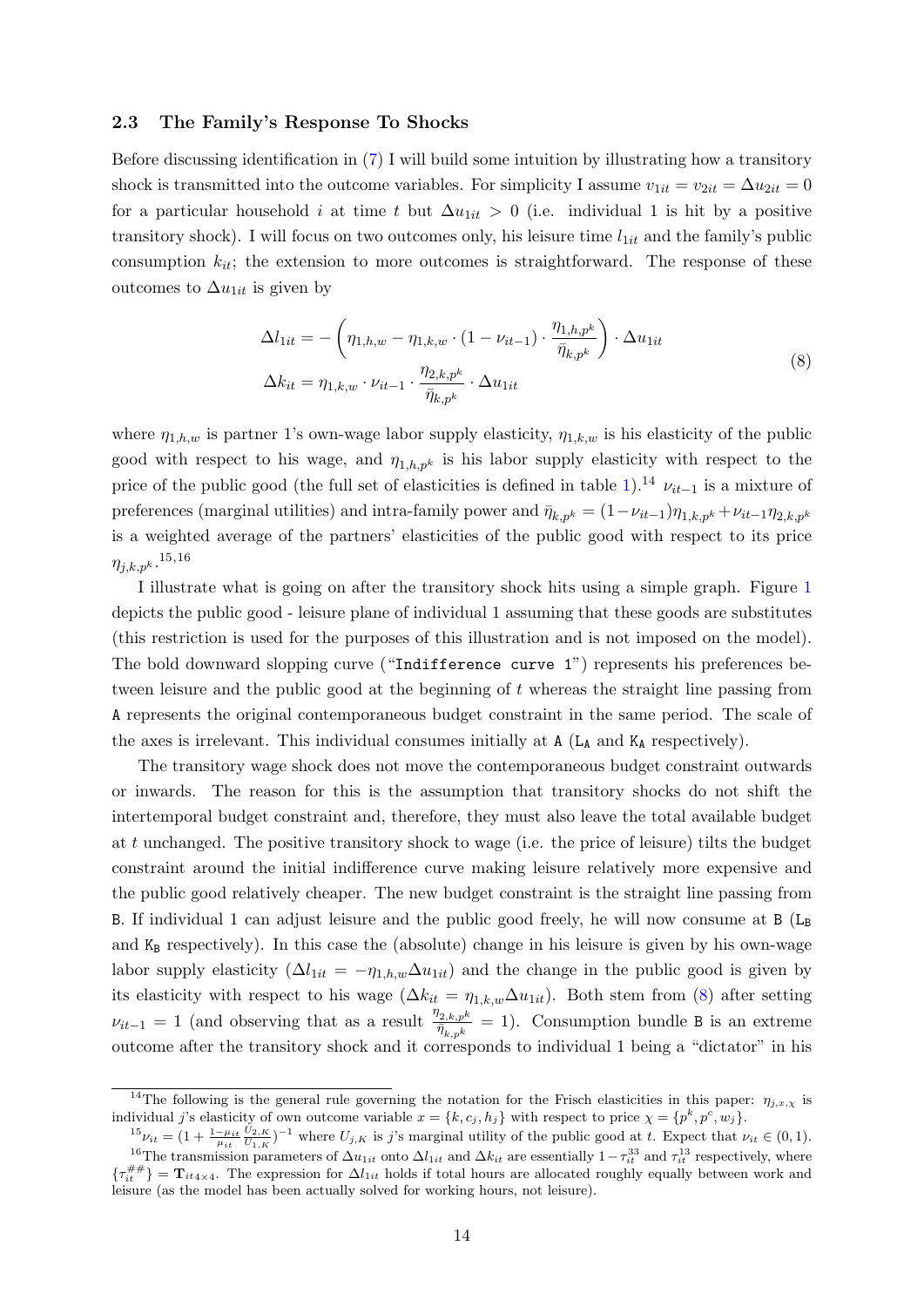### 2.3 The Family's Response To Shocks

Before discussing identification in (7) I will build some intuition by illustrating how a transitory shock is transmitted into the outcome variables. For simplicity I assume $v_{1it} = v_{2it} = \Delta u_{2it} = 0$ for a particular household $i$ at time $t$ but $\Delta u_{1it} > 0$ (i.e. individual 1 is hit by a positive transitory shock). I will focus on two outcomes only, his leisure time $l_{1it}$ and the family's public consumption $k_{it}$; the extension to more outcomes is straightforward. The response of these outcomes to $\Delta u_{1it}$ is given by

$$
\begin{aligned}
\Delta l_{1it} &= -\left(\eta_{1,h,w} - \eta_{1,k,w} \cdot (1 - \nu_{it-1}) \cdot \frac{\eta_{1,h,p^k}}{\bar{\eta}_{k,p^k}}\right) \cdot \Delta u_{1it} \\
\Delta k_{it} &= \eta_{1,k,w} \cdot \nu_{it-1} \cdot \frac{\eta_{2,k,p^k}}{\bar{\eta}_{k,p^k}} \cdot \Delta u_{1it}
\end{aligned}
\tag{8}
$$

where $\eta_{1,h,w}$ is partner 1's own-wage labor supply elasticity, $\eta_{1,k,w}$ is his elasticity of the public good with respect to his wage, and $\eta_{1,h,p^k}$ is his labor supply elasticity with respect to the price of the public good (the full set of elasticities is defined in table 1).[14] $\nu_{it-1}$ is a mixture of preferences (marginal utilities) and intra-family power and $\bar{\eta}_{k,p^k} = (1-\nu_{it-1})\eta_{1,k,p^k} + \nu_{it-1}\eta_{2,k,p^k}$ is a weighted average of the partners' elasticities of the public good with respect to its price $\eta_{j,k,p^k}$.[15,16]

I illustrate what is going on after the transitory shock hits using a simple graph. Figure 1 depicts the public good - leisure plane of individual 1 assuming that these goods are substitutes (this restriction is used for the purposes of this illustration and is not imposed on the model). The bold downward sloping curve ("`Indifference curve 1`") represents his preferences between leisure and the public good at the beginning of $t$ whereas the straight line passing from `A` represents the original contemporaneous budget constraint in the same period. The scale of the axes is irrelevant. This individual consumes initially at `A` ($\texttt{L}_\texttt{A}$ and $\texttt{K}_\texttt{A}$ respectively).

The transitory wage shock does not move the contemporaneous budget constraint outwards or inwards. The reason for this is the assumption that transitory shocks do not shift the intertemporal budget constraint and, therefore, they must also leave the total available budget at $t$ unchanged. The positive transitory shock to wage (i.e. the price of leisure) tilts the budget constraint around the initial indifference curve making leisure relatively more expensive and the public good relatively cheaper. The new budget constraint is the straight line passing from `B`. If individual 1 can adjust leisure and the public good freely, he will now consume at `B` ($\texttt{L}_\texttt{B}$ and $\texttt{K}_\texttt{B}$ respectively). In this case the (absolute) change in his leisure is given by his own-wage labor supply elasticity ($\Delta l_{1it} = -\eta_{1,h,w}\Delta u_{1it}$) and the change in the public good is given by its elasticity with respect to his wage ($\Delta k_{it} = \eta_{1,k,w}\Delta u_{1it}$). Both stem from (8) after setting $\nu_{it-1} = 1$ (and observing that as a result $\frac{\eta_{2,k,p^k}}{\bar{\eta}_{k,p^k}} = 1$). Consumption bundle `B` is an extreme outcome after the transitory shock and it corresponds to individual 1 being a "dictator" in his

---

[14] The following is the general rule governing the notation for the Frisch elasticities in this paper: $\eta_{j,x,\chi}$ is individual $j$'s elasticity of own outcome variable $x = \{k, c_j, h_j\}$ with respect to price $\chi = \{p^k, p^c, w_j\}$.

[15] $\nu_{it} = (1 + \frac{1-\mu_{it}}{\mu_{it}} \frac{U_{2,K}}{U_{1,K}})^{-1}$ where $U_{j,K}$ is $j$'s marginal utility of the public good at $t$. Expect that $\nu_{it} \in (0,1)$.

[16] The transmission parameters of $\Delta u_{1it}$ onto $\Delta l_{1it}$ and $\Delta k_{it}$ are essentially $1 - \tau_{it}^{33}$ and $\tau_{it}^{13}$ respectively, where $\{\tau_{it}^{\#\#}\} = \mathbf{T}_{it4\times4}$. The expression for $\Delta l_{1it}$ holds if total hours are allocated roughly equally between work and leisure (as the model has been actually solved for working hours, not leisure).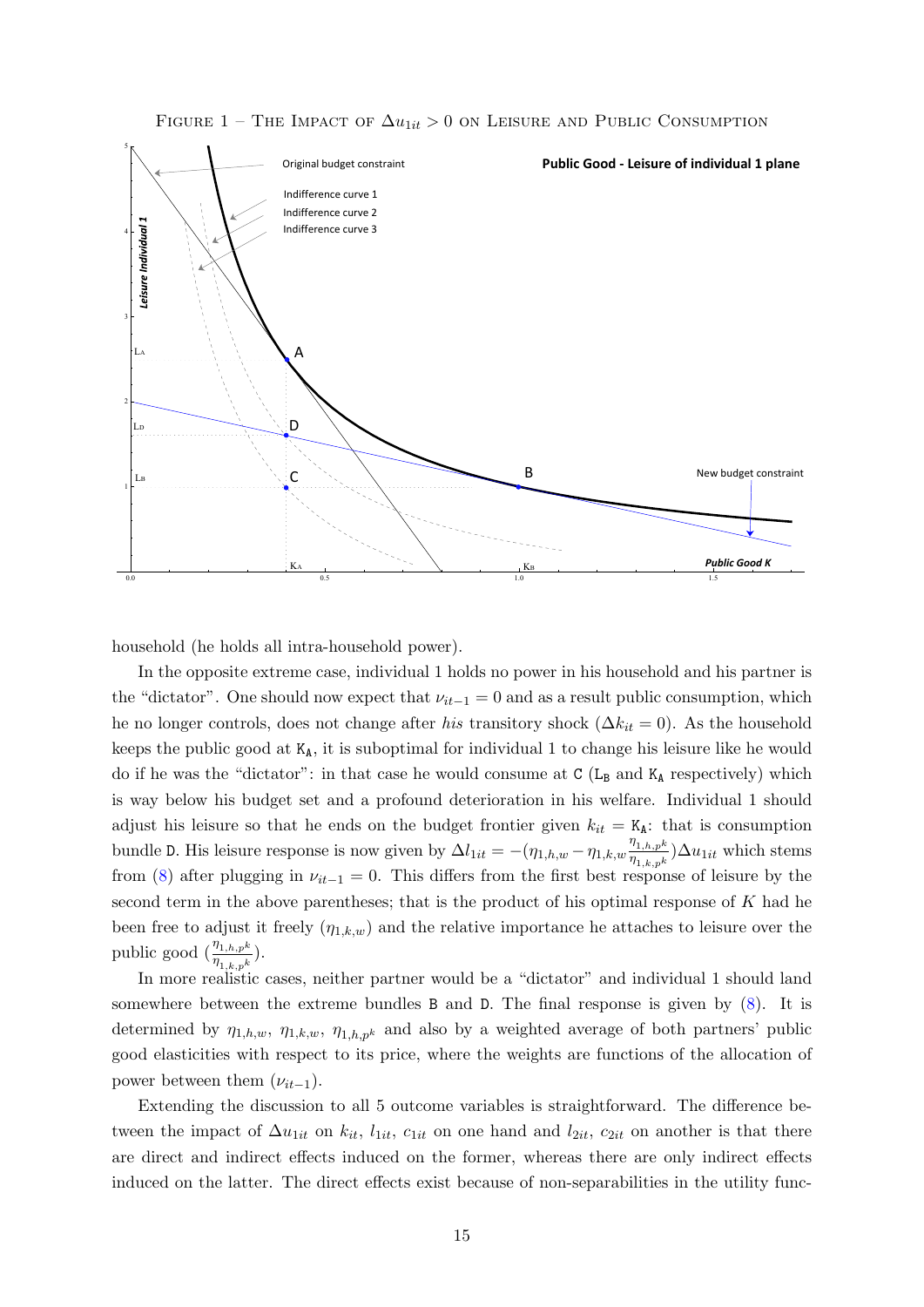FIGURE 1 – THE IMPACT OF $\Delta u_{1it} > 0$ ON LEISURE AND PUBLIC CONSUMPTION

household (he holds all intra-household power).

In the opposite extreme case, individual 1 holds no power in his household and his partner is the "dictator". One should now expect that $\nu_{it-1} = 0$ and as a result public consumption, which he no longer controls, does not change after *his* transitory shock ($\Delta k_{it} = 0$). As the household keeps the public good at $\mathtt{K_A}$, it is suboptimal for individual 1 to change his leisure like he would do if he was the "dictator": in that case he would consume at $\mathtt{C}$ ($\mathtt{L_B}$ and $\mathtt{K_A}$ respectively) which is way below his budget set and a profound deterioration in his welfare. Individual 1 should adjust his leisure so that he ends on the budget frontier given $k_{it} = \mathtt{K_A}$: that is consumption bundle $\mathtt{D}$. His leisure response is now given by $\Delta l_{1it} = -(\eta_{1,h,w} - \eta_{1,k,w}\frac{\eta_{1,h,p^k}}{\eta_{1,k,p^k}})\Delta u_{1it}$ which stems from (8) after plugging in $\nu_{it-1} = 0$. This differs from the first best response of leisure by the second term in the above parentheses; that is the product of his optimal response of $K$ had he been free to adjust it freely ($\eta_{1,k,w}$) and the relative importance he attaches to leisure over the public good ($\frac{\eta_{1,h,p^k}}{\eta_{1,k,p^k}}$).

In more realistic cases, neither partner would be a "dictator" and individual 1 should land somewhere between the extreme bundles $\mathtt{B}$ and $\mathtt{D}$. The final response is given by (8). It is determined by $\eta_{1,h,w}$, $\eta_{1,k,w}$, $\eta_{1,h,p^k}$ and also by a weighted average of both partners' public good elasticities with respect to its price, where the weights are functions of the allocation of power between them ($\nu_{it-1}$).

Extending the discussion to all 5 outcome variables is straightforward. The difference between the impact of $\Delta u_{1it}$ on $k_{it}$, $l_{1it}$, $c_{1it}$ on one hand and $l_{2it}$, $c_{2it}$ on another is that there are direct and indirect effects induced on the former, whereas there are only indirect effects induced on the latter. The direct effects exist because of non-separabilities in the utility func-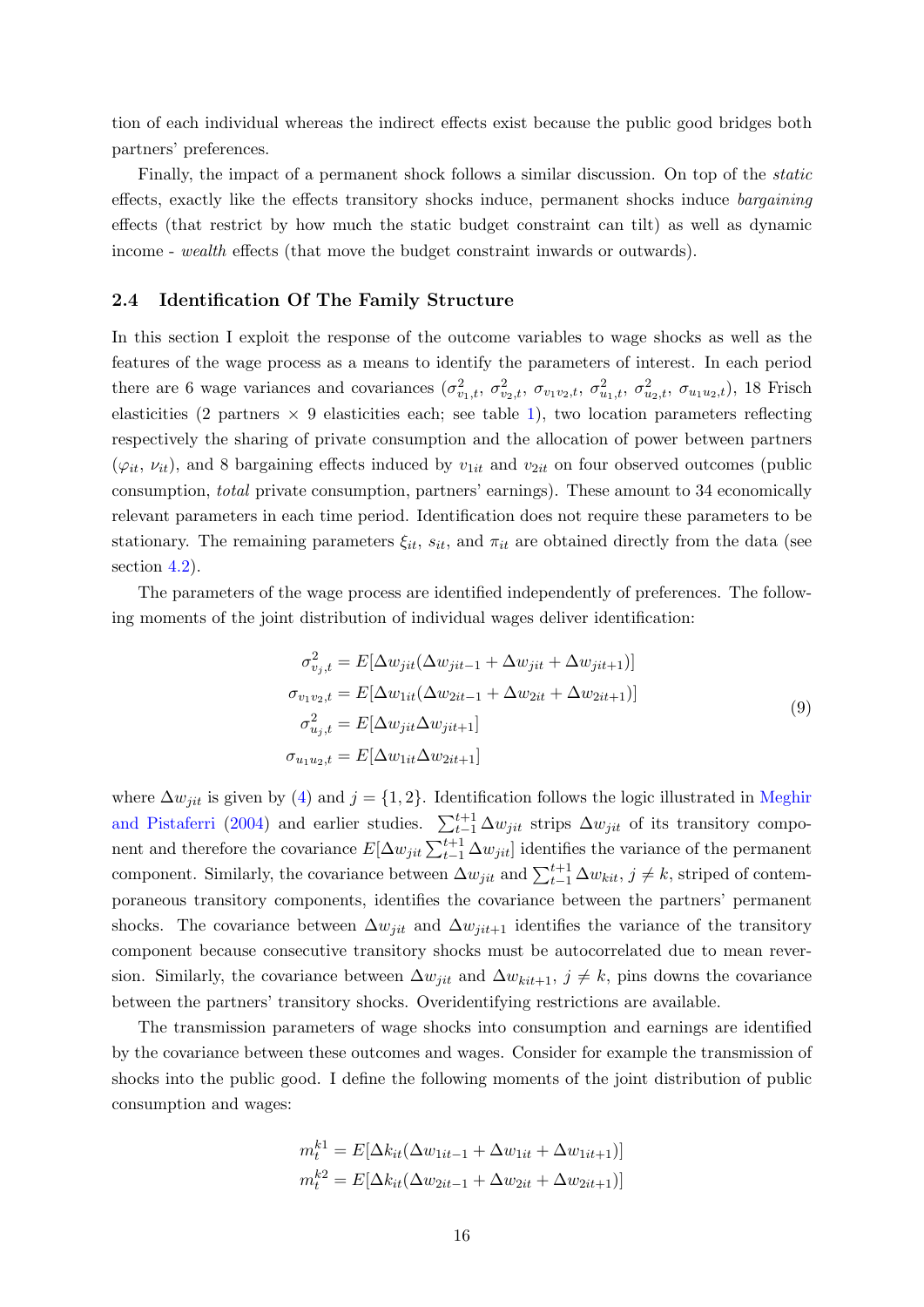tion of each individual whereas the indirect effects exist because the public good bridges both partners' preferences.

Finally, the impact of a permanent shock follows a similar discussion. On top of the *static* effects, exactly like the effects transitory shocks induce, permanent shocks induce *bargaining* effects (that restrict by how much the static budget constraint can tilt) as well as dynamic income - *wealth* effects (that move the budget constraint inwards or outwards).

### 2.4 Identification Of The Family Structure

In this section I exploit the response of the outcome variables to wage shocks as well as the features of the wage process as a means to identify the parameters of interest. In each period there are 6 wage variances and covariances ($\sigma^2_{v_1,t}$, $\sigma^2_{v_2,t}$, $\sigma_{v_1 v_2,t}$, $\sigma^2_{u_1,t}$, $\sigma^2_{u_2,t}$, $\sigma_{u_1 u_2,t}$), 18 Frisch elasticities (2 partners $\times$ 9 elasticities each; see table 1), two location parameters reflecting respectively the sharing of private consumption and the allocation of power between partners ($\varphi_{it}$, $\nu_{it}$), and 8 bargaining effects induced by $v_{1it}$ and $v_{2it}$ on four observed outcomes (public consumption, *total* private consumption, partners' earnings). These amount to 34 economically relevant parameters in each time period. Identification does not require these parameters to be stationary. The remaining parameters $\xi_{it}$, $s_{it}$, and $\pi_{it}$ are obtained directly from the data (see section 4.2).

The parameters of the wage process are identified independently of preferences. The following moments of the joint distribution of individual wages deliver identification:

$$
\begin{aligned}
\sigma^2_{v_j,t} &= E[\Delta w_{jit}(\Delta w_{jit-1} + \Delta w_{jit} + \Delta w_{jit+1})] \\
\sigma_{v_1 v_2,t} &= E[\Delta w_{1it}(\Delta w_{2it-1} + \Delta w_{2it} + \Delta w_{2it+1})] \\
\sigma^2_{u_j,t} &= E[\Delta w_{jit}\Delta w_{jit+1}] \\
\sigma_{u_1 u_2,t} &= E[\Delta w_{1it}\Delta w_{2it+1}]
\end{aligned}
\tag{9}
$$

where $\Delta w_{jit}$ is given by (4) and $j = \{1, 2\}$. Identification follows the logic illustrated in Meghir and Pistaferri (2004) and earlier studies. $\sum_{t-1}^{t+1} \Delta w_{jit}$ strips $\Delta w_{jit}$ of its transitory component and therefore the covariance $E[\Delta w_{jit} \sum_{t-1}^{t+1} \Delta w_{jit}]$ identifies the variance of the permanent component. Similarly, the covariance between $\Delta w_{jit}$ and $\sum_{t-1}^{t+1} \Delta w_{kit}$, $j \neq k$, striped of contemporaneous transitory components, identifies the covariance between the partners' permanent shocks. The covariance between $\Delta w_{jit}$ and $\Delta w_{jit+1}$ identifies the variance of the transitory component because consecutive transitory shocks must be autocorrelated due to mean reversion. Similarly, the covariance between $\Delta w_{jit}$ and $\Delta w_{kit+1}$, $j \neq k$, pins down the covariance between the partners' transitory shocks. Overidentifying restrictions are available.

The transmission parameters of wage shocks into consumption and earnings are identified by the covariance between these outcomes and wages. Consider for example the transmission of shocks into the public good. I define the following moments of the joint distribution of public consumption and wages:

$$
\begin{aligned}
m^{k1}_t &= E[\Delta k_{it}(\Delta w_{1it-1} + \Delta w_{1it} + \Delta w_{1it+1})] \\
m^{k2}_t &= E[\Delta k_{it}(\Delta w_{2it-1} + \Delta w_{2it} + \Delta w_{2it+1})]
\end{aligned}
$$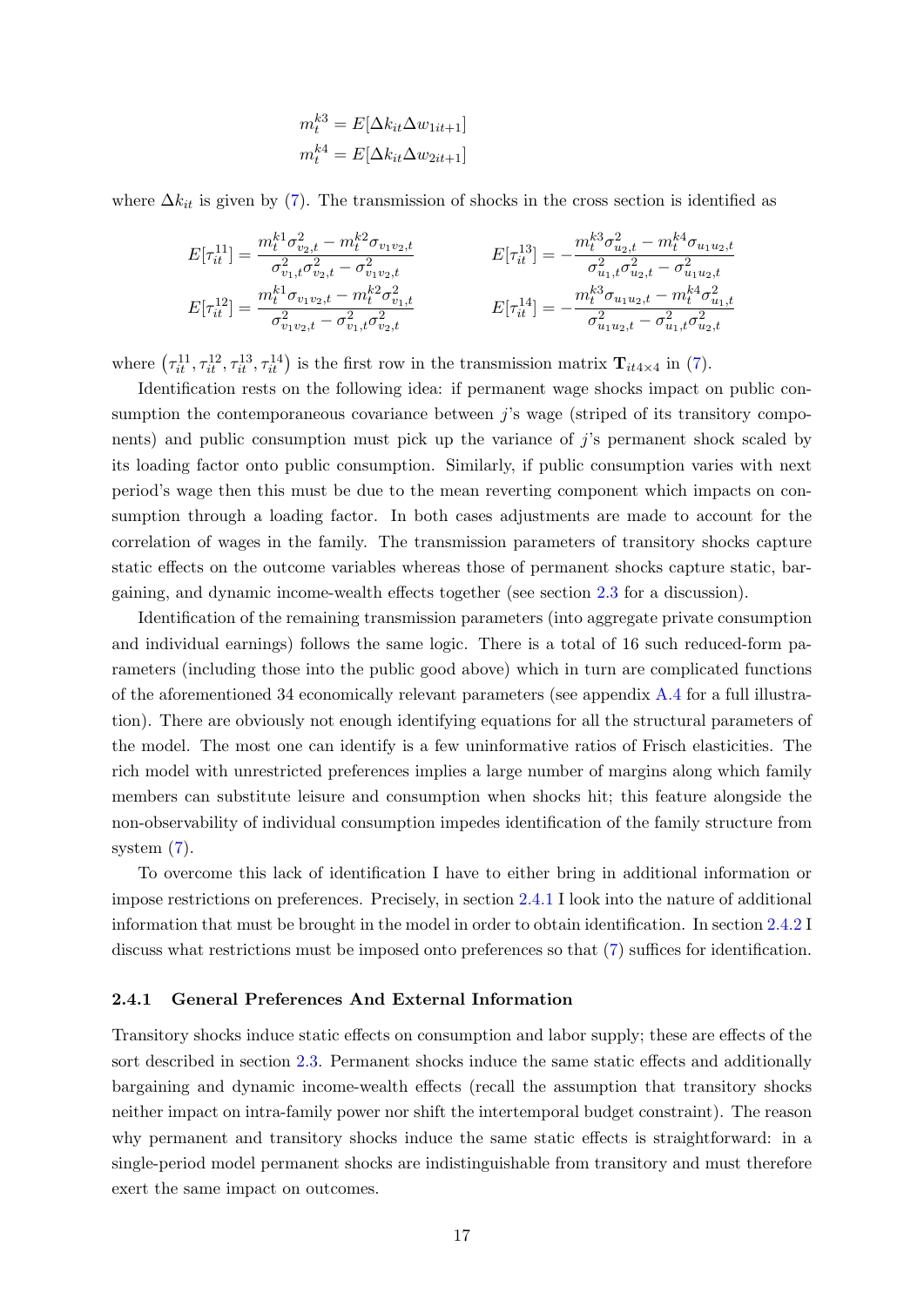$$m_t^{k3} = E[\Delta k_{it} \Delta w_{1it+1}]$$
$$m_t^{k4} = E[\Delta k_{it} \Delta w_{2it+1}]$$

where $\Delta k_{it}$ is given by (7). The transmission of shocks in the cross section is identified as

$$E[\tau_{it}^{11}] = \frac{m_t^{k1}\sigma_{v_2,t}^2 - m_t^{k2}\sigma_{v_1 v_2,t}}{\sigma_{v_1,t}^2 \sigma_{v_2,t}^2 - \sigma_{v_1 v_2,t}^2} \qquad E[\tau_{it}^{13}] = -\frac{m_t^{k3}\sigma_{u_2,t}^2 - m_t^{k4}\sigma_{u_1 u_2,t}}{\sigma_{u_1,t}^2 \sigma_{u_2,t}^2 - \sigma_{u_1 u_2,t}^2}$$

$$E[\tau_{it}^{12}] = \frac{m_t^{k1}\sigma_{v_1 v_2,t} - m_t^{k2}\sigma_{v_1,t}^2}{\sigma_{v_1 v_2,t}^2 - \sigma_{v_1,t}^2 \sigma_{v_2,t}^2} \qquad E[\tau_{it}^{14}] = -\frac{m_t^{k3}\sigma_{u_1 u_2,t} - m_t^{k4}\sigma_{u_1,t}^2}{\sigma_{u_1 u_2,t}^2 - \sigma_{u_1,t}^2 \sigma_{u_2,t}^2}$$

where $\left(\tau_{it}^{11}, \tau_{it}^{12}, \tau_{it}^{13}, \tau_{it}^{14}\right)$ is the first row in the transmission matrix $\mathbf{T}_{it4\times4}$ in (7).

Identification rests on the following idea: if permanent wage shocks impact on public consumption the contemporaneous covariance between $j$'s wage (striped of its transitory components) and public consumption must pick up the variance of $j$'s permanent shock scaled by its loading factor onto public consumption. Similarly, if public consumption varies with next period's wage then this must be due to the mean reverting component which impacts on consumption through a loading factor. In both cases adjustments are made to account for the correlation of wages in the family. The transmission parameters of transitory shocks capture static effects on the outcome variables whereas those of permanent shocks capture static, bargaining, and dynamic income-wealth effects together (see section 2.3 for a discussion).

Identification of the remaining transmission parameters (into aggregate private consumption and individual earnings) follows the same logic. There is a total of 16 such reduced-form parameters (including those into the public good above) which in turn are complicated functions of the aforementioned 34 economically relevant parameters (see appendix A.4 for a full illustration). There are obviously not enough identifying equations for all the structural parameters of the model. The most one can identify is a few uninformative ratios of Frisch elasticities. The rich model with unrestricted preferences implies a large number of margins along which family members can substitute leisure and consumption when shocks hit; this feature alongside the non-observability of individual consumption impedes identification of the family structure from system (7).

To overcome this lack of identification I have to either bring in additional information or impose restrictions on preferences. Precisely, in section 2.4.1 I look into the nature of additional information that must be brought in the model in order to obtain identification. In section 2.4.2 I discuss what restrictions must be imposed onto preferences so that (7) suffices for identification.

### 2.4.1 General Preferences And External Information

Transitory shocks induce static effects on consumption and labor supply; these are effects of the sort described in section 2.3. Permanent shocks induce the same static effects and additionally bargaining and dynamic income-wealth effects (recall the assumption that transitory shocks neither impact on intra-family power nor shift the intertemporal budget constraint). The reason why permanent and transitory shocks induce the same static effects is straightforward: in a single-period model permanent shocks are indistinguishable from transitory and must therefore exert the same impact on outcomes.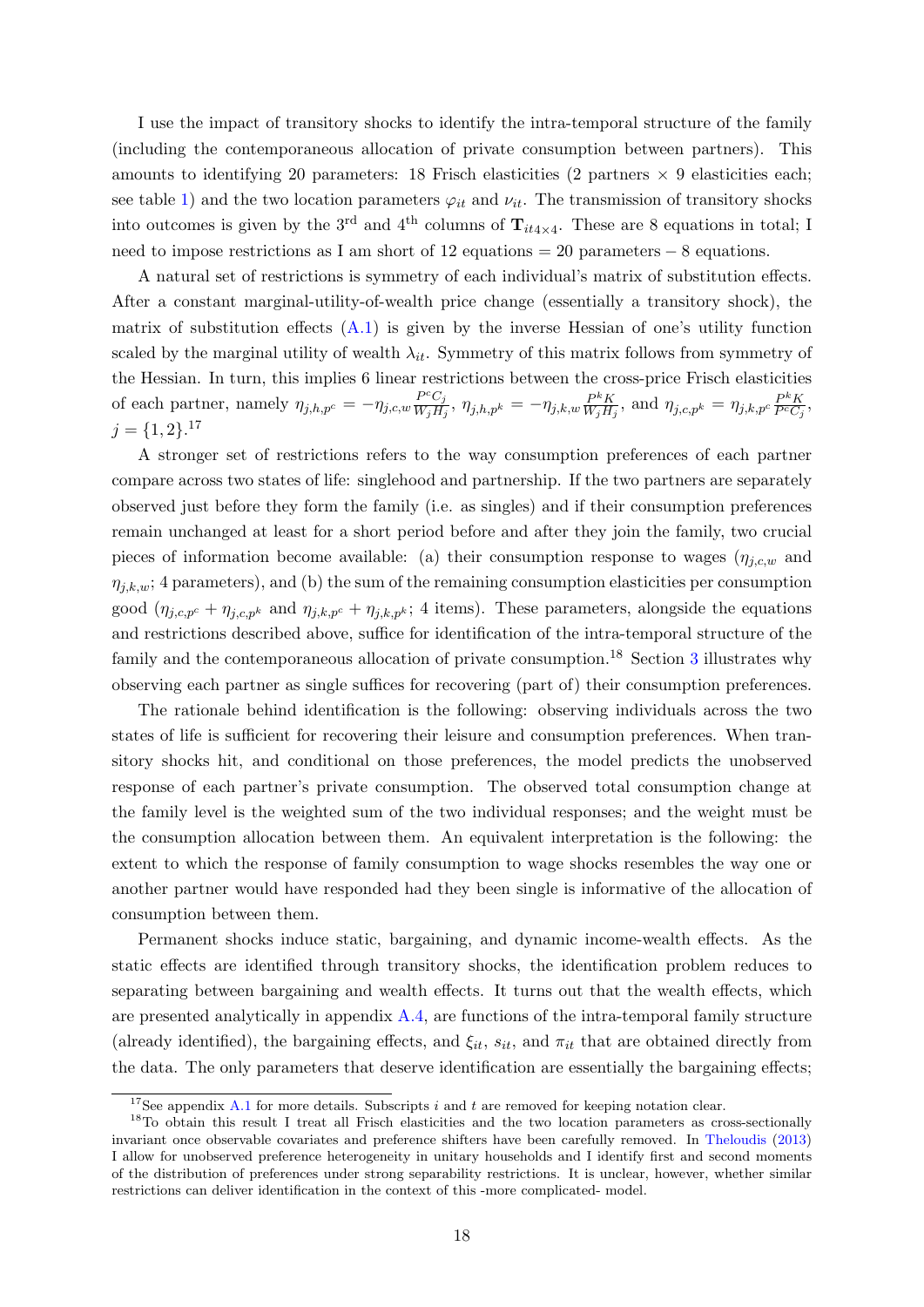I use the impact of transitory shocks to identify the intra-temporal structure of the family (including the contemporaneous allocation of private consumption between partners). This amounts to identifying 20 parameters: 18 Frisch elasticities (2 partners × 9 elasticities each; see table 1) and the two location parameters $\varphi_{it}$ and $\nu_{it}$. The transmission of transitory shocks into outcomes is given by the 3[rd] and 4[th] columns of $\mathbf{T}_{it4\times 4}$. These are 8 equations in total; I need to impose restrictions as I am short of 12 equations = 20 parameters − 8 equations.

A natural set of restrictions is symmetry of each individual's matrix of substitution effects. After a constant marginal-utility-of-wealth price change (essentially a transitory shock), the matrix of substitution effects (A.1) is given by the inverse Hessian of one's utility function scaled by the marginal utility of wealth $\lambda_{it}$. Symmetry of this matrix follows from symmetry of the Hessian. In turn, this implies 6 linear restrictions between the cross-price Frisch elasticities of each partner, namely $\eta_{j,h,p^c} = -\eta_{j,c,w}\frac{P^c C_j}{W_j H_j}$, $\eta_{j,h,p^k} = -\eta_{j,k,w}\frac{P^k K}{W_j H_j}$, and $\eta_{j,c,p^k} = \eta_{j,k,p^c}\frac{P^k K}{P^c C_j}$, $j = \{1, 2\}$.[17]

A stronger set of restrictions refers to the way consumption preferences of each partner compare across two states of life: singlehood and partnership. If the two partners are separately observed just before they form the family (i.e. as singles) and if their consumption preferences remain unchanged at least for a short period before and after they join the family, two crucial pieces of information become available: (a) their consumption response to wages ($\eta_{j,c,w}$ and $\eta_{j,k,w}$; 4 parameters), and (b) the sum of the remaining consumption elasticities per consumption good ($\eta_{j,c,p^c} + \eta_{j,c,p^k}$ and $\eta_{j,k,p^c} + \eta_{j,k,p^k}$; 4 items). These parameters, alongside the equations and restrictions described above, suffice for identification of the intra-temporal structure of the family and the contemporaneous allocation of private consumption.[18] Section 3 illustrates why observing each partner as single suffices for recovering (part of) their consumption preferences.

The rationale behind identification is the following: observing individuals across the two states of life is sufficient for recovering their leisure and consumption preferences. When transitory shocks hit, and conditional on those preferences, the model predicts the unobserved response of each partner's private consumption. The observed total consumption change at the family level is the weighted sum of the two individual responses; and the weight must be the consumption allocation between them. An equivalent interpretation is the following: the extent to which the response of family consumption to wage shocks resembles the way one or another partner would have responded had they been single is informative of the allocation of consumption between them.

Permanent shocks induce static, bargaining, and dynamic income-wealth effects. As the static effects are identified through transitory shocks, the identification problem reduces to separating between bargaining and wealth effects. It turns out that the wealth effects, which are presented analytically in appendix A.4, are functions of the intra-temporal family structure (already identified), the bargaining effects, and $\xi_{it}$, $s_{it}$, and $\pi_{it}$ that are obtained directly from the data. The only parameters that deserve identification are essentially the bargaining effects;

[17] See appendix A.1 for more details. Subscripts $i$ and $t$ are removed for keeping notation clear.

[18] To obtain this result I treat all Frisch elasticities and the two location parameters as cross-sectionally invariant once observable covariates and preference shifters have been carefully removed. In Theloudis (2013) I allow for unobserved preference heterogeneity in unitary households and I identify first and second moments of the distribution of preferences under strong separability restrictions. It is unclear, however, whether similar restrictions can deliver identification in the context of this -more complicated- model.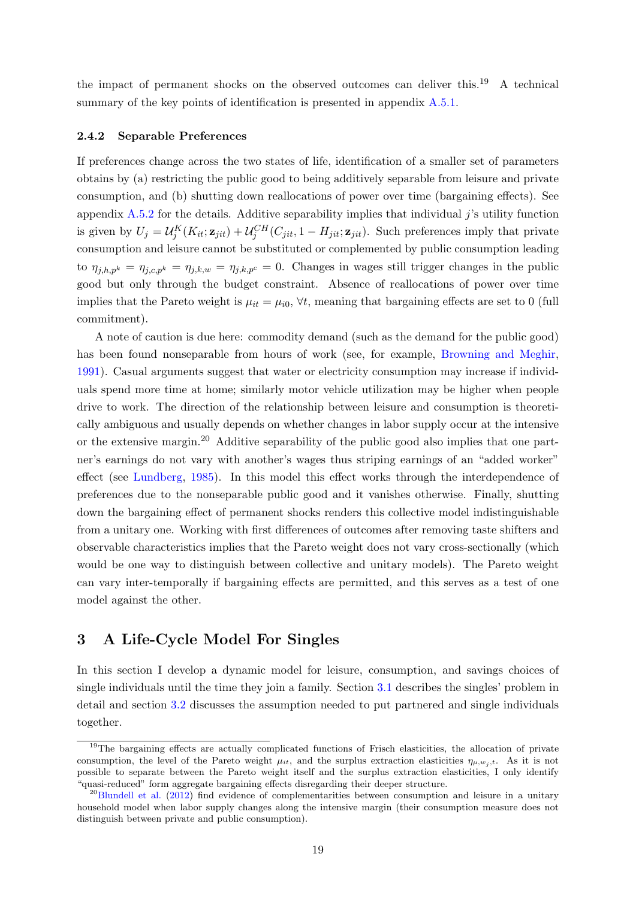the impact of permanent shocks on the observed outcomes can deliver this.[19] A technical summary of the key points of identification is presented in appendix A.5.1.

### 2.4.2 Separable Preferences

If preferences change across the two states of life, identification of a smaller set of parameters obtains by (a) restricting the public good to being additively separable from leisure and private consumption, and (b) shutting down reallocations of power over time (bargaining effects). See appendix A.5.2 for the details. Additive separability implies that individual $j$'s utility function is given by $U_j = \mathcal{U}_j^K(K_{it}; \mathbf{z}_{jit}) + \mathcal{U}_j^{CH}(C_{jit}, 1 - H_{jit}; \mathbf{z}_{jit})$. Such preferences imply that private consumption and leisure cannot be substituted or complemented by public consumption leading to $\eta_{j,h,p^k} = \eta_{j,c,p^k} = \eta_{j,k,w} = \eta_{j,k,p^c} = 0$. Changes in wages still trigger changes in the public good but only through the budget constraint. Absence of reallocations of power over time implies that the Pareto weight is $\mu_{it} = \mu_{i0}$, $\forall t$, meaning that bargaining effects are set to 0 (full commitment).

A note of caution is due here: commodity demand (such as the demand for the public good) has been found nonseparable from hours of work (see, for example, Browning and Meghir, 1991). Casual arguments suggest that water or electricity consumption may increase if individuals spend more time at home; similarly motor vehicle utilization may be higher when people drive to work. The direction of the relationship between leisure and consumption is theoretically ambiguous and usually depends on whether changes in labor supply occur at the intensive or the extensive margin.[20] Additive separability of the public good also implies that one partner's earnings do not vary with another's wages thus striping earnings of an "added worker" effect (see Lundberg, 1985). In this model this effect works through the interdependence of preferences due to the nonseparable public good and it vanishes otherwise. Finally, shutting down the bargaining effect of permanent shocks renders this collective model indistinguishable from a unitary one. Working with first differences of outcomes after removing taste shifters and observable characteristics implies that the Pareto weight does not vary cross-sectionally (which would be one way to distinguish between collective and unitary models). The Pareto weight can vary inter-temporally if bargaining effects are permitted, and this serves as a test of one model against the other.

## 3 A Life-Cycle Model For Singles

In this section I develop a dynamic model for leisure, consumption, and savings choices of single individuals until the time they join a family. Section 3.1 describes the singles' problem in detail and section 3.2 discusses the assumption needed to put partnered and single individuals together.

[19] The bargaining effects are actually complicated functions of Frisch elasticities, the allocation of private consumption, the level of the Pareto weight $\mu_{it}$, and the surplus extraction elasticities $\eta_{\mu,w_j,t}$. As it is not possible to separate between the Pareto weight itself and the surplus extraction elasticities, I only identify "quasi-reduced" form aggregate bargaining effects disregarding their deeper structure.

[20] Blundell et al. (2012) find evidence of complementarities between consumption and leisure in a unitary household model when labor supply changes along the intensive margin (their consumption measure does not distinguish between private and public consumption).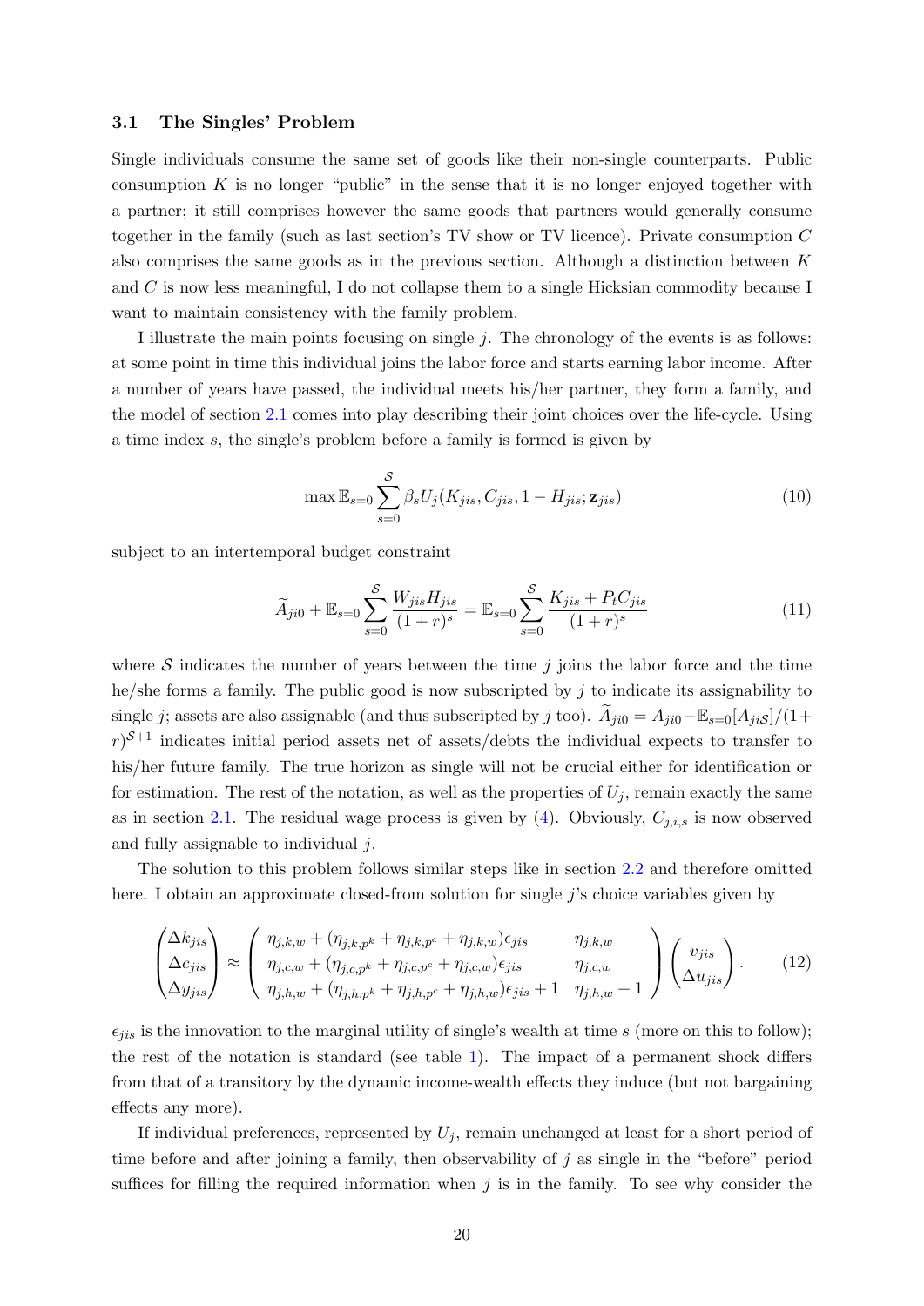### 3.1 The Singles' Problem

Single individuals consume the same set of goods like their non-single counterparts. Public consumption $K$ is no longer "public" in the sense that it is no longer enjoyed together with a partner; it still comprises however the same goods that partners would generally consume together in the family (such as last section's TV show or TV licence). Private consumption $C$ also comprises the same goods as in the previous section. Although a distinction between $K$ and $C$ is now less meaningful, I do not collapse them to a single Hicksian commodity because I want to maintain consistency with the family problem.

I illustrate the main points focusing on single $j$. The chronology of the events is as follows: at some point in time this individual joins the labor force and starts earning labor income. After a number of years have passed, the individual meets his/her partner, they form a family, and the model of section 2.1 comes into play describing their joint choices over the life-cycle. Using a time index $s$, the single's problem before a family is formed is given by

$$\max \mathbb{E}_{s=0} \sum_{s=0}^{\mathcal{S}} \beta_s U_j(K_{jis}, C_{jis}, 1 - H_{jis}; \mathbf{z}_{jis}) \tag{10}$$

subject to an intertemporal budget constraint

$$\widetilde{A}_{ji0} + \mathbb{E}_{s=0} \sum_{s=0}^{\mathcal{S}} \frac{W_{jis} H_{jis}}{(1+r)^s} = \mathbb{E}_{s=0} \sum_{s=0}^{\mathcal{S}} \frac{K_{jis} + P_t C_{jis}}{(1+r)^s} \tag{11}$$

where $\mathcal{S}$ indicates the number of years between the time $j$ joins the labor force and the time he/she forms a family. The public good is now subscripted by $j$ to indicate its assignability to single $j$; assets are also assignable (and thus subscripted by $j$ too). $\widetilde{A}_{ji0} = A_{ji0} - \mathbb{E}_{s=0}[A_{ji\mathcal{S}}]/(1+r)^{\mathcal{S}+1}$ indicates initial period assets net of assets/debts the individual expects to transfer to his/her future family. The true horizon as single will not be crucial either for identification or for estimation. The rest of the notation, as well as the properties of $U_j$, remain exactly the same as in section 2.1. The residual wage process is given by (4). Obviously, $C_{j,i,s}$ is now observed and fully assignable to individual $j$.

The solution to this problem follows similar steps like in section 2.2 and therefore omitted here. I obtain an approximate closed-from solution for single $j$'s choice variables given by

$$\begin{pmatrix} \Delta k_{jis} \\ \Delta c_{jis} \\ \Delta y_{jis} \end{pmatrix} \approx \begin{pmatrix} \eta_{j,k,w} + (\eta_{j,k,p^k} + \eta_{j,k,p^c} + \eta_{j,k,w})\epsilon_{jis} & \eta_{j,k,w} \\ \eta_{j,c,w} + (\eta_{j,c,p^k} + \eta_{j,c,p^c} + \eta_{j,c,w})\epsilon_{jis} & \eta_{j,c,w} \\ \eta_{j,h,w} + (\eta_{j,h,p^k} + \eta_{j,h,p^c} + \eta_{j,h,w})\epsilon_{jis} + 1 & \eta_{j,h,w} + 1 \end{pmatrix} \begin{pmatrix} v_{jis} \\ \Delta u_{jis} \end{pmatrix}. \tag{12}$$

$\epsilon_{jis}$ is the innovation to the marginal utility of single's wealth at time $s$ (more on this to follow); the rest of the notation is standard (see table 1). The impact of a permanent shock differs from that of a transitory by the dynamic income-wealth effects they induce (but not bargaining effects any more).

If individual preferences, represented by $U_j$, remain unchanged at least for a short period of time before and after joining a family, then observability of $j$ as single in the "before" period suffices for filling the required information when $j$ is in the family. To see why consider the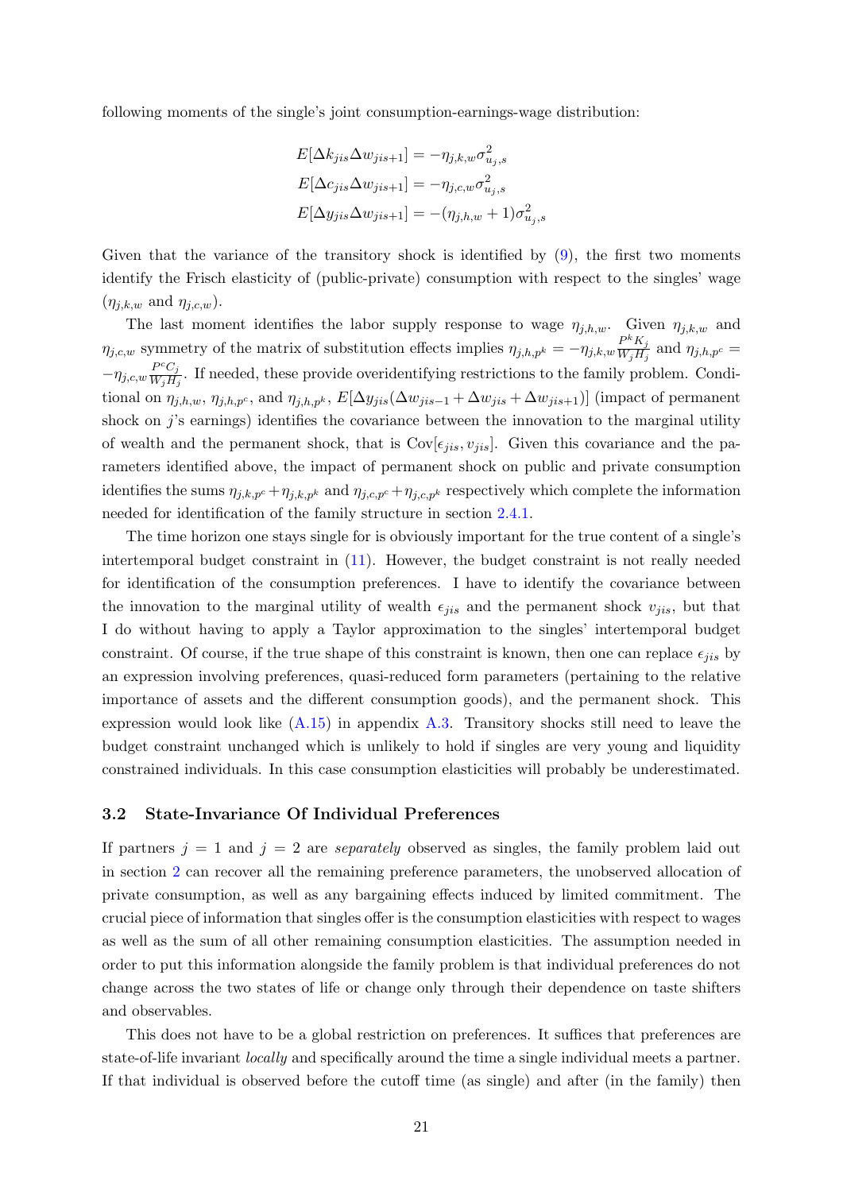following moments of the single's joint consumption-earnings-wage distribution:

$$
\begin{aligned}
E[\Delta k_{jis} \Delta w_{jis+1}] &= -\eta_{j,k,w} \sigma^2_{u_j,s} \\
E[\Delta c_{jis} \Delta w_{jis+1}] &= -\eta_{j,c,w} \sigma^2_{u_j,s} \\
E[\Delta y_{jis} \Delta w_{jis+1}] &= -(\eta_{j,h,w} + 1) \sigma^2_{u_j,s}
\end{aligned}
$$

Given that the variance of the transitory shock is identified by (9), the first two moments identify the Frisch elasticity of (public-private) consumption with respect to the singles' wage ($\eta_{j,k,w}$ and $\eta_{j,c,w}$).

The last moment identifies the labor supply response to wage $\eta_{j,h,w}$. Given $\eta_{j,k,w}$ and $\eta_{j,c,w}$ symmetry of the matrix of substitution effects implies $\eta_{j,h,p^k} = -\eta_{j,k,w} \frac{P^k K_j}{W_j H_j}$ and $\eta_{j,h,p^c} = -\eta_{j,c,w} \frac{P^c C_j}{W_j H_j}$. If needed, these provide overidentifying restrictions to the family problem. Conditional on $\eta_{j,h,w}$, $\eta_{j,h,p^c}$, and $\eta_{j,h,p^k}$, $E[\Delta y_{jis}(\Delta w_{jis-1} + \Delta w_{jis} + \Delta w_{jis+1})]$ (impact of permanent shock on $j$'s earnings) identifies the covariance between the innovation to the marginal utility of wealth and the permanent shock, that is $\text{Cov}[\epsilon_{jis}, v_{jis}]$. Given this covariance and the parameters identified above, the impact of permanent shock on public and private consumption identifies the sums $\eta_{j,k,p^c} + \eta_{j,k,p^k}$ and $\eta_{j,c,p^c} + \eta_{j,c,p^k}$ respectively which complete the information needed for identification of the family structure in section 2.4.1.

The time horizon one stays single for is obviously important for the true content of a single's intertemporal budget constraint in (11). However, the budget constraint is not really needed for identification of the consumption preferences. I have to identify the covariance between the innovation to the marginal utility of wealth $\epsilon_{jis}$ and the permanent shock $v_{jis}$, but that I do without having to apply a Taylor approximation to the singles' intertemporal budget constraint. Of course, if the true shape of this constraint is known, then one can replace $\epsilon_{jis}$ by an expression involving preferences, quasi-reduced form parameters (pertaining to the relative importance of assets and the different consumption goods), and the permanent shock. This expression would look like (A.15) in appendix A.3. Transitory shocks still need to leave the budget constraint unchanged which is unlikely to hold if singles are very young and liquidity constrained individuals. In this case consumption elasticities will probably be underestimated.

### 3.2 State-Invariance Of Individual Preferences

If partners $j = 1$ and $j = 2$ are *separately* observed as singles, the family problem laid out in section 2 can recover all the remaining preference parameters, the unobserved allocation of private consumption, as well as any bargaining effects induced by limited commitment. The crucial piece of information that singles offer is the consumption elasticities with respect to wages as well as the sum of all other remaining consumption elasticities. The assumption needed in order to put this information alongside the family problem is that individual preferences do not change across the two states of life or change only through their dependence on taste shifters and observables.

This does not have to be a global restriction on preferences. It suffices that preferences are state-of-life invariant *locally* and specifically around the time a single individual meets a partner. If that individual is observed before the cutoff time (as single) and after (in the family) then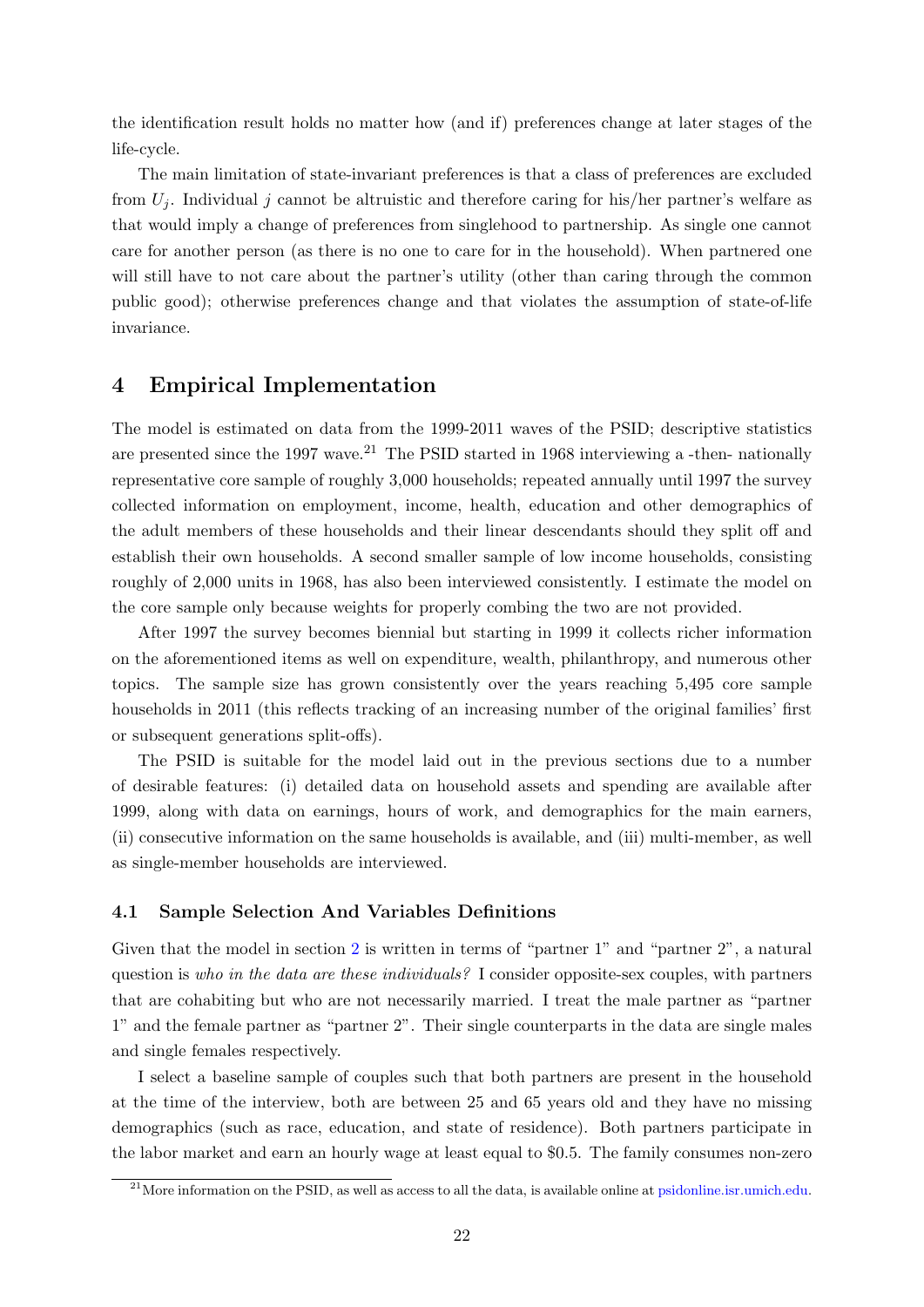the identification result holds no matter how (and if) preferences change at later stages of the life-cycle.

The main limitation of state-invariant preferences is that a class of preferences are excluded from $U_j$. Individual $j$ cannot be altruistic and therefore caring for his/her partner's welfare as that would imply a change of preferences from singlehood to partnership. As single one cannot care for another person (as there is no one to care for in the household). When partnered one will still have to not care about the partner's utility (other than caring through the common public good); otherwise preferences change and that violates the assumption of state-of-life invariance.

## 4 Empirical Implementation

The model is estimated on data from the 1999-2011 waves of the PSID; descriptive statistics are presented since the 1997 wave.[21] The PSID started in 1968 interviewing a -then- nationally representative core sample of roughly 3,000 households; repeated annually until 1997 the survey collected information on employment, income, health, education and other demographics of the adult members of these households and their linear descendants should they split off and establish their own households. A second smaller sample of low income households, consisting roughly of 2,000 units in 1968, has also been interviewed consistently. I estimate the model on the core sample only because weights for properly combing the two are not provided.

After 1997 the survey becomes biennial but starting in 1999 it collects richer information on the aforementioned items as well on expenditure, wealth, philanthropy, and numerous other topics. The sample size has grown consistently over the years reaching 5,495 core sample households in 2011 (this reflects tracking of an increasing number of the original families' first or subsequent generations split-offs).

The PSID is suitable for the model laid out in the previous sections due to a number of desirable features: (i) detailed data on household assets and spending are available after 1999, along with data on earnings, hours of work, and demographics for the main earners, (ii) consecutive information on the same households is available, and (iii) multi-member, as well as single-member households are interviewed.

### 4.1 Sample Selection And Variables Definitions

Given that the model in section 2 is written in terms of "partner 1" and "partner 2", a natural question is *who in the data are these individuals?* I consider opposite-sex couples, with partners that are cohabiting but who are not necessarily married. I treat the male partner as "partner 1" and the female partner as "partner 2". Their single counterparts in the data are single males and single females respectively.

I select a baseline sample of couples such that both partners are present in the household at the time of the interview, both are between 25 and 65 years old and they have no missing demographics (such as race, education, and state of residence). Both partners participate in the labor market and earn an hourly wage at least equal to \$0.5. The family consumes non-zero

[21] More information on the PSID, as well as access to all the data, is available online at psidonline.isr.umich.edu.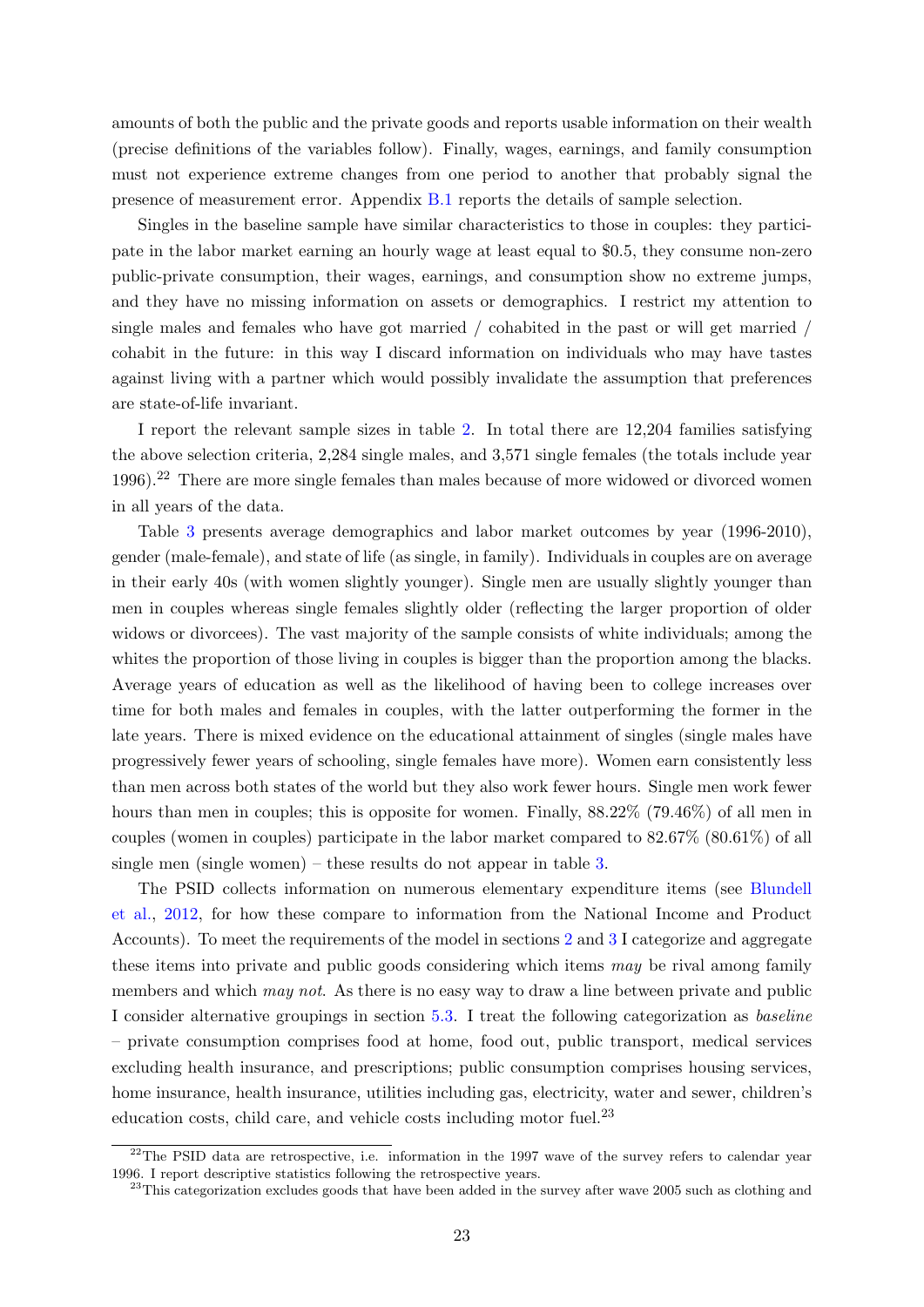amounts of both the public and the private goods and reports usable information on their wealth (precise definitions of the variables follow). Finally, wages, earnings, and family consumption must not experience extreme changes from one period to another that probably signal the presence of measurement error. Appendix B.1 reports the details of sample selection.

Singles in the baseline sample have similar characteristics to those in couples: they participate in the labor market earning an hourly wage at least equal to \$0.5, they consume non-zero public-private consumption, their wages, earnings, and consumption show no extreme jumps, and they have no missing information on assets or demographics. I restrict my attention to single males and females who have got married / cohabited in the past or will get married / cohabit in the future: in this way I discard information on individuals who may have tastes against living with a partner which would possibly invalidate the assumption that preferences are state-of-life invariant.

I report the relevant sample sizes in table 2. In total there are 12,204 families satisfying the above selection criteria, 2,284 single males, and 3,571 single females (the totals include year 1996).[22] There are more single females than males because of more widowed or divorced women in all years of the data.

Table 3 presents average demographics and labor market outcomes by year (1996-2010), gender (male-female), and state of life (as single, in family). Individuals in couples are on average in their early 40s (with women slightly younger). Single men are usually slightly younger than men in couples whereas single females slightly older (reflecting the larger proportion of older widows or divorcees). The vast majority of the sample consists of white individuals; among the whites the proportion of those living in couples is bigger than the proportion among the blacks. Average years of education as well as the likelihood of having been to college increases over time for both males and females in couples, with the latter outperforming the former in the late years. There is mixed evidence on the educational attainment of singles (single males have progressively fewer years of schooling, single females have more). Women earn consistently less than men across both states of the world but they also work fewer hours. Single men work fewer hours than men in couples; this is opposite for women. Finally, 88.22% (79.46%) of all men in couples (women in couples) participate in the labor market compared to 82.67% (80.61%) of all single men (single women) – these results do not appear in table 3.

The PSID collects information on numerous elementary expenditure items (see Blundell et al., 2012, for how these compare to information from the National Income and Product Accounts). To meet the requirements of the model in sections 2 and 3 I categorize and aggregate these items into private and public goods considering which items *may* be rival among family members and which *may not*. As there is no easy way to draw a line between private and public I consider alternative groupings in section 5.3. I treat the following categorization as *baseline* – private consumption comprises food at home, food out, public transport, medical services excluding health insurance, and prescriptions; public consumption comprises housing services, home insurance, health insurance, utilities including gas, electricity, water and sewer, children's education costs, child care, and vehicle costs including motor fuel.[23]

---

[22] The PSID data are retrospective, i.e. information in the 1997 wave of the survey refers to calendar year 1996. I report descriptive statistics following the retrospective years.

[23] This categorization excludes goods that have been added in the survey after wave 2005 such as clothing and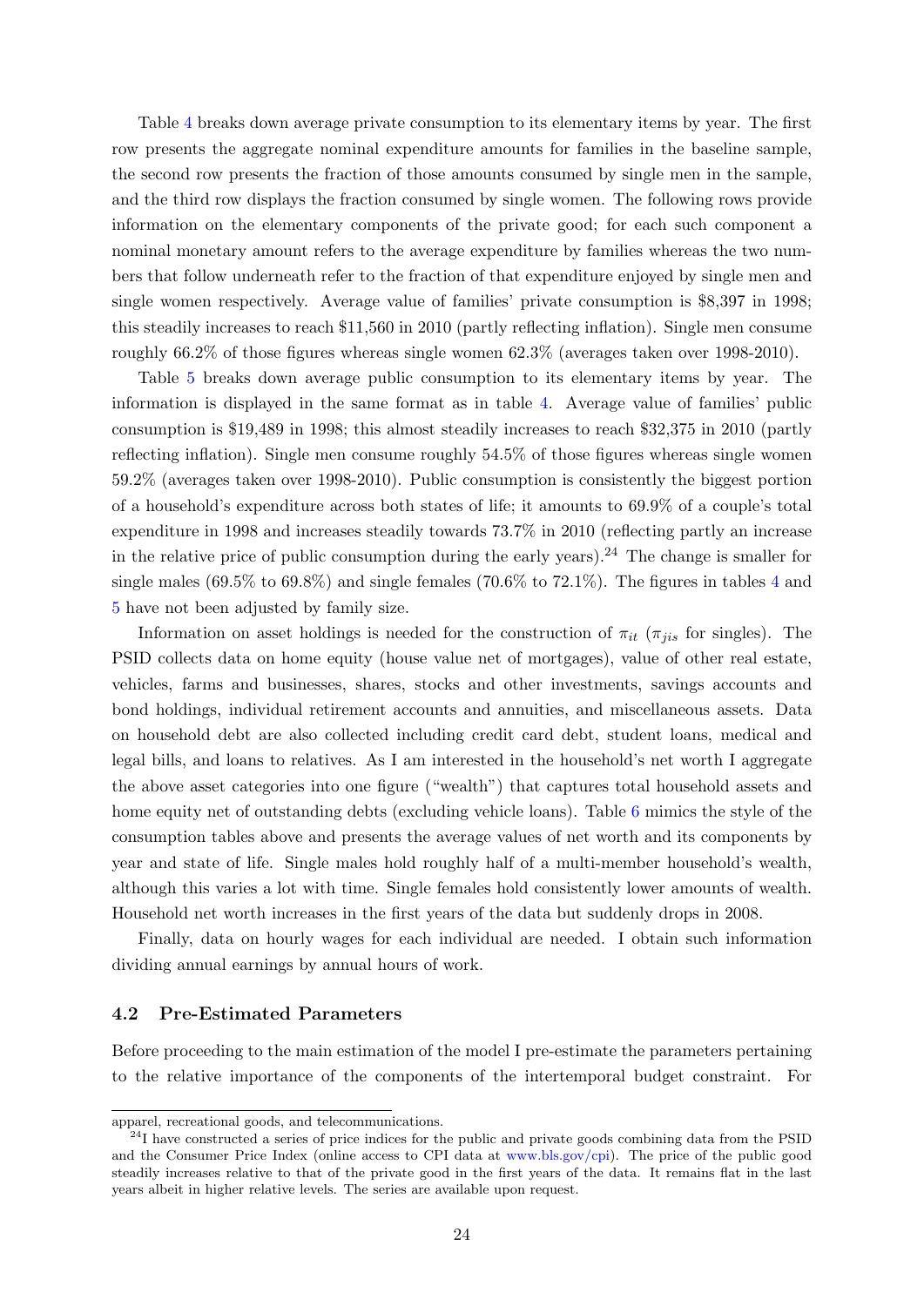Table 4 breaks down average private consumption to its elementary items by year. The first row presents the aggregate nominal expenditure amounts for families in the baseline sample, the second row presents the fraction of those amounts consumed by single men in the sample, and the third row displays the fraction consumed by single women. The following rows provide information on the elementary components of the private good; for each such component a nominal monetary amount refers to the average expenditure by families whereas the two numbers that follow underneath refer to the fraction of that expenditure enjoyed by single men and single women respectively. Average value of families' private consumption is \$8,397 in 1998; this steadily increases to reach \$11,560 in 2010 (partly reflecting inflation). Single men consume roughly 66.2% of those figures whereas single women 62.3% (averages taken over 1998-2010).

Table 5 breaks down average public consumption to its elementary items by year. The information is displayed in the same format as in table 4. Average value of families' public consumption is \$19,489 in 1998; this almost steadily increases to reach \$32,375 in 2010 (partly reflecting inflation). Single men consume roughly 54.5% of those figures whereas single women 59.2% (averages taken over 1998-2010). Public consumption is consistently the biggest portion of a household's expenditure across both states of life; it amounts to 69.9% of a couple's total expenditure in 1998 and increases steadily towards 73.7% in 2010 (reflecting partly an increase in the relative price of public consumption during the early years).[24] The change is smaller for single males (69.5% to 69.8%) and single females (70.6% to 72.1%). The figures in tables 4 and 5 have not been adjusted by family size.

Information on asset holdings is needed for the construction of $\pi_{it}$ ($\pi_{jis}$ for singles). The PSID collects data on home equity (house value net of mortgages), value of other real estate, vehicles, farms and businesses, shares, stocks and other investments, savings accounts and bond holdings, individual retirement accounts and annuities, and miscellaneous assets. Data on household debt are also collected including credit card debt, student loans, medical and legal bills, and loans to relatives. As I am interested in the household's net worth I aggregate the above asset categories into one figure ("wealth") that captures total household assets and home equity net of outstanding debts (excluding vehicle loans). Table 6 mimics the style of the consumption tables above and presents the average values of net worth and its components by year and state of life. Single males hold roughly half of a multi-member household's wealth, although this varies a lot with time. Single females hold consistently lower amounts of wealth. Household net worth increases in the first years of the data but suddenly drops in 2008.

Finally, data on hourly wages for each individual are needed. I obtain such information dividing annual earnings by annual hours of work.

### 4.2 Pre-Estimated Parameters

Before proceeding to the main estimation of the model I pre-estimate the parameters pertaining to the relative importance of the components of the intertemporal budget constraint. For

---

apparel, recreational goods, and telecommunications.

[24] I have constructed a series of price indices for the public and private goods combining data from the PSID and the Consumer Price Index (online access to CPI data at www.bls.gov/cpi). The price of the public good steadily increases relative to that of the private good in the first years of the data. It remains flat in the last years albeit in higher relative levels. The series are available upon request.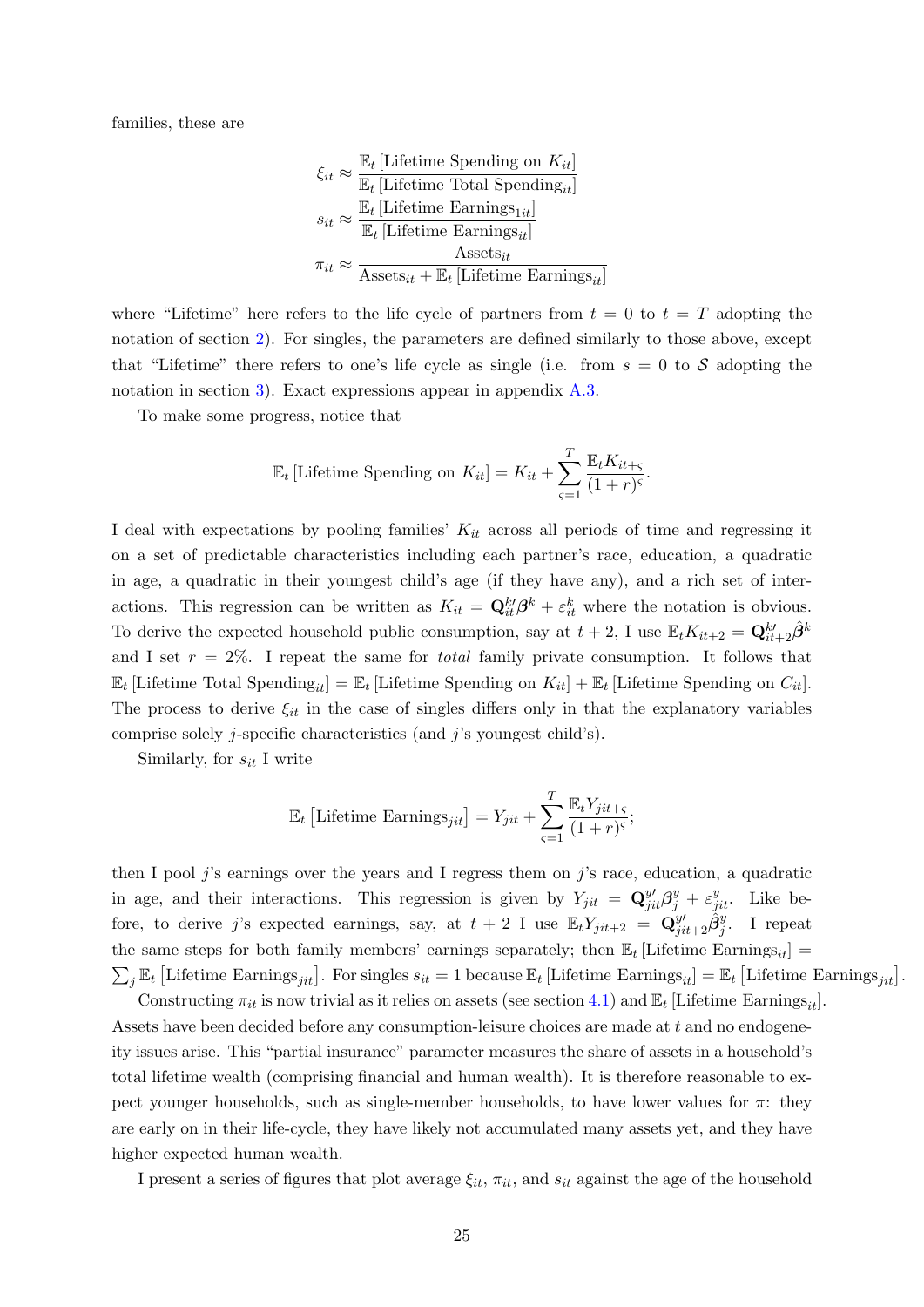families, these are

$$\xi_{it} \approx \frac{\mathbb{E}_t\left[\text{Lifetime Spending on } K_{it}\right]}{\mathbb{E}_t\left[\text{Lifetime Total Spending}_{it}\right]}$$

$$s_{it} \approx \frac{\mathbb{E}_t\left[\text{Lifetime Earnings}_{1it}\right]}{\mathbb{E}_t\left[\text{Lifetime Earnings}_{it}\right]}$$

$$\pi_{it} \approx \frac{\text{Assets}_{it}}{\text{Assets}_{it} + \mathbb{E}_t\left[\text{Lifetime Earnings}_{it}\right]}$$

where "Lifetime" here refers to the life cycle of partners from $t = 0$ to $t = T$ adopting the notation of section 2). For singles, the parameters are defined similarly to those above, except that "Lifetime" there refers to one's life cycle as single (i.e. from $s = 0$ to $\mathcal{S}$ adopting the notation in section 3). Exact expressions appear in appendix A.3.

To make some progress, notice that

$$\mathbb{E}_t\left[\text{Lifetime Spending on } K_{it}\right] = K_{it} + \sum_{\varsigma=1}^{T} \frac{\mathbb{E}_t K_{it+\varsigma}}{(1+r)^{\varsigma}}.$$

I deal with expectations by pooling families' $K_{it}$ across all periods of time and regressing it on a set of predictable characteristics including each partner's race, education, a quadratic in age, a quadratic in their youngest child's age (if they have any), and a rich set of interactions. This regression can be written as $K_{it} = \mathbf{Q}_{it}^{k\prime}\boldsymbol{\beta}^k + \varepsilon_{it}^k$ where the notation is obvious. To derive the expected household public consumption, say at $t+2$, I use $\mathbb{E}_t K_{it+2} = \mathbf{Q}_{it+2}^{k\prime}\hat{\boldsymbol{\beta}}^k$ and I set $r = 2\%$. I repeat the same for *total* family private consumption. It follows that $\mathbb{E}_t\left[\text{Lifetime Total Spending}_{it}\right] = \mathbb{E}_t\left[\text{Lifetime Spending on } K_{it}\right] + \mathbb{E}_t\left[\text{Lifetime Spending on } C_{it}\right]$. The process to derive $\xi_{it}$ in the case of singles differs only in that the explanatory variables comprise solely $j$-specific characteristics (and $j$'s youngest child's).

Similarly, for $s_{it}$ I write

$$\mathbb{E}_t\left[\text{Lifetime Earnings}_{jit}\right] = Y_{jit} + \sum_{\varsigma=1}^{T} \frac{\mathbb{E}_t Y_{jit+\varsigma}}{(1+r)^{\varsigma}};$$

then I pool $j$'s earnings over the years and I regress them on $j$'s race, education, a quadratic in age, and their interactions. This regression is given by $Y_{jit} = \mathbf{Q}_{jit}^{y\prime}\boldsymbol{\beta}_j^y + \varepsilon_{jit}^y$. Like before, to derive $j$'s expected earnings, say, at $t+2$ I use $\mathbb{E}_t Y_{jit+2} = \mathbf{Q}_{jit+2}^{y\prime}\hat{\boldsymbol{\beta}}_j^y$. I repeat the same steps for both family members' earnings separately; then $\mathbb{E}_t\left[\text{Lifetime Earnings}_{it}\right] = \sum_j \mathbb{E}_t\left[\text{Lifetime Earnings}_{jit}\right]$. For singles $s_{it} = 1$ because $\mathbb{E}_t\left[\text{Lifetime Earnings}_{it}\right] = \mathbb{E}_t\left[\text{Lifetime Earnings}_{jit}\right]$.

Constructing $\pi_{it}$ is now trivial as it relies on assets (see section 4.1) and $\mathbb{E}_t\left[\text{Lifetime Earnings}_{it}\right]$. Assets have been decided before any consumption-leisure choices are made at $t$ and no endogeneity issues arise. This "partial insurance" parameter measures the share of assets in a household's total lifetime wealth (comprising financial and human wealth). It is therefore reasonable to expect younger households, such as single-member households, to have lower values for $\pi$: they are early on in their life-cycle, they have likely not accumulated many assets yet, and they have higher expected human wealth.

I present a series of figures that plot average $\xi_{it}$, $\pi_{it}$, and $s_{it}$ against the age of the household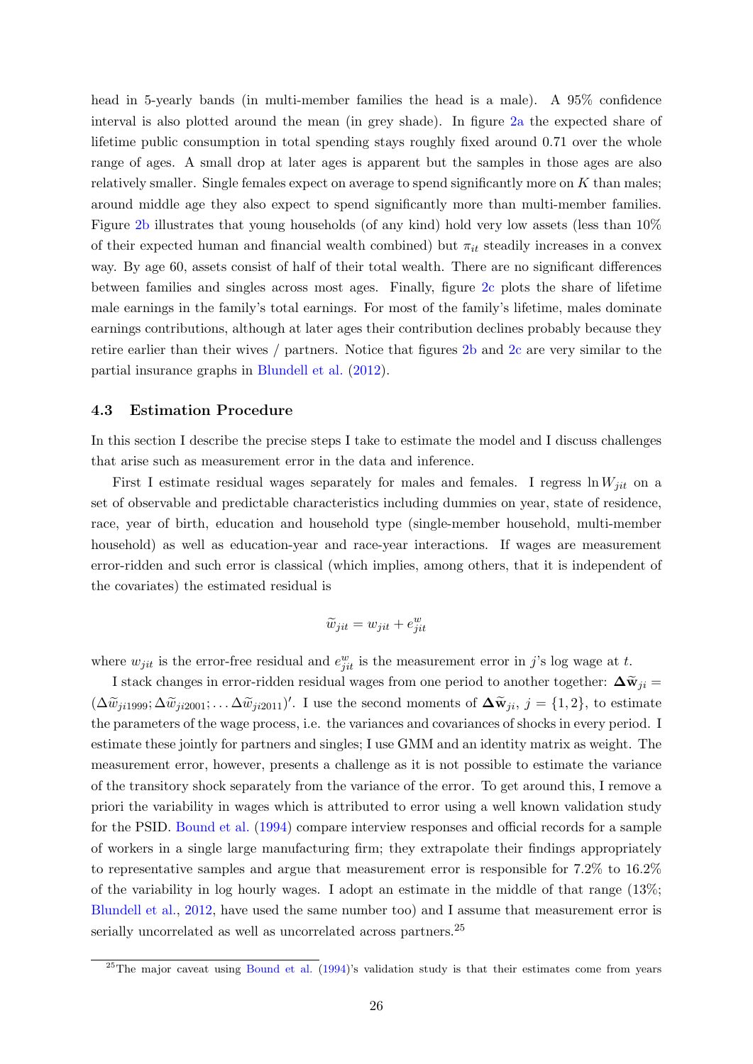head in 5-yearly bands (in multi-member families the head is a male). A 95% confidence interval is also plotted around the mean (in grey shade). In figure 2a the expected share of lifetime public consumption in total spending stays roughly fixed around 0.71 over the whole range of ages. A small drop at later ages is apparent but the samples in those ages are also relatively smaller. Single females expect on average to spend significantly more on $K$ than males; around middle age they also expect to spend significantly more than multi-member families. Figure 2b illustrates that young households (of any kind) hold very low assets (less than 10% of their expected human and financial wealth combined) but $\pi_{it}$ steadily increases in a convex way. By age 60, assets consist of half of their total wealth. There are no significant differences between families and singles across most ages. Finally, figure 2c plots the share of lifetime male earnings in the family's total earnings. For most of the family's lifetime, males dominate earnings contributions, although at later ages their contribution declines probably because they retire earlier than their wives / partners. Notice that figures 2b and 2c are very similar to the partial insurance graphs in Blundell et al. (2012).

### 4.3 Estimation Procedure

In this section I describe the precise steps I take to estimate the model and I discuss challenges that arise such as measurement error in the data and inference.

First I estimate residual wages separately for males and females. I regress $\ln W_{jit}$ on a set of observable and predictable characteristics including dummies on year, state of residence, race, year of birth, education and household type (single-member household, multi-member household) as well as education-year and race-year interactions. If wages are measurement error-ridden and such error is classical (which implies, among others, that it is independent of the covariates) the estimated residual is

$$\widetilde{w}_{jit} = w_{jit} + e^{w}_{jit}$$

where $w_{jit}$ is the error-free residual and $e^{w}_{jit}$ is the measurement error in $j$'s log wage at $t$.

I stack changes in error-ridden residual wages from one period to another together: $\mathbf{\Delta\widetilde{w}}_{ji} = (\Delta\widetilde{w}_{ji1999}; \Delta\widetilde{w}_{ji2001}; \dots \Delta\widetilde{w}_{ji2011})'$. I use the second moments of $\mathbf{\Delta\widetilde{w}}_{ji}$, $j = \{1,2\}$, to estimate the parameters of the wage process, i.e. the variances and covariances of shocks in every period. I estimate these jointly for partners and singles; I use GMM and an identity matrix as weight. The measurement error, however, presents a challenge as it is not possible to estimate the variance of the transitory shock separately from the variance of the error. To get around this, I remove a priori the variability in wages which is attributed to error using a well known validation study for the PSID. Bound et al. (1994) compare interview responses and official records for a sample of workers in a single large manufacturing firm; they extrapolate their findings appropriately to representative samples and argue that measurement error is responsible for 7.2% to 16.2% of the variability in log hourly wages. I adopt an estimate in the middle of that range (13%; Blundell et al., 2012, have used the same number too) and I assume that measurement error is serially uncorrelated as well as uncorrelated across partners.[25]

[25]The major caveat using Bound et al. (1994)'s validation study is that their estimates come from years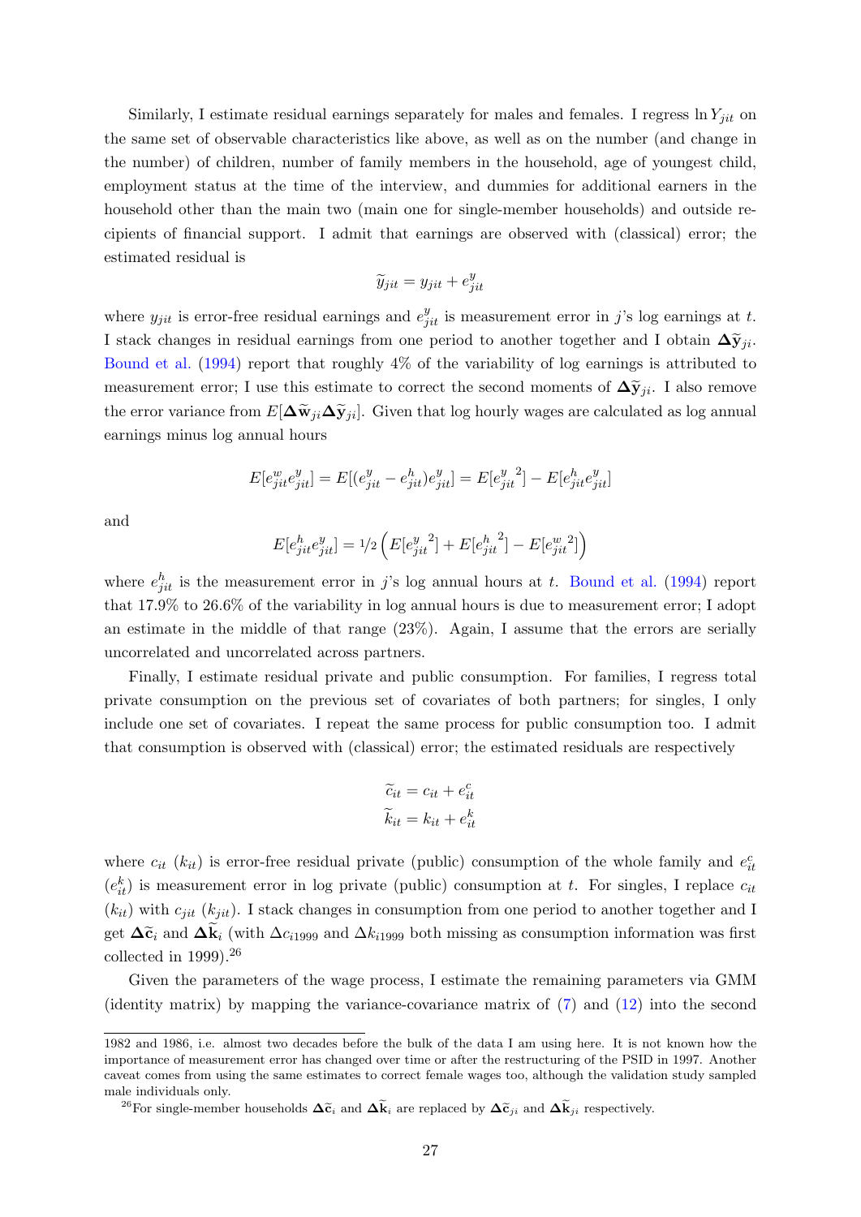Similarly, I estimate residual earnings separately for males and females. I regress $\ln Y_{jit}$ on the same set of observable characteristics like above, as well as on the number (and change in the number) of children, number of family members in the household, age of youngest child, employment status at the time of the interview, and dummies for additional earners in the household other than the main two (main one for single-member households) and outside recipients of financial support. I admit that earnings are observed with (classical) error; the estimated residual is

$$\widetilde{y}_{jit} = y_{jit} + e^{y}_{jit}$$

where $y_{jit}$ is error-free residual earnings and $e^{y}_{jit}$ is measurement error in $j$'s log earnings at $t$. I stack changes in residual earnings from one period to another together and I obtain $\boldsymbol{\Delta}\widetilde{\mathbf{y}}_{ji}$. Bound et al. (1994) report that roughly 4% of the variability of log earnings is attributed to measurement error; I use this estimate to correct the second moments of $\boldsymbol{\Delta}\widetilde{\mathbf{y}}_{ji}$. I also remove the error variance from $E[\boldsymbol{\Delta}\widetilde{\mathbf{w}}_{ji}\boldsymbol{\Delta}\widetilde{\mathbf{y}}_{ji}]$. Given that log hourly wages are calculated as log annual earnings minus log annual hours

$$E[e^{w}_{jit}e^{y}_{jit}] = E[(e^{y}_{jit} - e^{h}_{jit})e^{y}_{jit}] = E[{e^{y}_{jit}}^{2}] - E[e^{h}_{jit}e^{y}_{jit}]$$

and

$$E[e^{h}_{jit}e^{y}_{jit}] = {}^{1}\!/_{2}\left(E[{e^{y}_{jit}}^{2}] + E[{e^{h}_{jit}}^{2}] - E[{e^{w}_{jit}}^{2}]\right)$$

where $e^{h}_{jit}$ is the measurement error in $j$'s log annual hours at $t$. Bound et al. (1994) report that 17.9% to 26.6% of the variability in log annual hours is due to measurement error; I adopt an estimate in the middle of that range (23%). Again, I assume that the errors are serially uncorrelated and uncorrelated across partners.

Finally, I estimate residual private and public consumption. For families, I regress total private consumption on the previous set of covariates of both partners; for singles, I only include one set of covariates. I repeat the same process for public consumption too. I admit that consumption is observed with (classical) error; the estimated residuals are respectively

$$\widetilde{c}_{it} = c_{it} + e^{c}_{it}$$
$$\widetilde{k}_{it} = k_{it} + e^{k}_{it}$$

where $c_{it}$ ($k_{it}$) is error-free residual private (public) consumption of the whole family and $e^{c}_{it}$ ($e^{k}_{it}$) is measurement error in log private (public) consumption at $t$. For singles, I replace $c_{it}$ ($k_{it}$) with $c_{jit}$ ($k_{jit}$). I stack changes in consumption from one period to another together and I get $\boldsymbol{\Delta}\widetilde{\mathbf{c}}_{i}$ and $\boldsymbol{\Delta}\widetilde{\mathbf{k}}_{i}$ (with $\Delta c_{i1999}$ and $\Delta k_{i1999}$ both missing as consumption information was first collected in 1999).[26]

Given the parameters of the wage process, I estimate the remaining parameters via GMM (identity matrix) by mapping the variance-covariance matrix of (7) and (12) into the second

---

1982 and 1986, i.e. almost two decades before the bulk of the data I am using here. It is not known how the importance of measurement error has changed over time or after the restructuring of the PSID in 1997. Another caveat comes from using the same estimates to correct female wages too, although the validation study sampled male individuals only.

[26] For single-member households $\boldsymbol{\Delta}\widetilde{\mathbf{c}}_{i}$ and $\boldsymbol{\Delta}\widetilde{\mathbf{k}}_{i}$ are replaced by $\boldsymbol{\Delta}\widetilde{\mathbf{c}}_{ji}$ and $\boldsymbol{\Delta}\widetilde{\mathbf{k}}_{ji}$ respectively.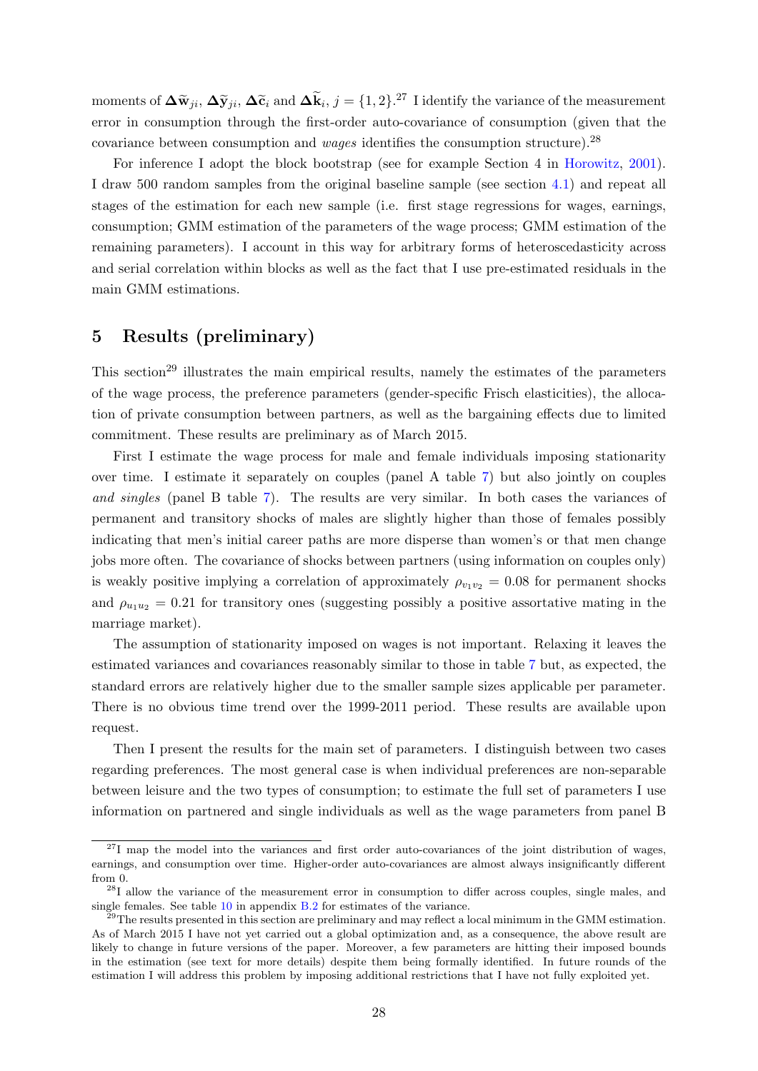moments of $\mathbf{\Delta \widetilde{w}}_{ji}$, $\mathbf{\Delta \widetilde{y}}_{ji}$, $\mathbf{\Delta \widetilde{c}}_{i}$ and $\mathbf{\Delta \widetilde{k}}_{i}$, $j = \{1, 2\}$.[27] I identify the variance of the measurement error in consumption through the first-order auto-covariance of consumption (given that the covariance between consumption and *wages* identifies the consumption structure).[28]

For inference I adopt the block bootstrap (see for example Section 4 in Horowitz, 2001). I draw 500 random samples from the original baseline sample (see section 4.1) and repeat all stages of the estimation for each new sample (i.e. first stage regressions for wages, earnings, consumption; GMM estimation of the parameters of the wage process; GMM estimation of the remaining parameters). I account in this way for arbitrary forms of heteroscedasticity across and serial correlation within blocks as well as the fact that I use pre-estimated residuals in the main GMM estimations.

## 5 Results (preliminary)

This section[29] illustrates the main empirical results, namely the estimates of the parameters of the wage process, the preference parameters (gender-specific Frisch elasticities), the allocation of private consumption between partners, as well as the bargaining effects due to limited commitment. These results are preliminary as of March 2015.

First I estimate the wage process for male and female individuals imposing stationarity over time. I estimate it separately on couples (panel A table 7) but also jointly on couples *and singles* (panel B table 7). The results are very similar. In both cases the variances of permanent and transitory shocks of males are slightly higher than those of females possibly indicating that men's initial career paths are more disperse than women's or that men change jobs more often. The covariance of shocks between partners (using information on couples only) is weakly positive implying a correlation of approximately $\rho_{v_1 v_2} = 0.08$ for permanent shocks and $\rho_{u_1 u_2} = 0.21$ for transitory ones (suggesting possibly a positive assortative mating in the marriage market).

The assumption of stationarity imposed on wages is not important. Relaxing it leaves the estimated variances and covariances reasonably similar to those in table 7 but, as expected, the standard errors are relatively higher due to the smaller sample sizes applicable per parameter. There is no obvious time trend over the 1999-2011 period. These results are available upon request.

Then I present the results for the main set of parameters. I distinguish between two cases regarding preferences. The most general case is when individual preferences are non-separable between leisure and the two types of consumption; to estimate the full set of parameters I use information on partnered and single individuals as well as the wage parameters from panel B

---

[27] I map the model into the variances and first order auto-covariances of the joint distribution of wages, earnings, and consumption over time. Higher-order auto-covariances are almost always insignificantly different from 0.

[28] I allow the variance of the measurement error in consumption to differ across couples, single males, and single females. See table 10 in appendix B.2 for estimates of the variance.

[29] The results presented in this section are preliminary and may reflect a local minimum in the GMM estimation. As of March 2015 I have not yet carried out a global optimization and, as a consequence, the above result are likely to change in future versions of the paper. Moreover, a few parameters are hitting their imposed bounds in the estimation (see text for more details) despite them being formally identified. In future rounds of the estimation I will address this problem by imposing additional restrictions that I have not fully exploited yet.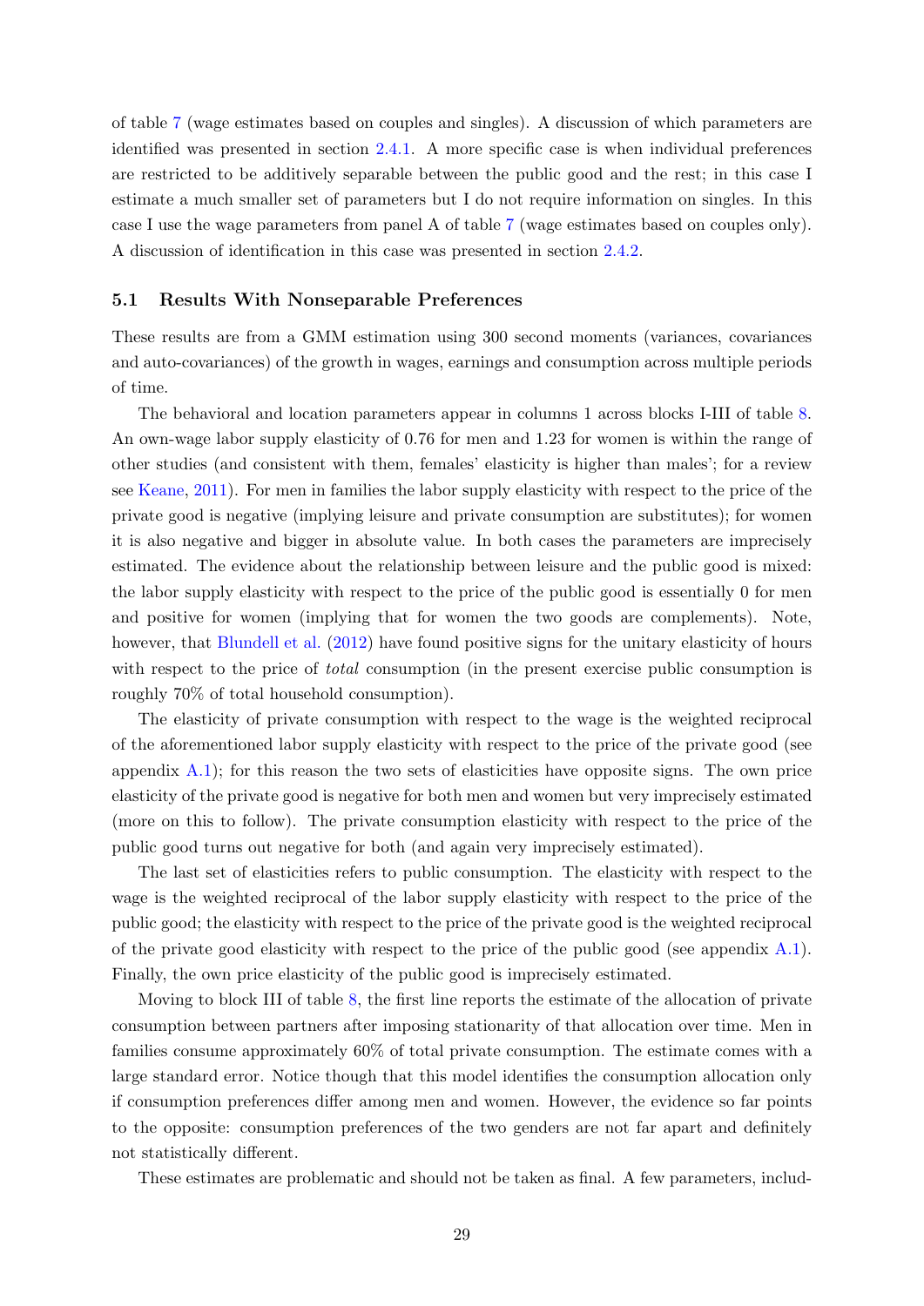of table 7 (wage estimates based on couples and singles). A discussion of which parameters are identified was presented in section 2.4.1. A more specific case is when individual preferences are restricted to be additively separable between the public good and the rest; in this case I estimate a much smaller set of parameters but I do not require information on singles. In this case I use the wage parameters from panel A of table 7 (wage estimates based on couples only). A discussion of identification in this case was presented in section 2.4.2.

### 5.1 Results With Nonseparable Preferences

These results are from a GMM estimation using 300 second moments (variances, covariances and auto-covariances) of the growth in wages, earnings and consumption across multiple periods of time.

The behavioral and location parameters appear in columns 1 across blocks I-III of table 8. An own-wage labor supply elasticity of 0.76 for men and 1.23 for women is within the range of other studies (and consistent with them, females' elasticity is higher than males'; for a review see Keane, 2011). For men in families the labor supply elasticity with respect to the price of the private good is negative (implying leisure and private consumption are substitutes); for women it is also negative and bigger in absolute value. In both cases the parameters are imprecisely estimated. The evidence about the relationship between leisure and the public good is mixed: the labor supply elasticity with respect to the price of the public good is essentially 0 for men and positive for women (implying that for women the two goods are complements). Note, however, that Blundell et al. (2012) have found positive signs for the unitary elasticity of hours with respect to the price of *total* consumption (in the present exercise public consumption is roughly 70% of total household consumption).

The elasticity of private consumption with respect to the wage is the weighted reciprocal of the aforementioned labor supply elasticity with respect to the price of the private good (see appendix A.1); for this reason the two sets of elasticities have opposite signs. The own price elasticity of the private good is negative for both men and women but very imprecisely estimated (more on this to follow). The private consumption elasticity with respect to the price of the public good turns out negative for both (and again very imprecisely estimated).

The last set of elasticities refers to public consumption. The elasticity with respect to the wage is the weighted reciprocal of the labor supply elasticity with respect to the price of the public good; the elasticity with respect to the price of the private good is the weighted reciprocal of the private good elasticity with respect to the price of the public good (see appendix A.1). Finally, the own price elasticity of the public good is imprecisely estimated.

Moving to block III of table 8, the first line reports the estimate of the allocation of private consumption between partners after imposing stationarity of that allocation over time. Men in families consume approximately 60% of total private consumption. The estimate comes with a large standard error. Notice though that this model identifies the consumption allocation only if consumption preferences differ among men and women. However, the evidence so far points to the opposite: consumption preferences of the two genders are not far apart and definitely not statistically different.

These estimates are problematic and should not be taken as final. A few parameters, includ-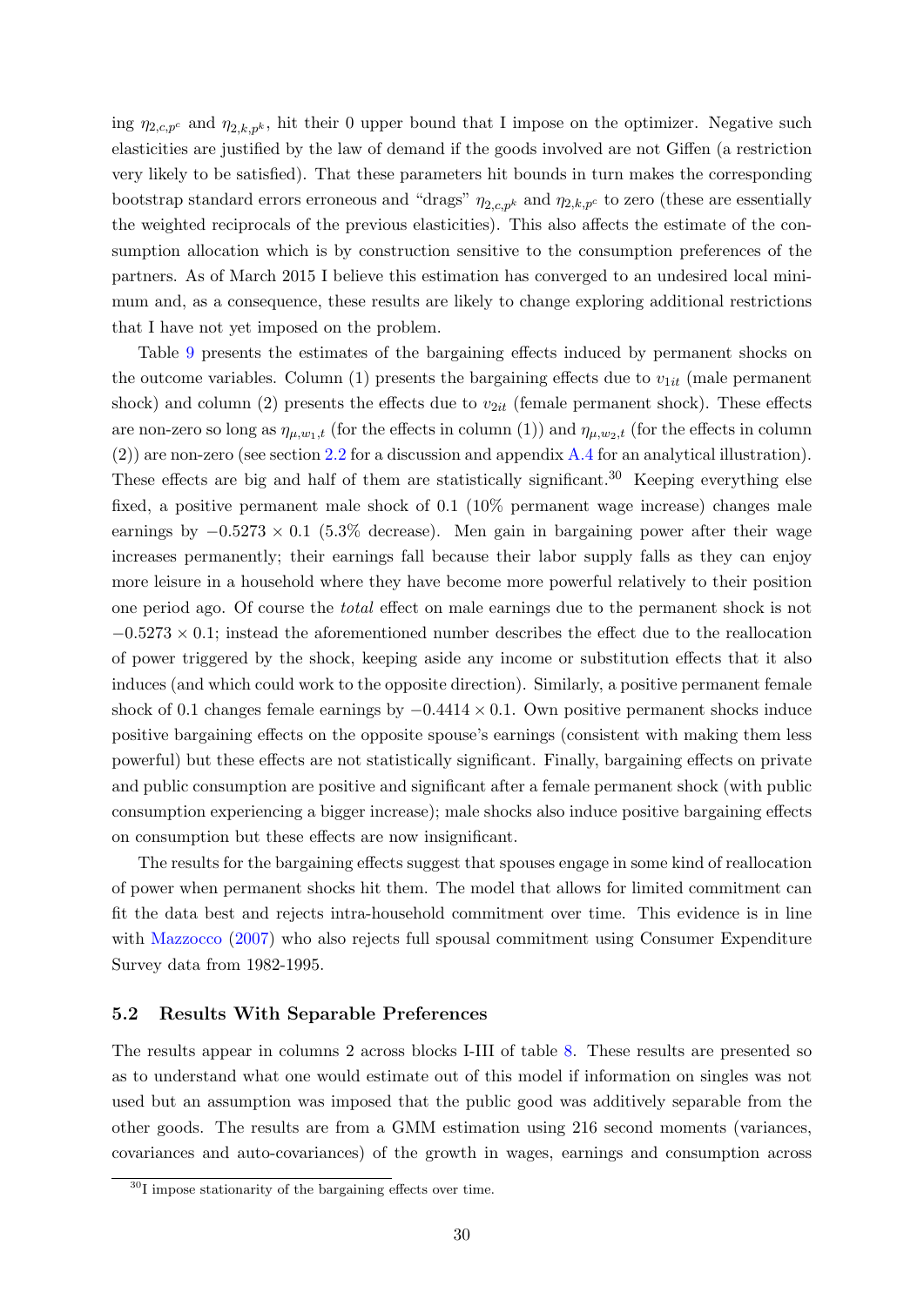ing $\eta_{2,c,p^c}$ and $\eta_{2,k,p^k}$, hit their 0 upper bound that I impose on the optimizer. Negative such elasticities are justified by the law of demand if the goods involved are not Giffen (a restriction very likely to be satisfied). That these parameters hit bounds in turn makes the corresponding bootstrap standard errors erroneous and "drags" $\eta_{2,c,p^k}$ and $\eta_{2,k,p^c}$ to zero (these are essentially the weighted reciprocals of the previous elasticities). This also affects the estimate of the consumption allocation which is by construction sensitive to the consumption preferences of the partners. As of March 2015 I believe this estimation has converged to an undesired local minimum and, as a consequence, these results are likely to change exploring additional restrictions that I have not yet imposed on the problem.

Table 9 presents the estimates of the bargaining effects induced by permanent shocks on the outcome variables. Column (1) presents the bargaining effects due to $v_{1it}$ (male permanent shock) and column (2) presents the effects due to $v_{2it}$ (female permanent shock). These effects are non-zero so long as $\eta_{\mu,w_1,t}$ (for the effects in column (1)) and $\eta_{\mu,w_2,t}$ (for the effects in column (2)) are non-zero (see section 2.2 for a discussion and appendix A.4 for an analytical illustration). These effects are big and half of them are statistically significant.[30] Keeping everything else fixed, a positive permanent male shock of 0.1 (10% permanent wage increase) changes male earnings by $-0.5273 \times 0.1$ (5.3% decrease). Men gain in bargaining power after their wage increases permanently; their earnings fall because their labor supply falls as they can enjoy more leisure in a household where they have become more powerful relatively to their position one period ago. Of course the *total* effect on male earnings due to the permanent shock is not $-0.5273 \times 0.1$; instead the aforementioned number describes the effect due to the reallocation of power triggered by the shock, keeping aside any income or substitution effects that it also induces (and which could work to the opposite direction). Similarly, a positive permanent female shock of 0.1 changes female earnings by $-0.4414 \times 0.1$. Own positive permanent shocks induce positive bargaining effects on the opposite spouse's earnings (consistent with making them less powerful) but these effects are not statistically significant. Finally, bargaining effects on private and public consumption are positive and significant after a female permanent shock (with public consumption experiencing a bigger increase); male shocks also induce positive bargaining effects on consumption but these effects are now insignificant.

The results for the bargaining effects suggest that spouses engage in some kind of reallocation of power when permanent shocks hit them. The model that allows for limited commitment can fit the data best and rejects intra-household commitment over time. This evidence is in line with Mazzocco (2007) who also rejects full spousal commitment using Consumer Expenditure Survey data from 1982-1995.

### 5.2 Results With Separable Preferences

The results appear in columns 2 across blocks I-III of table 8. These results are presented so as to understand what one would estimate out of this model if information on singles was not used but an assumption was imposed that the public good was additively separable from the other goods. The results are from a GMM estimation using 216 second moments (variances, covariances and auto-covariances) of the growth in wages, earnings and consumption across

[30] I impose stationarity of the bargaining effects over time.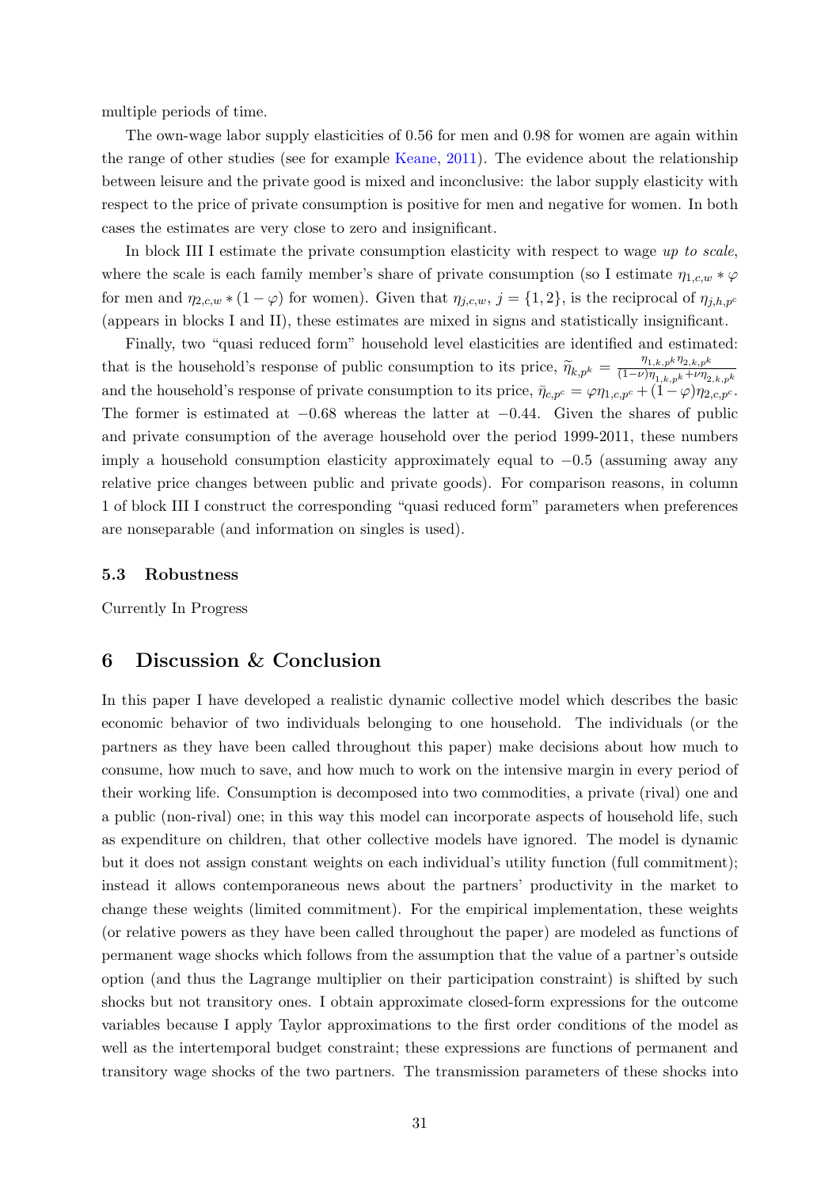multiple periods of time.

The own-wage labor supply elasticities of 0.56 for men and 0.98 for women are again within the range of other studies (see for example Keane, 2011). The evidence about the relationship between leisure and the private good is mixed and inconclusive: the labor supply elasticity with respect to the price of private consumption is positive for men and negative for women. In both cases the estimates are very close to zero and insignificant.

In block III I estimate the private consumption elasticity with respect to wage *up to scale*, where the scale is each family member's share of private consumption (so I estimate $\eta_{1,c,w} * \varphi$ for men and $\eta_{2,c,w} * (1-\varphi)$ for women). Given that $\eta_{j,c,w}$, $j = \{1,2\}$, is the reciprocal of $\eta_{j,h,p^c}$ (appears in blocks I and II), these estimates are mixed in signs and statistically insignificant.

Finally, two "quasi reduced form" household level elasticities are identified and estimated: that is the household's response of public consumption to its price, $\widetilde{\eta}_{k,p^k} = \frac{\eta_{1,k,p^k}\eta_{2,k,p^k}}{(1-\nu)\eta_{1,k,p^k}+\nu\eta_{2,k,p^k}}$ and the household's response of private consumption to its price, $\bar{\eta}_{c,p^c} = \varphi\eta_{1,c,p^c} + (1-\varphi)\eta_{2,c,p^c}$. The former is estimated at $-0.68$ whereas the latter at $-0.44$. Given the shares of public and private consumption of the average household over the period 1999-2011, these numbers imply a household consumption elasticity approximately equal to $-0.5$ (assuming away any relative price changes between public and private goods). For comparison reasons, in column 1 of block III I construct the corresponding "quasi reduced form" parameters when preferences are nonseparable (and information on singles is used).

### 5.3 Robustness

Currently In Progress

## 6 Discussion & Conclusion

In this paper I have developed a realistic dynamic collective model which describes the basic economic behavior of two individuals belonging to one household. The individuals (or the partners as they have been called throughout this paper) make decisions about how much to consume, how much to save, and how much to work on the intensive margin in every period of their working life. Consumption is decomposed into two commodities, a private (rival) one and a public (non-rival) one; in this way this model can incorporate aspects of household life, such as expenditure on children, that other collective models have ignored. The model is dynamic but it does not assign constant weights on each individual's utility function (full commitment); instead it allows contemporaneous news about the partners' productivity in the market to change these weights (limited commitment). For the empirical implementation, these weights (or relative powers as they have been called throughout the paper) are modeled as functions of permanent wage shocks which follows from the assumption that the value of a partner's outside option (and thus the Lagrange multiplier on their participation constraint) is shifted by such shocks but not transitory ones. I obtain approximate closed-form expressions for the outcome variables because I apply Taylor approximations to the first order conditions of the model as well as the intertemporal budget constraint; these expressions are functions of permanent and transitory wage shocks of the two partners. The transmission parameters of these shocks into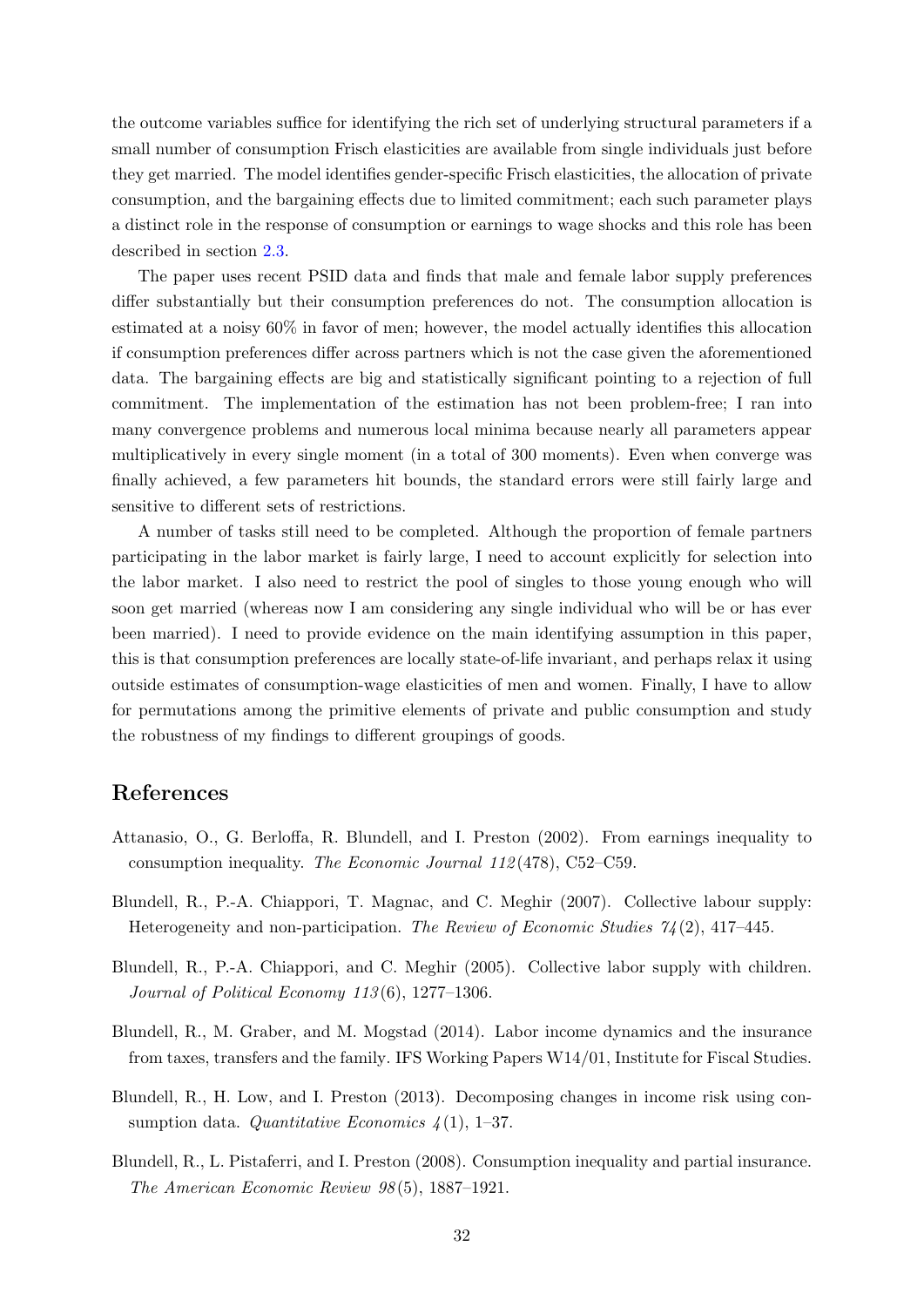the outcome variables suffice for identifying the rich set of underlying structural parameters if a small number of consumption Frisch elasticities are available from single individuals just before they get married. The model identifies gender-specific Frisch elasticities, the allocation of private consumption, and the bargaining effects due to limited commitment; each such parameter plays a distinct role in the response of consumption or earnings to wage shocks and this role has been described in section 2.3.

The paper uses recent PSID data and finds that male and female labor supply preferences differ substantially but their consumption preferences do not. The consumption allocation is estimated at a noisy 60% in favor of men; however, the model actually identifies this allocation if consumption preferences differ across partners which is not the case given the aforementioned data. The bargaining effects are big and statistically significant pointing to a rejection of full commitment. The implementation of the estimation has not been problem-free; I ran into many convergence problems and numerous local minima because nearly all parameters appear multiplicatively in every single moment (in a total of 300 moments). Even when converge was finally achieved, a few parameters hit bounds, the standard errors were still fairly large and sensitive to different sets of restrictions.

A number of tasks still need to be completed. Although the proportion of female partners participating in the labor market is fairly large, I need to account explicitly for selection into the labor market. I also need to restrict the pool of singles to those young enough who will soon get married (whereas now I am considering any single individual who will be or has ever been married). I need to provide evidence on the main identifying assumption in this paper, this is that consumption preferences are locally state-of-life invariant, and perhaps relax it using outside estimates of consumption-wage elasticities of men and women. Finally, I have to allow for permutations among the primitive elements of private and public consumption and study the robustness of my findings to different groupings of goods.

## References

Attanasio, O., G. Berloffa, R. Blundell, and I. Preston (2002). From earnings inequality to consumption inequality. *The Economic Journal 112*(478), C52–C59.

Blundell, R., P.-A. Chiappori, T. Magnac, and C. Meghir (2007). Collective labour supply: Heterogeneity and non-participation. *The Review of Economic Studies 74*(2), 417–445.

Blundell, R., P.-A. Chiappori, and C. Meghir (2005). Collective labor supply with children. *Journal of Political Economy 113*(6), 1277–1306.

Blundell, R., M. Graber, and M. Mogstad (2014). Labor income dynamics and the insurance from taxes, transfers and the family. IFS Working Papers W14/01, Institute for Fiscal Studies.

Blundell, R., H. Low, and I. Preston (2013). Decomposing changes in income risk using consumption data. *Quantitative Economics 4*(1), 1–37.

Blundell, R., L. Pistaferri, and I. Preston (2008). Consumption inequality and partial insurance. *The American Economic Review 98*(5), 1887–1921.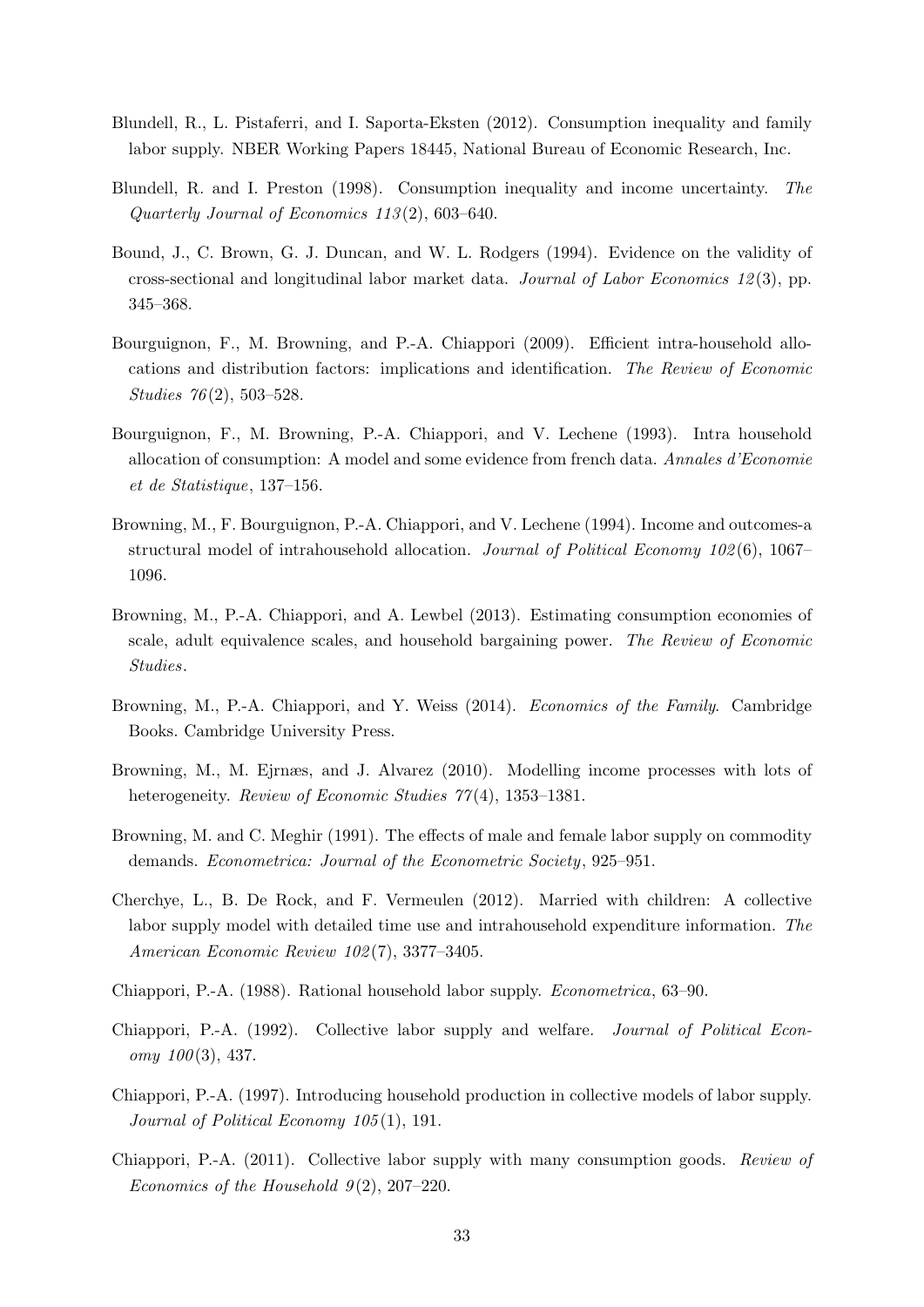Blundell, R., L. Pistaferri, and I. Saporta-Eksten (2012). Consumption inequality and family labor supply. NBER Working Papers 18445, National Bureau of Economic Research, Inc.

Blundell, R. and I. Preston (1998). Consumption inequality and income uncertainty. *The Quarterly Journal of Economics 113*(2), 603–640.

Bound, J., C. Brown, G. J. Duncan, and W. L. Rodgers (1994). Evidence on the validity of cross-sectional and longitudinal labor market data. *Journal of Labor Economics 12*(3), pp. 345–368.

Bourguignon, F., M. Browning, and P.-A. Chiappori (2009). Efficient intra-household allocations and distribution factors: implications and identification. *The Review of Economic Studies 76*(2), 503–528.

Bourguignon, F., M. Browning, P.-A. Chiappori, and V. Lechene (1993). Intra household allocation of consumption: A model and some evidence from french data. *Annales d'Economie et de Statistique*, 137–156.

Browning, M., F. Bourguignon, P.-A. Chiappori, and V. Lechene (1994). Income and outcomes-a structural model of intrahousehold allocation. *Journal of Political Economy 102*(6), 1067–1096.

Browning, M., P.-A. Chiappori, and A. Lewbel (2013). Estimating consumption economies of scale, adult equivalence scales, and household bargaining power. *The Review of Economic Studies*.

Browning, M., P.-A. Chiappori, and Y. Weiss (2014). *Economics of the Family*. Cambridge Books. Cambridge University Press.

Browning, M., M. Ejrnæs, and J. Alvarez (2010). Modelling income processes with lots of heterogeneity. *Review of Economic Studies 77*(4), 1353–1381.

Browning, M. and C. Meghir (1991). The effects of male and female labor supply on commodity demands. *Econometrica: Journal of the Econometric Society*, 925–951.

Cherchye, L., B. De Rock, and F. Vermeulen (2012). Married with children: A collective labor supply model with detailed time use and intrahousehold expenditure information. *The American Economic Review 102*(7), 3377–3405.

Chiappori, P.-A. (1988). Rational household labor supply. *Econometrica*, 63–90.

Chiappori, P.-A. (1992). Collective labor supply and welfare. *Journal of Political Economy 100*(3), 437.

Chiappori, P.-A. (1997). Introducing household production in collective models of labor supply. *Journal of Political Economy 105*(1), 191.

Chiappori, P.-A. (2011). Collective labor supply with many consumption goods. *Review of Economics of the Household 9*(2), 207–220.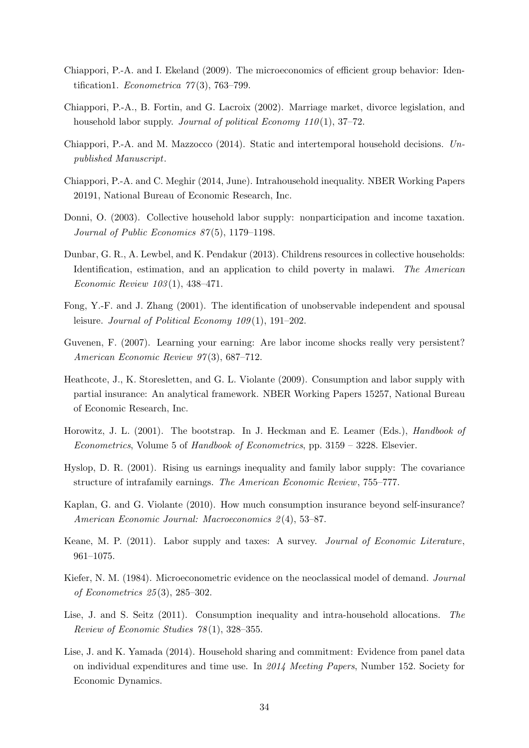Chiappori, P.-A. and I. Ekeland (2009). The microeconomics of efficient group behavior: Identification1. *Econometrica 77*(3), 763–799.

Chiappori, P.-A., B. Fortin, and G. Lacroix (2002). Marriage market, divorce legislation, and household labor supply. *Journal of political Economy 110*(1), 37–72.

Chiappori, P.-A. and M. Mazzocco (2014). Static and intertemporal household decisions. *Unpublished Manuscript*.

Chiappori, P.-A. and C. Meghir (2014, June). Intrahousehold inequality. NBER Working Papers 20191, National Bureau of Economic Research, Inc.

Donni, O. (2003). Collective household labor supply: nonparticipation and income taxation. *Journal of Public Economics 87*(5), 1179–1198.

Dunbar, G. R., A. Lewbel, and K. Pendakur (2013). Childrens resources in collective households: Identification, estimation, and an application to child poverty in malawi. *The American Economic Review 103*(1), 438–471.

Fong, Y.-F. and J. Zhang (2001). The identification of unobservable independent and spousal leisure. *Journal of Political Economy 109*(1), 191–202.

Guvenen, F. (2007). Learning your earning: Are labor income shocks really very persistent? *American Economic Review 97*(3), 687–712.

Heathcote, J., K. Storesletten, and G. L. Violante (2009). Consumption and labor supply with partial insurance: An analytical framework. NBER Working Papers 15257, National Bureau of Economic Research, Inc.

Horowitz, J. L. (2001). The bootstrap. In J. Heckman and E. Leamer (Eds.), *Handbook of Econometrics*, Volume 5 of *Handbook of Econometrics*, pp. 3159 – 3228. Elsevier.

Hyslop, D. R. (2001). Rising us earnings inequality and family labor supply: The covariance structure of intrafamily earnings. *The American Economic Review*, 755–777.

Kaplan, G. and G. Violante (2010). How much consumption insurance beyond self-insurance? *American Economic Journal: Macroeconomics 2*(4), 53–87.

Keane, M. P. (2011). Labor supply and taxes: A survey. *Journal of Economic Literature*, 961–1075.

Kiefer, N. M. (1984). Microeconometric evidence on the neoclassical model of demand. *Journal of Econometrics 25*(3), 285–302.

Lise, J. and S. Seitz (2011). Consumption inequality and intra-household allocations. *The Review of Economic Studies 78*(1), 328–355.

Lise, J. and K. Yamada (2014). Household sharing and commitment: Evidence from panel data on individual expenditures and time use. In *2014 Meeting Papers*, Number 152. Society for Economic Dynamics.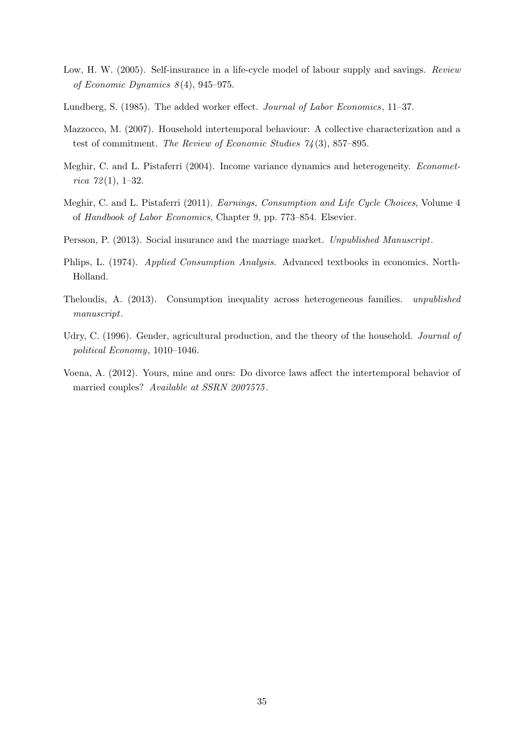Low, H. W. (2005). Self-insurance in a life-cycle model of labour supply and savings. *Review of Economic Dynamics 8*(4), 945–975.

Lundberg, S. (1985). The added worker effect. *Journal of Labor Economics*, 11–37.

Mazzocco, M. (2007). Household intertemporal behaviour: A collective characterization and a test of commitment. *The Review of Economic Studies 74*(3), 857–895.

Meghir, C. and L. Pistaferri (2004). Income variance dynamics and heterogeneity. *Econometrica 72*(1), 1–32.

Meghir, C. and L. Pistaferri (2011). *Earnings, Consumption and Life Cycle Choices*, Volume 4 of *Handbook of Labor Economics*, Chapter 9, pp. 773–854. Elsevier.

Persson, P. (2013). Social insurance and the marriage market. *Unpublished Manuscript*.

Phlips, L. (1974). *Applied Consumption Analysis*. Advanced textbooks in economics. North-Holland.

Theloudis, A. (2013). Consumption inequality across heterogeneous families. *unpublished manuscript*.

Udry, C. (1996). Gender, agricultural production, and the theory of the household. *Journal of political Economy*, 1010–1046.

Voena, A. (2012). Yours, mine and ours: Do divorce laws affect the intertemporal behavior of married couples? *Available at SSRN 2007575*.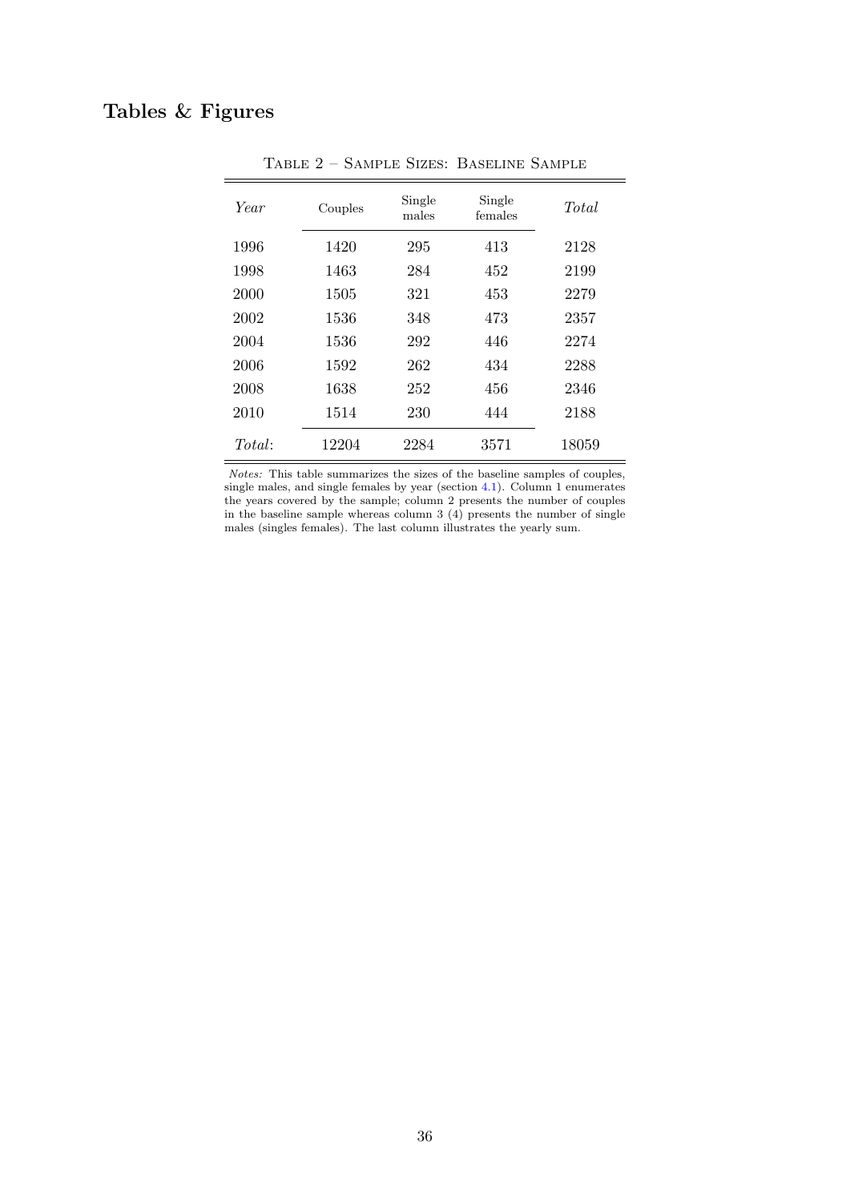## Tables & Figures

Table 2 – Sample Sizes: Baseline Sample

| *Year* | Couples | Single males | Single females | *Total* |
|---|---|---|---|---|
| 1996 | 1420 | 295 | 413 | 2128 |
| 1998 | 1463 | 284 | 452 | 2199 |
| 2000 | 1505 | 321 | 453 | 2279 |
| 2002 | 1536 | 348 | 473 | 2357 |
| 2004 | 1536 | 292 | 446 | 2274 |
| 2006 | 1592 | 262 | 434 | 2288 |
| 2008 | 1638 | 252 | 456 | 2346 |
| 2010 | 1514 | 230 | 444 | 2188 |
| *Total*: | 12204 | 2284 | 3571 | 18059 |

*Notes:* This table summarizes the sizes of the baseline samples of couples, single males, and single females by year (section 4.1). Column 1 enumerates the years covered by the sample; column 2 presents the number of couples in the baseline sample whereas column 3 (4) presents the number of single males (singles females). The last column illustrates the yearly sum.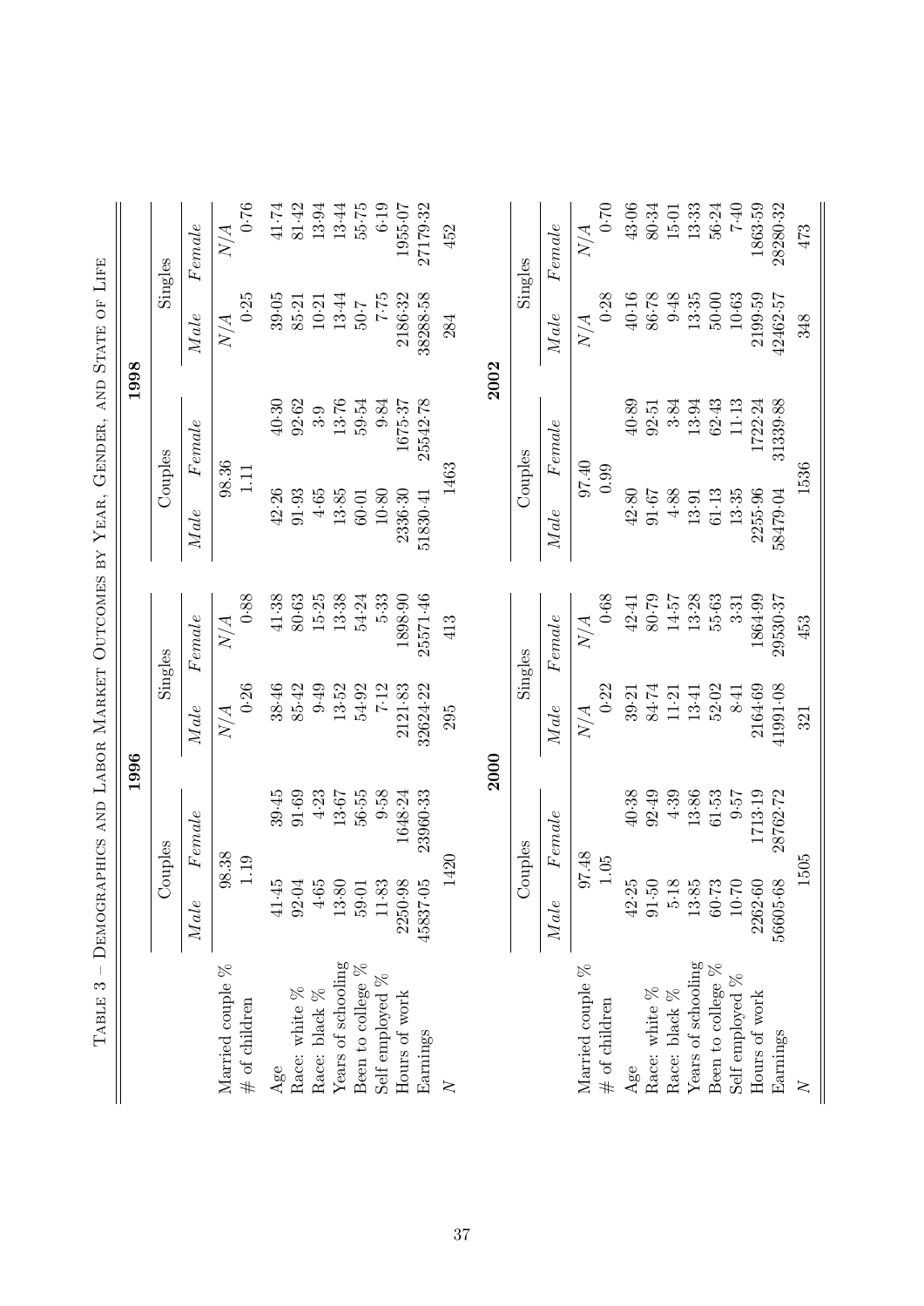Table 3 – Demographics and Labor Market Outcomes by Year, Gender, and State of Life

| | 1996 | | | | 1998 | | | |
|---|---|---|---|---|---|---|---|---|
| | Couples | | Singles | | Couples | | Singles | |
| | *Male* | *Female* | *Male* | *Female* | *Male* | *Female* | *Male* | *Female* |
| Married couple % | 98·38 | | N/A | N/A | 98·36 | | N/A | N/A |
| # of children | 1·19 | | 0·26 | 0·88 | 1·11 | | 0·25 | 0·76 |
| Age | 41·45 | 39·45 | 38·46 | 41·38 | 42·26 | 40·30 | 39·05 | 41·74 |
| Race: white % | 92·04 | 91·69 | 85·42 | 80·63 | 91·93 | 92·62 | 85·21 | 81·42 |
| Race: black % | 4·65 | 4·23 | 9·49 | 15·25 | 4·65 | 3·9 | 10·21 | 13·94 |
| Years of schooling | 13·80 | 13·67 | 13·52 | 13·38 | 13·85 | 13·76 | 13·44 | 13·44 |
| Been to college % | 59·01 | 56·55 | 54·92 | 54·24 | 60·01 | 59·54 | 50·7 | 55·75 |
| Self employed % | 11·83 | 9·58 | 7·12 | 5·33 | 10·80 | 9·84 | 7·75 | 6·19 |
| Hours of work | 2250·98 | 1648·24 | 2121·83 | 1898·90 | 2336·30 | 1675·37 | 2186·32 | 1955·07 |
| Earnings | 45837·05 | 23960·33 | 32624·22 | 25571·46 | 51830·41 | 25542·78 | 38288·58 | 27179·32 |
| $N$ | 1420 | | 295 | 413 | 1463 | | 284 | 452 |

| | 2000 | | | | 2002 | | | |
|---|---|---|---|---|---|---|---|---|
| | Couples | | Singles | | Couples | | Singles | |
| | *Male* | *Female* | *Male* | *Female* | *Male* | *Female* | *Male* | *Female* |
| Married couple % | 97·48 | | N/A | N/A | 97·40 | | N/A | N/A |
| # of children | 1·05 | | 0·22 | 0·68 | 0·99 | | 0·28 | 0·70 |
| Age | 42·25 | 40·38 | 39·21 | 42·41 | 42·80 | 40·89 | 40·16 | 43·06 |
| Race: white % | 91·50 | 92·49 | 84·74 | 80·79 | 91·67 | 92·51 | 86·78 | 80·34 |
| Race: black % | 5·18 | 4·39 | 11·21 | 14·57 | 4·88 | 3·84 | 9·48 | 15·01 |
| Years of schooling | 13·85 | 13·86 | 13·41 | 13·28 | 13·91 | 13·94 | 13·35 | 13·33 |
| Been to college % | 60·73 | 61·53 | 52·02 | 55·63 | 61·13 | 62·43 | 50·00 | 56·24 |
| Self employed % | 10·70 | 9·57 | 8·41 | 3·31 | 13·35 | 11·13 | 10·63 | 7·40 |
| Hours of work | 2262·60 | 1713·19 | 2164·69 | 1864·99 | 2255·96 | 1722·24 | 2199·59 | 1863·59 |
| Earnings | 56605·68 | 28762·72 | 41991·08 | 29530·37 | 58479·04 | 31339·88 | 42462·57 | 28280·32 |
| $N$ | 1505 | | 321 | 453 | 1536 | | 348 | 473 |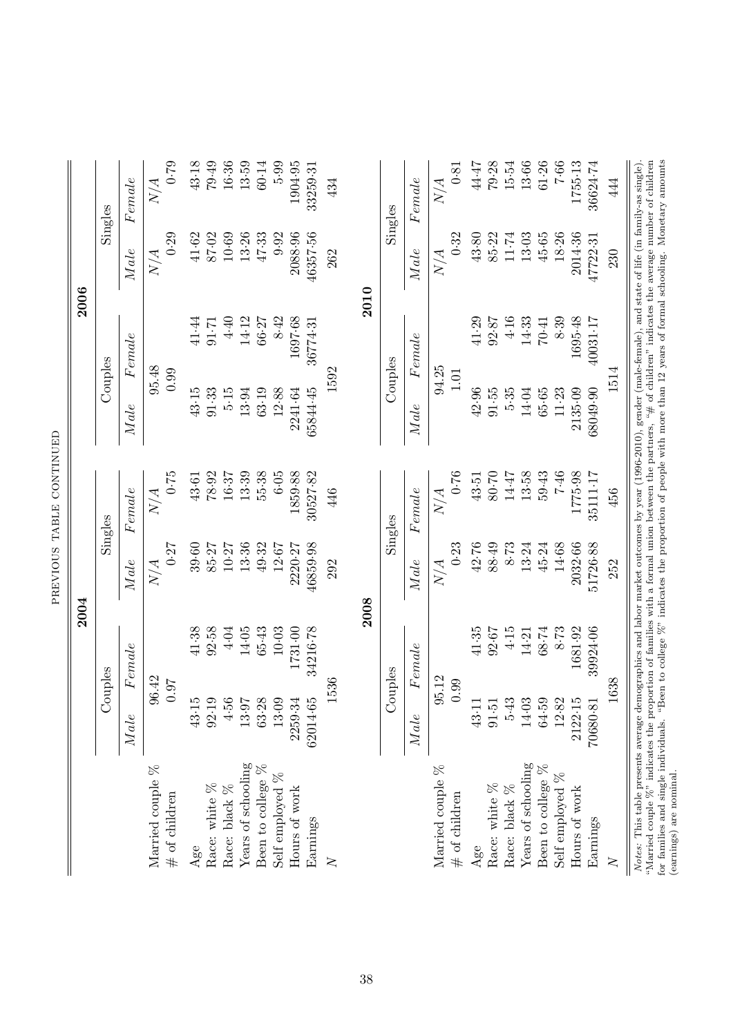PREVIOUS TABLE CONTINUED

| | 2004 | | | | 2006 | | | |
|---|---|---|---|---|---|---|---|---|
| | Couples | | Singles | | Couples | | Singles | |
| | *Male* | *Female* | *Male* | *Female* | *Male* | *Female* | *Male* | *Female* |
| Married couple % | 96·42 | | *N/A* | *N/A* | 95·48 | | *N/A* | *N/A* |
| # of children | 0·97 | | 0·27 | 0·75 | 0·99 | | 0·29 | 0·79 |
| Age | 43·15 | 41·38 | 39·60 | 43·61 | 43·15 | 41·44 | 41·62 | 43·18 |
| Race: white % | 92·19 | 92·58 | 85·27 | 78·92 | 91·33 | 91·71 | 87·02 | 79·49 |
| Race: black % | 4·56 | 4·04 | 10·27 | 16·37 | 5·15 | 4·40 | 10·69 | 16·36 |
| Years of schooling | 13·97 | 14·05 | 13·36 | 13·39 | 13·94 | 14·12 | 13·26 | 13·59 |
| Been to college % | 63·28 | 65·43 | 49·32 | 55·38 | 63·19 | 66·27 | 47·33 | 60·14 |
| Self employed % | 13·09 | 10·03 | 12·67 | 6·05 | 12·88 | 8·42 | 9·92 | 5·99 |
| Hours of work | 2259·34 | 1731·00 | 2220·27 | 1859·88 | 2241·64 | 1697·68 | 2088·96 | 1904·95 |
| Earnings | 62014·65 | 34216·78 | 46859·98 | 30527·82 | 65844·45 | 36774·31 | 46357·56 | 33259·31 |
| $N$ | 1536 | | 292 | 446 | 1592 | | 262 | 434 |

| | 2008 | | | | 2010 | | | |
|---|---|---|---|---|---|---|---|---|
| | Couples | | Singles | | Couples | | Singles | |
| | *Male* | *Female* | *Male* | *Female* | *Male* | *Female* | *Male* | *Female* |
| Married couple % | 95·12 | | *N/A* | *N/A* | 94·25 | | *N/A* | *N/A* |
| # of children | 0·99 | | 0·23 | 0·76 | 1·01 | | 0·32 | 0·81 |
| Age | 43·11 | 41·35 | 42·76 | 43·51 | 42·96 | 41·29 | 43·80 | 44·47 |
| Race: white % | 91·51 | 92·67 | 88·49 | 80·70 | 91·55 | 92·87 | 85·22 | 79·28 |
| Race: black % | 5·43 | 4·15 | 8·73 | 14·47 | 5·35 | 4·16 | 11·74 | 15·54 |
| Years of schooling | 14·03 | 14·21 | 13·24 | 13·58 | 14·04 | 14·33 | 13·03 | 13·66 |
| Been to college % | 64·59 | 68·74 | 45·24 | 59·43 | 65·65 | 70·41 | 45·65 | 61·26 |
| Self employed % | 12·82 | 8·73 | 14·68 | 7·46 | 11·23 | 8·39 | 18·26 | 7·66 |
| Hours of work | 2122·15 | 1681·92 | 2032·66 | 1775·98 | 2135·09 | 1695·48 | 2014·36 | 1755·13 |
| Earnings | 70680·81 | 39924·06 | 51726·88 | 35111·17 | 68049·90 | 40031·17 | 47722·31 | 36624·74 |
| $N$ | 1638 | | 252 | 456 | 1514 | | 230 | 444 |

*Notes*: This table presents average demographics and labor market outcomes by year (1996-2010), gender (male-female), and state of life (in family-as single). "Married couple %" indicates the proportion of families with a formal union between the partners, "# of children" indicates the average number of children for families and single individuals. "Been to college %" indicates the proportion of people with more than 12 years of formal schooling. Monetary amounts (earnings) are nominal.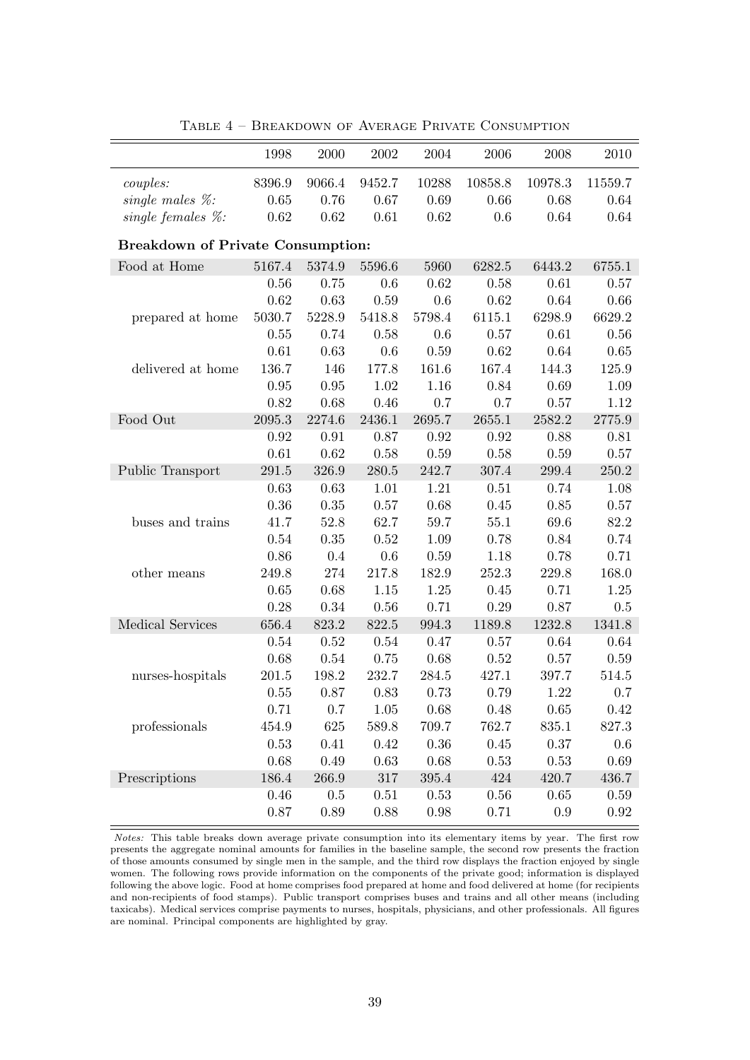Table 4 – Breakdown of Average Private Consumption

| | 1998 | 2000 | 2002 | 2004 | 2006 | 2008 | 2010 |
|---|---|---|---|---|---|---|---|
| *couples:* | 8396.9 | 9066.4 | 9452.7 | 10288 | 10858.8 | 10978.3 | 11559.7 |
| *single males %:* | 0.65 | 0.76 | 0.67 | 0.69 | 0.66 | 0.68 | 0.64 |
| *single females %:* | 0.62 | 0.62 | 0.61 | 0.62 | 0.6 | 0.64 | 0.64 |
| **Breakdown of Private Consumption:** | | | | | | | |
| Food at Home | 5167.4 | 5374.9 | 5596.6 | 5960 | 6282.5 | 6443.2 | 6755.1 |
| | 0.56 | 0.75 | 0.6 | 0.62 | 0.58 | 0.61 | 0.57 |
| | 0.62 | 0.63 | 0.59 | 0.6 | 0.62 | 0.64 | 0.66 |
| prepared at home | 5030.7 | 5228.9 | 5418.8 | 5798.4 | 6115.1 | 6298.9 | 6629.2 |
| | 0.55 | 0.74 | 0.58 | 0.6 | 0.57 | 0.61 | 0.56 |
| | 0.61 | 0.63 | 0.6 | 0.59 | 0.62 | 0.64 | 0.65 |
| delivered at home | 136.7 | 146 | 177.8 | 161.6 | 167.4 | 144.3 | 125.9 |
| | 0.95 | 0.95 | 1.02 | 1.16 | 0.84 | 0.69 | 1.09 |
| | 0.82 | 0.68 | 0.46 | 0.7 | 0.7 | 0.57 | 1.12 |
| Food Out | 2095.3 | 2274.6 | 2436.1 | 2695.7 | 2655.1 | 2582.2 | 2775.9 |
| | 0.92 | 0.91 | 0.87 | 0.92 | 0.92 | 0.88 | 0.81 |
| | 0.61 | 0.62 | 0.58 | 0.59 | 0.58 | 0.59 | 0.57 |
| Public Transport | 291.5 | 326.9 | 280.5 | 242.7 | 307.4 | 299.4 | 250.2 |
| | 0.63 | 0.63 | 1.01 | 1.21 | 0.51 | 0.74 | 1.08 |
| | 0.36 | 0.35 | 0.57 | 0.68 | 0.45 | 0.85 | 0.57 |
| buses and trains | 41.7 | 52.8 | 62.7 | 59.7 | 55.1 | 69.6 | 82.2 |
| | 0.54 | 0.35 | 0.52 | 1.09 | 0.78 | 0.84 | 0.74 |
| | 0.86 | 0.4 | 0.6 | 0.59 | 1.18 | 0.78 | 0.71 |
| other means | 249.8 | 274 | 217.8 | 182.9 | 252.3 | 229.8 | 168.0 |
| | 0.65 | 0.68 | 1.15 | 1.25 | 0.45 | 0.71 | 1.25 |
| | 0.28 | 0.34 | 0.56 | 0.71 | 0.29 | 0.87 | 0.5 |
| Medical Services | 656.4 | 823.2 | 822.5 | 994.3 | 1189.8 | 1232.8 | 1341.8 |
| | 0.54 | 0.52 | 0.54 | 0.47 | 0.57 | 0.64 | 0.64 |
| | 0.68 | 0.54 | 0.75 | 0.68 | 0.52 | 0.57 | 0.59 |
| nurses-hospitals | 201.5 | 198.2 | 232.7 | 284.5 | 427.1 | 397.7 | 514.5 |
| | 0.55 | 0.87 | 0.83 | 0.73 | 0.79 | 1.22 | 0.7 |
| | 0.71 | 0.7 | 1.05 | 0.68 | 0.48 | 0.65 | 0.42 |
| professionals | 454.9 | 625 | 589.8 | 709.7 | 762.7 | 835.1 | 827.3 |
| | 0.53 | 0.41 | 0.42 | 0.36 | 0.45 | 0.37 | 0.6 |
| | 0.68 | 0.49 | 0.63 | 0.68 | 0.53 | 0.53 | 0.69 |
| Prescriptions | 186.4 | 266.9 | 317 | 395.4 | 424 | 420.7 | 436.7 |
| | 0.46 | 0.5 | 0.51 | 0.53 | 0.56 | 0.65 | 0.59 |
| | 0.87 | 0.89 | 0.88 | 0.98 | 0.71 | 0.9 | 0.92 |

*Notes:* This table breaks down average private consumption into its elementary items by year. The first row presents the aggregate nominal amounts for families in the baseline sample, the second row presents the fraction of those amounts consumed by single men in the sample, and the third row displays the fraction enjoyed by single women. The following rows provide information on the components of the private good; information is displayed following the above logic. Food at home comprises food prepared at home and food delivered at home (for recipients and non-recipients of food stamps). Public transport comprises buses and trains and all other means (including taxicabs). Medical services comprise payments to nurses, hospitals, physicians, and other professionals. All figures are nominal. Principal components are highlighted by gray.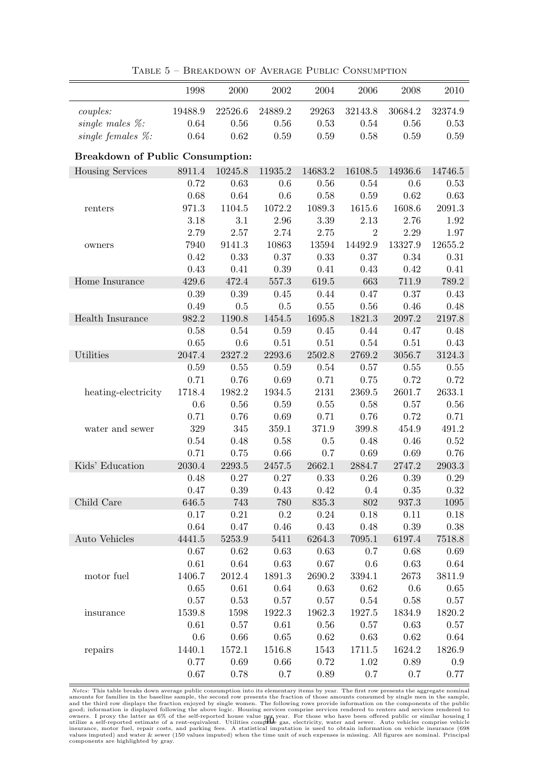Table 5 – Breakdown of Average Public Consumption

| | 1998 | 2000 | 2002 | 2004 | 2006 | 2008 | 2010 |
|---|---|---|---|---|---|---|---|
| *couples:* | 19488.9 | 22526.6 | 24889.2 | 29263 | 32143.8 | 30684.2 | 32374.9 |
| *single males %:* | 0.64 | 0.56 | 0.56 | 0.53 | 0.54 | 0.56 | 0.53 |
| *single females %:* | 0.64 | 0.62 | 0.59 | 0.59 | 0.58 | 0.59 | 0.59 |
| **Breakdown of Public Consumption:** | | | | | | | |
| Housing Services | 8911.4 | 10245.8 | 11935.2 | 14683.2 | 16108.5 | 14936.6 | 14746.5 |
| | 0.72 | 0.63 | 0.6 | 0.56 | 0.54 | 0.6 | 0.53 |
| | 0.68 | 0.64 | 0.6 | 0.58 | 0.59 | 0.62 | 0.63 |
| renters | 971.3 | 1104.5 | 1072.2 | 1089.3 | 1615.6 | 1608.6 | 2091.3 |
| | 3.18 | 3.1 | 2.96 | 3.39 | 2.13 | 2.76 | 1.92 |
| | 2.79 | 2.57 | 2.74 | 2.75 | 2 | 2.29 | 1.97 |
| owners | 7940 | 9141.3 | 10863 | 13594 | 14492.9 | 13327.9 | 12655.2 |
| | 0.42 | 0.33 | 0.37 | 0.33 | 0.37 | 0.34 | 0.31 |
| | 0.43 | 0.41 | 0.39 | 0.41 | 0.43 | 0.42 | 0.41 |
| Home Insurance | 429.6 | 472.4 | 557.3 | 619.5 | 663 | 711.9 | 789.2 |
| | 0.39 | 0.39 | 0.45 | 0.44 | 0.47 | 0.37 | 0.43 |
| | 0.49 | 0.5 | 0.5 | 0.55 | 0.56 | 0.46 | 0.48 |
| Health Insurance | 982.2 | 1190.8 | 1454.5 | 1695.8 | 1821.3 | 2097.2 | 2197.8 |
| | 0.58 | 0.54 | 0.59 | 0.45 | 0.44 | 0.47 | 0.48 |
| | 0.65 | 0.6 | 0.51 | 0.51 | 0.54 | 0.51 | 0.43 |
| Utilities | 2047.4 | 2327.2 | 2293.6 | 2502.8 | 2769.2 | 3056.7 | 3124.3 |
| | 0.59 | 0.55 | 0.59 | 0.54 | 0.57 | 0.55 | 0.55 |
| | 0.71 | 0.76 | 0.69 | 0.71 | 0.75 | 0.72 | 0.72 |
| heating-electricity | 1718.4 | 1982.2 | 1934.5 | 2131 | 2369.5 | 2601.7 | 2633.1 |
| | 0.6 | 0.56 | 0.59 | 0.55 | 0.58 | 0.57 | 0.56 |
| | 0.71 | 0.76 | 0.69 | 0.71 | 0.76 | 0.72 | 0.71 |
| water and sewer | 329 | 345 | 359.1 | 371.9 | 399.8 | 454.9 | 491.2 |
| | 0.54 | 0.48 | 0.58 | 0.5 | 0.48 | 0.46 | 0.52 |
| | 0.71 | 0.75 | 0.66 | 0.7 | 0.69 | 0.69 | 0.76 |
| Kids' Education | 2030.4 | 2293.5 | 2457.5 | 2662.1 | 2884.7 | 2747.2 | 2903.3 |
| | 0.48 | 0.27 | 0.27 | 0.33 | 0.26 | 0.39 | 0.29 |
| | 0.47 | 0.39 | 0.43 | 0.42 | 0.4 | 0.35 | 0.32 |
| Child Care | 646.5 | 743 | 780 | 835.3 | 802 | 937.3 | 1095 |
| | 0.17 | 0.21 | 0.2 | 0.24 | 0.18 | 0.11 | 0.18 |
| | 0.64 | 0.47 | 0.46 | 0.43 | 0.48 | 0.39 | 0.38 |
| Auto Vehicles | 4441.5 | 5253.9 | 5411 | 6264.3 | 7095.1 | 6197.4 | 7518.8 |
| | 0.67 | 0.62 | 0.63 | 0.63 | 0.7 | 0.68 | 0.69 |
| | 0.61 | 0.64 | 0.63 | 0.67 | 0.6 | 0.63 | 0.64 |
| motor fuel | 1406.7 | 2012.4 | 1891.3 | 2690.2 | 3394.1 | 2673 | 3811.9 |
| | 0.65 | 0.61 | 0.64 | 0.63 | 0.62 | 0.6 | 0.65 |
| | 0.57 | 0.53 | 0.57 | 0.57 | 0.54 | 0.58 | 0.57 |
| insurance | 1539.8 | 1598 | 1922.3 | 1962.3 | 1927.5 | 1834.9 | 1820.2 |
| | 0.61 | 0.57 | 0.61 | 0.56 | 0.57 | 0.63 | 0.57 |
| | 0.6 | 0.66 | 0.65 | 0.62 | 0.63 | 0.62 | 0.64 |
| repairs | 1440.1 | 1572.1 | 1516.8 | 1543 | 1711.5 | 1624.2 | 1826.9 |
| | 0.77 | 0.69 | 0.66 | 0.72 | 1.02 | 0.89 | 0.9 |
| | 0.67 | 0.78 | 0.7 | 0.89 | 0.7 | 0.7 | 0.77 |

*Notes:* This table breaks down average public consumption into its elementary items by year. The first row presents the aggregate nominal amounts for families in the baseline sample, the second row presents the fraction of those amounts consumed by single men in the sample, and the third row displays the fraction enjoyed by single women. The following rows provide information on the components of the public good; information is displayed following the above logic. Housing services comprise services rendered to renters and services rendered to owners. I proxy the latter as 6% of the self-reported house value per year. For those who have been offered public or similar housing I utilize a self-reported estimate of a rent-equivalent. Utilities comprise gas, electricity, water and sewer. Auto vehicles comprise vehicle insurance, motor fuel, repair costs, and parking fees. A statistical imputation is used to obtain information on vehicle insurance (698 values imputed) and water & sewer (150 values imputed) when the time unit of such expenses is missing. All figures are nominal. Principal components are highlighted by gray.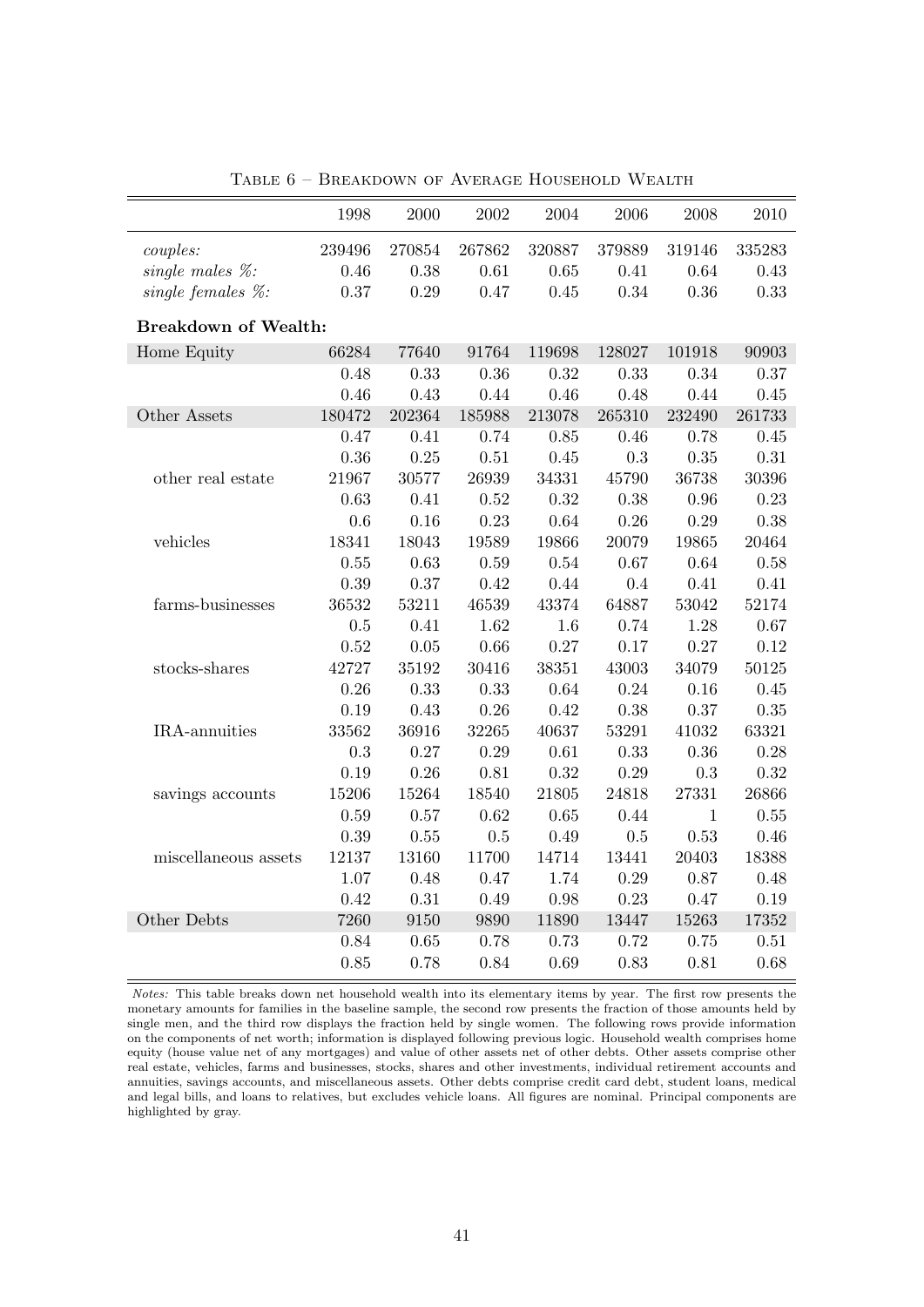Table 6 – Breakdown of Average Household Wealth

| | 1998 | 2000 | 2002 | 2004 | 2006 | 2008 | 2010 |
|---|---|---|---|---|---|---|---|
| *couples:* | 239496 | 270854 | 267862 | 320887 | 379889 | 319146 | 335283 |
| *single males %:* | 0.46 | 0.38 | 0.61 | 0.65 | 0.41 | 0.64 | 0.43 |
| *single females %:* | 0.37 | 0.29 | 0.47 | 0.45 | 0.34 | 0.36 | 0.33 |
| **Breakdown of Wealth:** | | | | | | | |
| Home Equity | 66284 | 77640 | 91764 | 119698 | 128027 | 101918 | 90903 |
| | 0.48 | 0.33 | 0.36 | 0.32 | 0.33 | 0.34 | 0.37 |
| | 0.46 | 0.43 | 0.44 | 0.46 | 0.48 | 0.44 | 0.45 |
| Other Assets | 180472 | 202364 | 185988 | 213078 | 265310 | 232490 | 261733 |
| | 0.47 | 0.41 | 0.74 | 0.85 | 0.46 | 0.78 | 0.45 |
| | 0.36 | 0.25 | 0.51 | 0.45 | 0.3 | 0.35 | 0.31 |
| other real estate | 21967 | 30577 | 26939 | 34331 | 45790 | 36738 | 30396 |
| | 0.63 | 0.41 | 0.52 | 0.32 | 0.38 | 0.96 | 0.23 |
| | 0.6 | 0.16 | 0.23 | 0.64 | 0.26 | 0.29 | 0.38 |
| vehicles | 18341 | 18043 | 19589 | 19866 | 20079 | 19865 | 20464 |
| | 0.55 | 0.63 | 0.59 | 0.54 | 0.67 | 0.64 | 0.58 |
| | 0.39 | 0.37 | 0.42 | 0.44 | 0.4 | 0.41 | 0.41 |
| farms-businesses | 36532 | 53211 | 46539 | 43374 | 64887 | 53042 | 52174 |
| | 0.5 | 0.41 | 1.62 | 1.6 | 0.74 | 1.28 | 0.67 |
| | 0.52 | 0.05 | 0.66 | 0.27 | 0.17 | 0.27 | 0.12 |
| stocks-shares | 42727 | 35192 | 30416 | 38351 | 43003 | 34079 | 50125 |
| | 0.26 | 0.33 | 0.33 | 0.64 | 0.24 | 0.16 | 0.45 |
| | 0.19 | 0.43 | 0.26 | 0.42 | 0.38 | 0.37 | 0.35 |
| IRA-annuities | 33562 | 36916 | 32265 | 40637 | 53291 | 41032 | 63321 |
| | 0.3 | 0.27 | 0.29 | 0.61 | 0.33 | 0.36 | 0.28 |
| | 0.19 | 0.26 | 0.81 | 0.32 | 0.29 | 0.3 | 0.32 |
| savings accounts | 15206 | 15264 | 18540 | 21805 | 24818 | 27331 | 26866 |
| | 0.59 | 0.57 | 0.62 | 0.65 | 0.44 | 1 | 0.55 |
| | 0.39 | 0.55 | 0.5 | 0.49 | 0.5 | 0.53 | 0.46 |
| miscellaneous assets | 12137 | 13160 | 11700 | 14714 | 13441 | 20403 | 18388 |
| | 1.07 | 0.48 | 0.47 | 1.74 | 0.29 | 0.87 | 0.48 |
| | 0.42 | 0.31 | 0.49 | 0.98 | 0.23 | 0.47 | 0.19 |
| Other Debts | 7260 | 9150 | 9890 | 11890 | 13447 | 15263 | 17352 |
| | 0.84 | 0.65 | 0.78 | 0.73 | 0.72 | 0.75 | 0.51 |
| | 0.85 | 0.78 | 0.84 | 0.69 | 0.83 | 0.81 | 0.68 |

*Notes:* This table breaks down net household wealth into its elementary items by year. The first row presents the monetary amounts for families in the baseline sample, the second row presents the fraction of those amounts held by single men, and the third row displays the fraction held by single women. The following rows provide information on the components of net worth; information is displayed following previous logic. Household wealth comprises home equity (house value net of any mortgages) and value of other assets net of other debts. Other assets comprise other real estate, vehicles, farms and businesses, stocks, shares and other investments, individual retirement accounts and annuities, savings accounts, and miscellaneous assets. Other debts comprise credit card debt, student loans, medical and legal bills, and loans to relatives, but excludes vehicle loans. All figures are nominal. Principal components are highlighted by gray.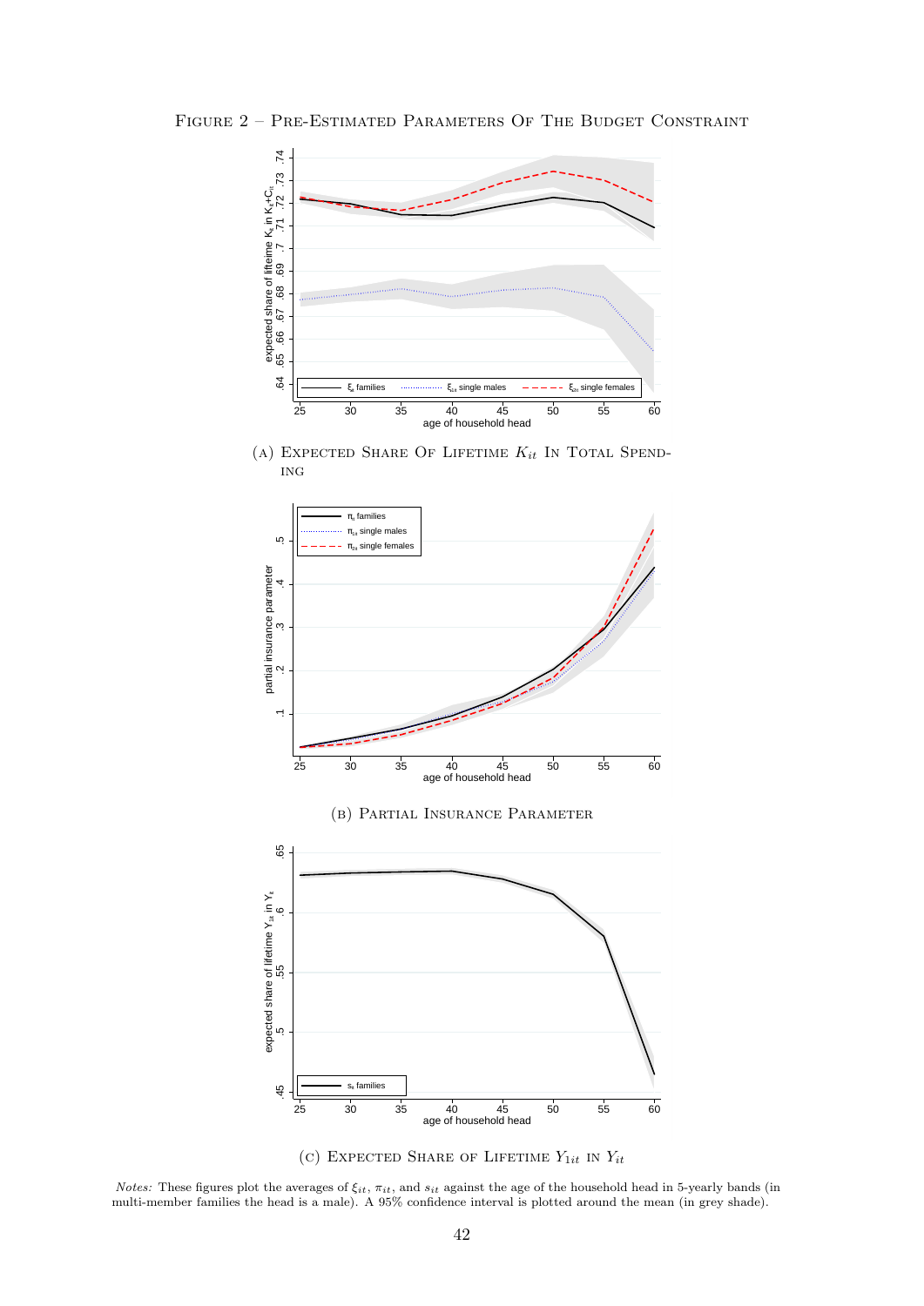Figure 2 – Pre-Estimated Parameters Of The Budget Constraint

(a) Expected Share Of Lifetime $K_{it}$ In Total Spending

(b) Partial Insurance Parameter

(c) Expected Share Of Lifetime $Y_{1it}$ in $Y_{it}$

*Notes:* These figures plot the averages of $\xi_{it}$, $\pi_{it}$, and $s_{it}$ against the age of the household head in 5-yearly bands (in multi-member families the head is a male). A 95% confidence interval is plotted around the mean (in grey shade).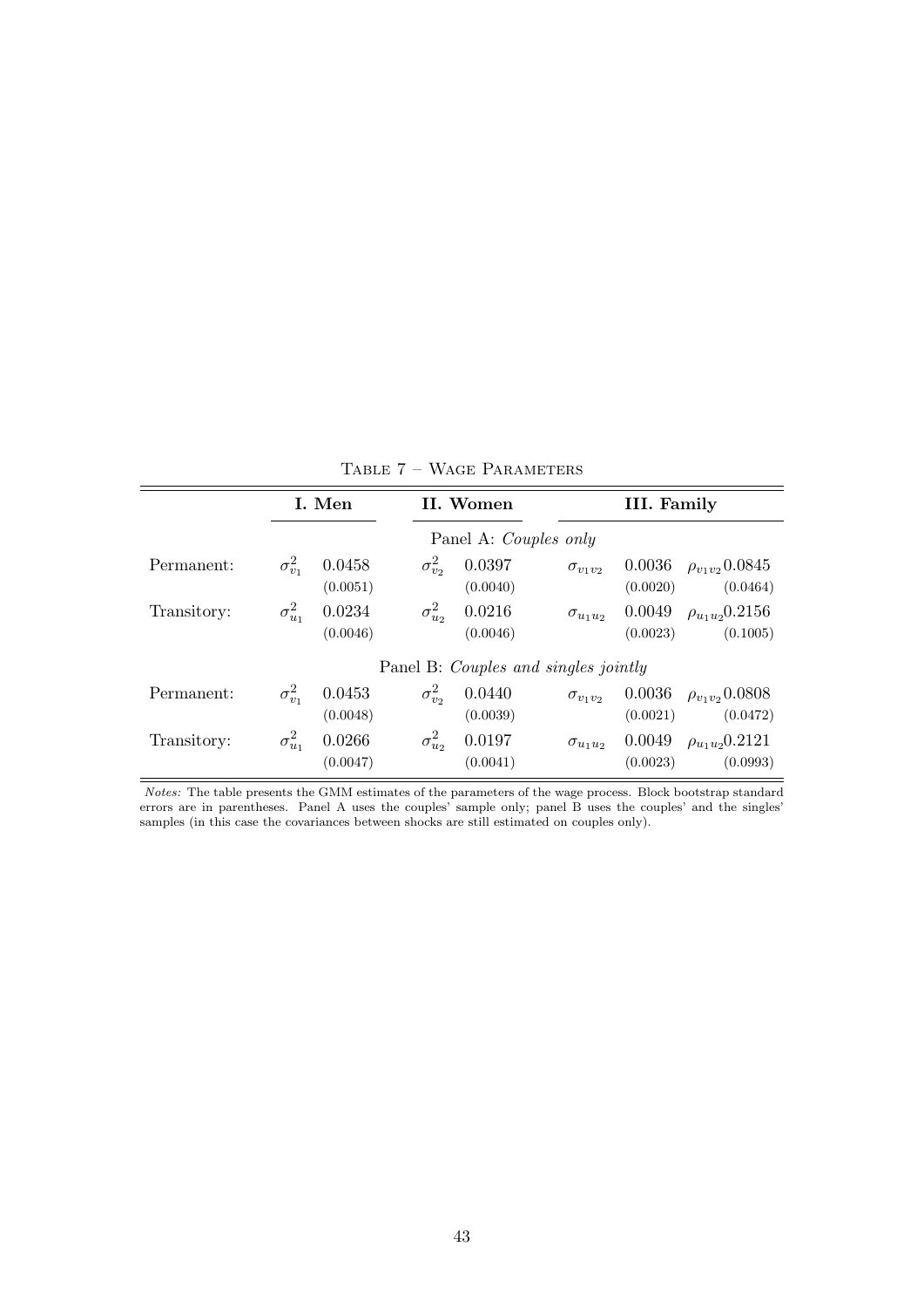Table 7 – Wage Parameters

| | I. Men | | II. Women | | III. Family | | | |
|---|---|---|---|---|---|---|---|---|
| | Panel A: *Couples only* | | | | | | | |
| Permanent: | $\sigma^2_{v_1}$ | 0.0458 | $\sigma^2_{v_2}$ | 0.0397 | $\sigma_{v_1 v_2}$ | 0.0036 | $\rho_{v_1 v_2}$ | 0.0845 |
| | | (0.0051) | | (0.0040) | | (0.0020) | | (0.0464) |
| Transitory: | $\sigma^2_{u_1}$ | 0.0234 | $\sigma^2_{u_2}$ | 0.0216 | $\sigma_{u_1 u_2}$ | 0.0049 | $\rho_{u_1 u_2}$ | 0.2156 |
| | | (0.0046) | | (0.0046) | | (0.0023) | | (0.1005) |
| | Panel B: *Couples and singles jointly* | | | | | | | |
| Permanent: | $\sigma^2_{v_1}$ | 0.0453 | $\sigma^2_{v_2}$ | 0.0440 | $\sigma_{v_1 v_2}$ | 0.0036 | $\rho_{v_1 v_2}$ | 0.0808 |
| | | (0.0048) | | (0.0039) | | (0.0021) | | (0.0472) |
| Transitory: | $\sigma^2_{u_1}$ | 0.0266 | $\sigma^2_{u_2}$ | 0.0197 | $\sigma_{u_1 u_2}$ | 0.0049 | $\rho_{u_1 u_2}$ | 0.2121 |
| | | (0.0047) | | (0.0041) | | (0.0023) | | (0.0993) |

*Notes:* The table presents the GMM estimates of the parameters of the wage process. Block bootstrap standard errors are in parentheses. Panel A uses the couples' sample only; panel B uses the couples' and the singles' samples (in this case the covariances between shocks are still estimated on couples only).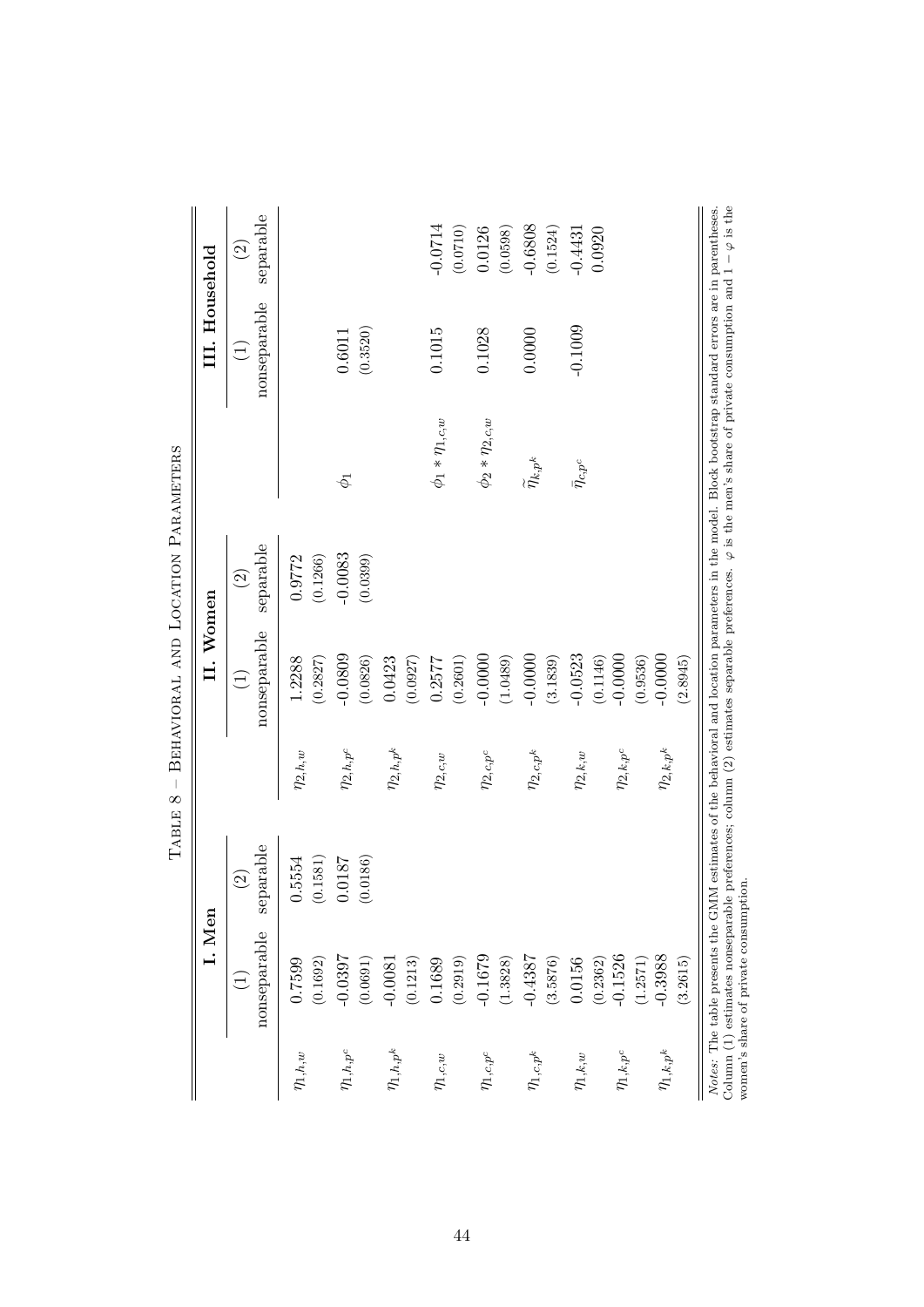TABLE 8 – BEHAVIORAL AND LOCATION PARAMETERS

| | I. Men | | | II. Women | | | III. Household | |
|---|---|---|---|---|---|---|---|---|
| | (1) nonseparable | (2) separable | | (1) nonseparable | (2) separable | | (1) nonseparable | (2) separable |
| $\eta_{1,h,w}$ | 0.7599 | 0.5554 | $\eta_{2,h,w}$ | 1.2288 | 0.9772 | | | |
| | (0.1692) | (0.1581) | | (0.2827) | (0.1266) | | | |
| $\eta_{1,h,p^c}$ | -0.0397 | 0.0187 | $\eta_{2,h,p^c}$ | -0.0809 | -0.0083 | $\phi_1$ | 0.6011 | |
| | (0.0691) | (0.0186) | | (0.0826) | (0.0399) | | (0.3520) | |
| $\eta_{1,h,p^k}$ | -0.0081 | | $\eta_{2,h,p^k}$ | 0.0423 | | | | |
| | (0.1213) | | | (0.0927) | | | | |
| $\eta_{1,c,w}$ | 0.1689 | | $\eta_{2,c,w}$ | 0.2577 | | $\phi_1 * \eta_{1,c,w}$ | 0.1015 | -0.0714 |
| | (0.2919) | | | (0.2601) | | | | (0.0710) |
| $\eta_{1,c,p^c}$ | -0.1679 | | $\eta_{2,c,p^c}$ | -0.0000 | | $\phi_2 * \eta_{2,c,w}$ | 0.1028 | 0.0126 |
| | (1.3828) | | | (1.0489) | | | | (0.0598) |
| $\eta_{1,c,p^k}$ | -0.4387 | | $\eta_{2,c,p^k}$ | -0.0000 | | $\widetilde{\eta}_{k,p^k}$ | 0.0000 | -0.6808 |
| | (3.5876) | | | (3.1839) | | | | (0.1524) |
| $\eta_{1,k,w}$ | 0.0156 | | $\eta_{2,k,w}$ | -0.0523 | | $\bar{\eta}_{c,p^c}$ | -0.1009 | -0.4431 |
| | (0.2362) | | | (0.1146) | | | | 0.0920 |
| $\eta_{1,k,p^c}$ | -0.1526 | | $\eta_{2,k,p^c}$ | -0.0000 | | | | |
| | (1.2571) | | | (0.9536) | | | | |
| $\eta_{1,k,p^k}$ | -0.3988 | | $\eta_{2,k,p^k}$ | -0.0000 | | | | |
| | (3.2615) | | | (2.8945) | | | | |

*Notes:* The table presents the GMM estimates of the behavioral and location parameters in the model. Block bootstrap standard errors are in parentheses. Column (1) estimates nonseparable preferences; column (2) estimates separable preferences. $\varphi$ is the men's share of private consumption and $1 - \varphi$ is the women's share of private consumption.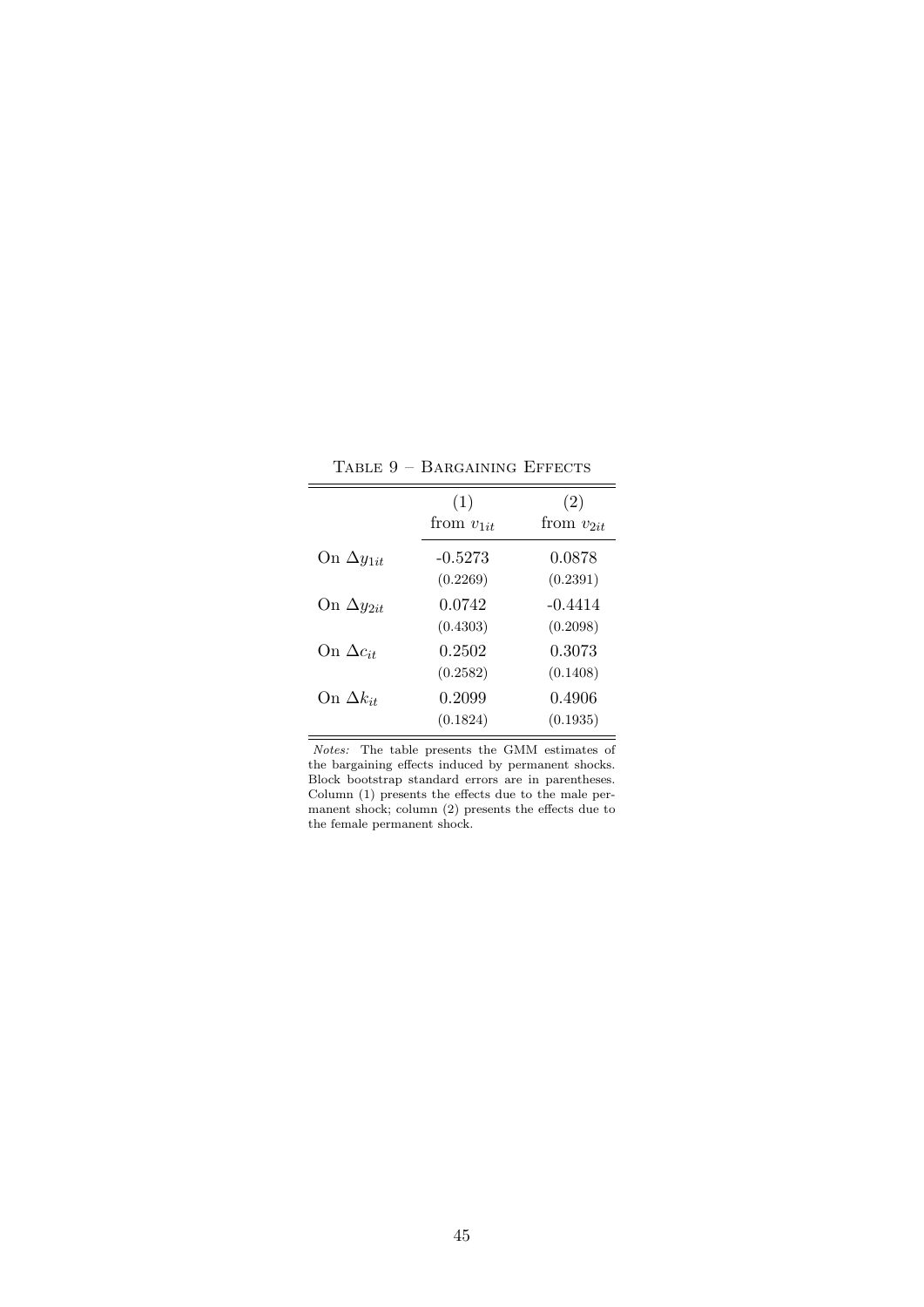Table 9 – Bargaining Effects

| | (1) from $v_{1it}$ | (2) from $v_{2it}$ |
|---|---|---|
| On $\Delta y_{1it}$ | -0.5273 | 0.0878 |
| | (0.2269) | (0.2391) |
| On $\Delta y_{2it}$ | 0.0742 | -0.4414 |
| | (0.4303) | (0.2098) |
| On $\Delta c_{it}$ | 0.2502 | 0.3073 |
| | (0.2582) | (0.1408) |
| On $\Delta k_{it}$ | 0.2099 | 0.4906 |
| | (0.1824) | (0.1935) |

*Notes:* The table presents the GMM estimates of the bargaining effects induced by permanent shocks. Block bootstrap standard errors are in parentheses. Column (1) presents the effects due to the male permanent shock; column (2) presents the effects due to the female permanent shock.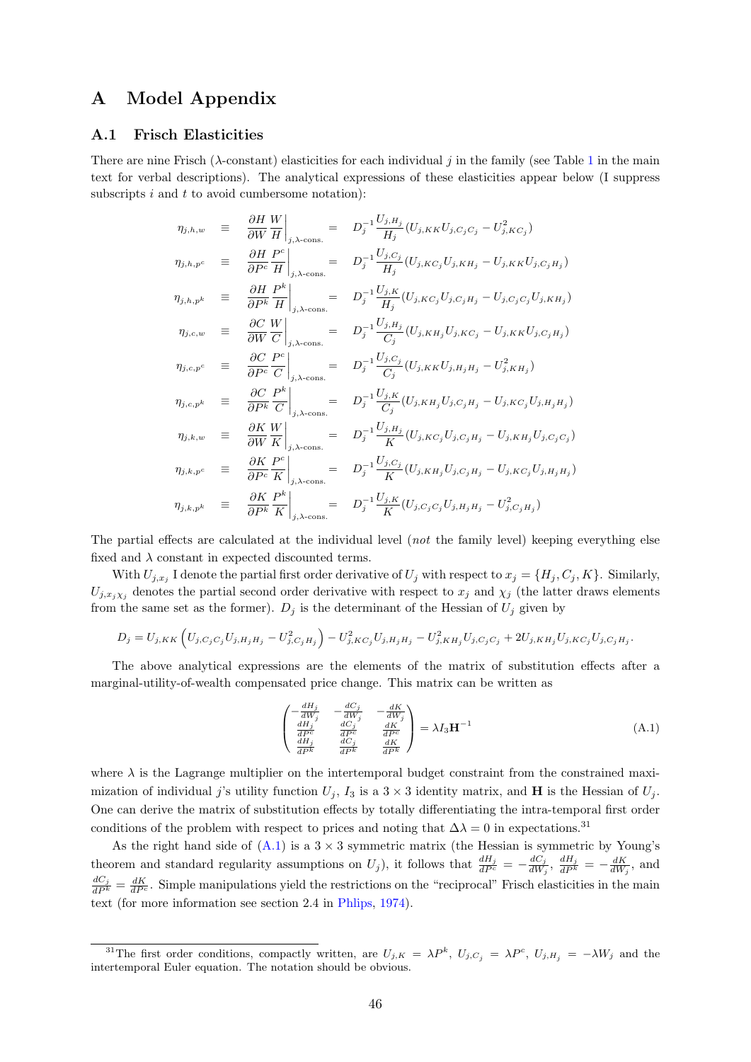# A Model Appendix

## A.1 Frisch Elasticities

There are nine Frisch ($\lambda$-constant) elasticities for each individual $j$ in the family (see Table 1 in the main text for verbal descriptions). The analytical expressions of these elasticities appear below (I suppress subscripts $i$ and $t$ to avoid cumbersome notation):

$$
\begin{aligned}
\eta_{j,h,w} &\equiv \left.\frac{\partial H}{\partial W}\frac{W}{H}\right|_{j,\lambda\text{-cons.}} = D_j^{-1}\frac{U_{j,H_j}}{H_j}(U_{j,KK}U_{j,C_jC_j} - U_{j,KC_j}^2) \\
\eta_{j,h,p^c} &\equiv \left.\frac{\partial H}{\partial P^c}\frac{P^c}{H}\right|_{j,\lambda\text{-cons.}} = D_j^{-1}\frac{U_{j,C_j}}{H_j}(U_{j,KC_j}U_{j,KH_j} - U_{j,KK}U_{j,C_jH_j}) \\
\eta_{j,h,p^k} &\equiv \left.\frac{\partial H}{\partial P^k}\frac{P^k}{H}\right|_{j,\lambda\text{-cons.}} = D_j^{-1}\frac{U_{j,K}}{H_j}(U_{j,KC_j}U_{j,C_jH_j} - U_{j,C_jC_j}U_{j,KH_j}) \\
\eta_{j,c,w} &\equiv \left.\frac{\partial C}{\partial W}\frac{W}{C}\right|_{j,\lambda\text{-cons.}} = D_j^{-1}\frac{U_{j,H_j}}{C_j}(U_{j,KH_j}U_{j,KC_j} - U_{j,KK}U_{j,C_jH_j}) \\
\eta_{j,c,p^c} &\equiv \left.\frac{\partial C}{\partial P^c}\frac{P^c}{C}\right|_{j,\lambda\text{-cons.}} = D_j^{-1}\frac{U_{j,C_j}}{C_j}(U_{j,KK}U_{j,H_jH_j} - U_{j,KH_j}^2) \\
\eta_{j,c,p^k} &\equiv \left.\frac{\partial C}{\partial P^k}\frac{P^k}{C}\right|_{j,\lambda\text{-cons.}} = D_j^{-1}\frac{U_{j,K}}{C_j}(U_{j,KH_j}U_{j,C_jH_j} - U_{j,KC_j}U_{j,H_jH_j}) \\
\eta_{j,k,w} &\equiv \left.\frac{\partial K}{\partial W}\frac{W}{K}\right|_{j,\lambda\text{-cons.}} = D_j^{-1}\frac{U_{j,H_j}}{K}(U_{j,KC_j}U_{j,C_jH_j} - U_{j,KH_j}U_{j,C_jC_j}) \\
\eta_{j,k,p^c} &\equiv \left.\frac{\partial K}{\partial P^c}\frac{P^c}{K}\right|_{j,\lambda\text{-cons.}} = D_j^{-1}\frac{U_{j,C_j}}{K}(U_{j,KH_j}U_{j,C_jH_j} - U_{j,KC_j}U_{j,H_jH_j}) \\
\eta_{j,k,p^k} &\equiv \left.\frac{\partial K}{\partial P^k}\frac{P^k}{K}\right|_{j,\lambda\text{-cons.}} = D_j^{-1}\frac{U_{j,K}}{K}(U_{j,C_jC_j}U_{j,H_jH_j} - U_{j,C_jH_j}^2)
\end{aligned}
$$

The partial effects are calculated at the individual level (*not* the family level) keeping everything else fixed and $\lambda$ constant in expected discounted terms.

With $U_{j,x_j}$ I denote the partial first order derivative of $U_j$ with respect to $x_j = \{H_j, C_j, K\}$. Similarly, $U_{j,x_j\chi_j}$ denotes the partial second order derivative with respect to $x_j$ and $\chi_j$ (the latter draws elements from the same set as the former). $D_j$ is the determinant of the Hessian of $U_j$ given by

$$
D_j = U_{j,KK}\left(U_{j,C_jC_j}U_{j,H_jH_j} - U_{j,C_jH_j}^2\right) - U_{j,KC_j}^2 U_{j,H_jH_j} - U_{j,KH_j}^2 U_{j,C_jC_j} + 2U_{j,KH_j}U_{j,KC_j}U_{j,C_jH_j}.
$$

The above analytical expressions are the elements of the matrix of substitution effects after a marginal-utility-of-wealth compensated price change. This matrix can be written as

$$
\begin{pmatrix} -\frac{dH_j}{dW_j} & -\frac{dC_j}{dW_j} & -\frac{dK}{dW_j} \\ \frac{dH_j}{dP^c} & \frac{dC_j}{dP^c} & \frac{dK}{dP^c} \\ \frac{dH_j}{dP^k} & \frac{dC_j}{dP^k} & \frac{dK}{dP^k} \end{pmatrix} = \lambda I_3 \mathbf{H}^{-1} \tag{A.1}
$$

where $\lambda$ is the Lagrange multiplier on the intertemporal budget constraint from the constrained maximization of individual $j$'s utility function $U_j$, $I_3$ is a $3\times 3$ identity matrix, and $\mathbf{H}$ is the Hessian of $U_j$. One can derive the matrix of substitution effects by totally differentiating the intra-temporal first order conditions of the problem with respect to prices and noting that $\Delta\lambda = 0$ in expectations.[31]

As the right hand side of (A.1) is a $3\times 3$ symmetric matrix (the Hessian is symmetric by Young's theorem and standard regularity assumptions on $U_j$), it follows that $\frac{dH_j}{dP^c} = -\frac{dC_j}{dW_j}$, $\frac{dH_j}{dP^k} = -\frac{dK}{dW_j}$, and $\frac{dC_j}{dP^k} = \frac{dK}{dP^c}$. Simple manipulations yield the restrictions on the "reciprocal" Frisch elasticities in the main text (for more information see section 2.4 in Phlips, 1974).

[31] The first order conditions, compactly written, are $U_{j,K} = \lambda P^k$, $U_{j,C_j} = \lambda P^c$, $U_{j,H_j} = -\lambda W_j$ and the intertemporal Euler equation. The notation should be obvious.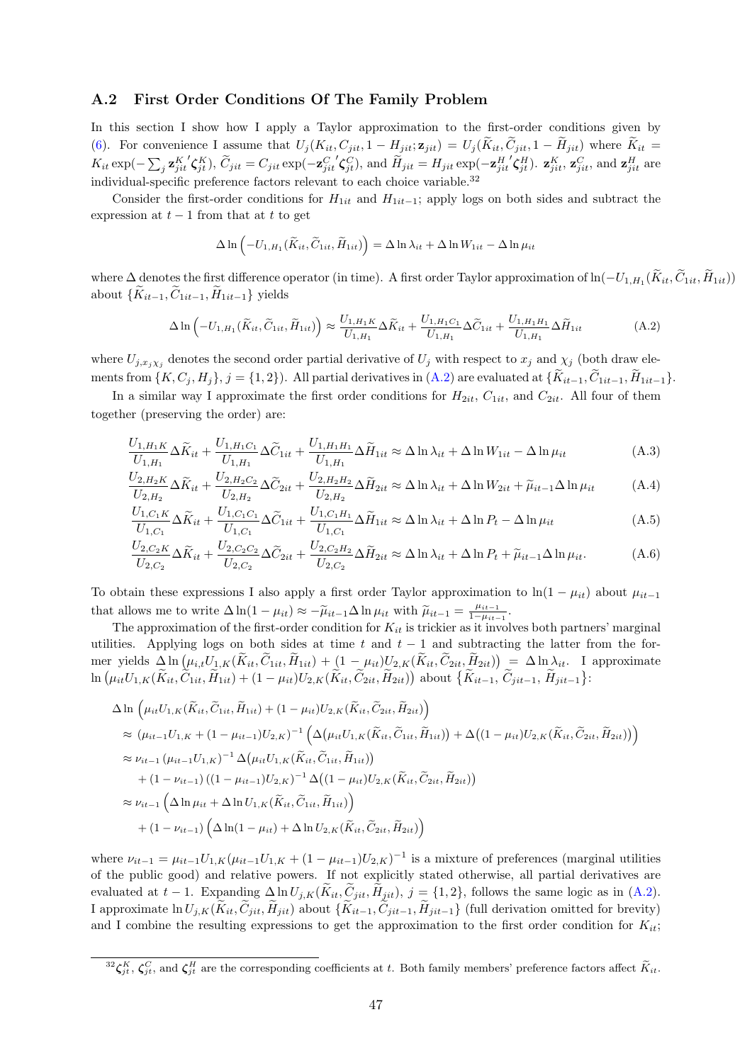### A.2 First Order Conditions Of The Family Problem

In this section I show how I apply a Taylor approximation to the first-order conditions given by (6). For convenience I assume that $U_j(K_{it}, C_{jit}, 1 - H_{jit}; \mathbf{z}_{jit}) = U_j(\widetilde{K}_{it}, \widetilde{C}_{jit}, 1 - \widetilde{H}_{jit})$ where $\widetilde{K}_{it} = K_{it} \exp(-\sum_j \mathbf{z}_{jit}^{K\,\prime} \boldsymbol{\zeta}_{jt}^K)$, $\widetilde{C}_{jit} = C_{jit} \exp(-\mathbf{z}_{jit}^{C\,\prime} \boldsymbol{\zeta}_{jt}^C)$, and $\widetilde{H}_{jit} = H_{jit} \exp(-\mathbf{z}_{jit}^{H\,\prime} \boldsymbol{\zeta}_{jt}^H)$. $\mathbf{z}_{jit}^K$, $\mathbf{z}_{jit}^C$, and $\mathbf{z}_{jit}^H$ are individual-specific preference factors relevant to each choice variable.[32]

Consider the first-order conditions for $H_{1it}$ and $H_{1it-1}$; apply logs on both sides and subtract the expression at $t-1$ from that at $t$ to get

$$\Delta \ln \left( -U_{1,H_1}(\widetilde{K}_{it}, \widetilde{C}_{1it}, \widetilde{H}_{1it}) \right) = \Delta \ln \lambda_{it} + \Delta \ln W_{1it} - \Delta \ln \mu_{it}$$

where $\Delta$ denotes the first difference operator (in time). A first order Taylor approximation of $\ln(-U_{1,H_1}(\widetilde{K}_{it}, \widetilde{C}_{1it}, \widetilde{H}_{1it}))$ about $\{\widetilde{K}_{it-1}, \widetilde{C}_{1it-1}, \widetilde{H}_{1it-1}\}$ yields

$$\Delta \ln \left( -U_{1,H_1}(\widetilde{K}_{it}, \widetilde{C}_{1it}, \widetilde{H}_{1it}) \right) \approx \frac{U_{1,H_1K}}{U_{1,H_1}} \Delta \widetilde{K}_{it} + \frac{U_{1,H_1C_1}}{U_{1,H_1}} \Delta \widetilde{C}_{1it} + \frac{U_{1,H_1H_1}}{U_{1,H_1}} \Delta \widetilde{H}_{1it} \tag{A.2}$$

where $U_{j,x_j\chi_j}$ denotes the second order partial derivative of $U_j$ with respect to $x_j$ and $\chi_j$ (both draw elements from $\{K, C_j, H_j\}$, $j = \{1,2\}$). All partial derivatives in (A.2) are evaluated at $\{\widetilde{K}_{it-1}, \widetilde{C}_{1it-1}, \widetilde{H}_{1it-1}\}$.

In a similar way I approximate the first order conditions for $H_{2it}$, $C_{1it}$, and $C_{2it}$. All four of them together (preserving the order) are:

$$\frac{U_{1,H_1K}}{U_{1,H_1}} \Delta \widetilde{K}_{it} + \frac{U_{1,H_1C_1}}{U_{1,H_1}} \Delta \widetilde{C}_{1it} + \frac{U_{1,H_1H_1}}{U_{1,H_1}} \Delta \widetilde{H}_{1it} \approx \Delta \ln \lambda_{it} + \Delta \ln W_{1it} - \Delta \ln \mu_{it} \tag{A.3}$$

$$\frac{U_{2,H_2K}}{U_{2,H_2}} \Delta \widetilde{K}_{it} + \frac{U_{2,H_2C_2}}{U_{2,H_2}} \Delta \widetilde{C}_{2it} + \frac{U_{2,H_2H_2}}{U_{2,H_2}} \Delta \widetilde{H}_{2it} \approx \Delta \ln \lambda_{it} + \Delta \ln W_{2it} + \widetilde{\mu}_{it-1} \Delta \ln \mu_{it} \tag{A.4}$$

$$\frac{U_{1,C_1K}}{U_{1,C_1}} \Delta \widetilde{K}_{it} + \frac{U_{1,C_1C_1}}{U_{1,C_1}} \Delta \widetilde{C}_{1it} + \frac{U_{1,C_1H_1}}{U_{1,C_1}} \Delta \widetilde{H}_{1it} \approx \Delta \ln \lambda_{it} + \Delta \ln P_t - \Delta \ln \mu_{it} \tag{A.5}$$

$$\frac{U_{2,C_2K}}{U_{2,C_2}} \Delta \widetilde{K}_{it} + \frac{U_{2,C_2C_2}}{U_{2,C_2}} \Delta \widetilde{C}_{2it} + \frac{U_{2,C_2H_2}}{U_{2,C_2}} \Delta \widetilde{H}_{2it} \approx \Delta \ln \lambda_{it} + \Delta \ln P_t + \widetilde{\mu}_{it-1} \Delta \ln \mu_{it}. \tag{A.6}$$

To obtain these expressions I also apply a first order Taylor approximation to $\ln(1 - \mu_{it})$ about $\mu_{it-1}$ that allows me to write $\Delta \ln(1 - \mu_{it}) \approx -\widetilde{\mu}_{it-1} \Delta \ln \mu_{it}$ with $\widetilde{\mu}_{it-1} = \frac{\mu_{it-1}}{1 - \mu_{it-1}}$.

The approximation of the first-order condition for $K_{it}$ is trickier as it involves both partners' marginal utilities. Applying logs on both sides at time $t$ and $t-1$ and subtracting the latter from the former yields $\Delta \ln \left( \mu_{i,t} U_{1,K}(\widetilde{K}_{it}, \widetilde{C}_{1it}, \widetilde{H}_{1it}) + (1 - \mu_{it}) U_{2,K}(\widetilde{K}_{it}, \widetilde{C}_{2it}, \widetilde{H}_{2it}) \right) = \Delta \ln \lambda_{it}$. I approximate $\ln \left( \mu_{it} U_{1,K}(\widetilde{K}_{it}, \widetilde{C}_{1it}, \widetilde{H}_{1it}) + (1 - \mu_{it}) U_{2,K}(\widetilde{K}_{it}, \widetilde{C}_{2it}, \widetilde{H}_{2it}) \right)$ about $\{\widetilde{K}_{it-1}, \widetilde{C}_{jit-1}, \widetilde{H}_{jit-1}\}$:

$$\begin{aligned}
&\Delta \ln \left( \mu_{it} U_{1,K}(\widetilde{K}_{it}, \widetilde{C}_{1it}, \widetilde{H}_{1it}) + (1 - \mu_{it}) U_{2,K}(\widetilde{K}_{it}, \widetilde{C}_{2it}, \widetilde{H}_{2it}) \right) \\
&\approx (\mu_{it-1} U_{1,K} + (1 - \mu_{it-1}) U_{2,K})^{-1} \left( \Delta \big( \mu_{it} U_{1,K}(\widetilde{K}_{it}, \widetilde{C}_{1it}, \widetilde{H}_{1it}) \big) + \Delta \big( (1 - \mu_{it}) U_{2,K}(\widetilde{K}_{it}, \widetilde{C}_{2it}, \widetilde{H}_{2it}) \big) \right) \\
&\approx \nu_{it-1} (\mu_{it-1} U_{1,K})^{-1} \Delta \big( \mu_{it} U_{1,K}(\widetilde{K}_{it}, \widetilde{C}_{1it}, \widetilde{H}_{1it}) \big) \\
&\quad + (1 - \nu_{it-1}) ((1 - \mu_{it-1}) U_{2,K})^{-1} \Delta \big( (1 - \mu_{it}) U_{2,K}(\widetilde{K}_{it}, \widetilde{C}_{2it}, \widetilde{H}_{2it}) \big) \\
&\approx \nu_{it-1} \left( \Delta \ln \mu_{it} + \Delta \ln U_{1,K}(\widetilde{K}_{it}, \widetilde{C}_{1it}, \widetilde{H}_{1it}) \right) \\
&\quad + (1 - \nu_{it-1}) \left( \Delta \ln (1 - \mu_{it}) + \Delta \ln U_{2,K}(\widetilde{K}_{it}, \widetilde{C}_{2it}, \widetilde{H}_{2it}) \right)
\end{aligned}$$

where $\nu_{it-1} = \mu_{it-1} U_{1,K} (\mu_{it-1} U_{1,K} + (1 - \mu_{it-1}) U_{2,K})^{-1}$ is a mixture of preferences (marginal utilities of the public good) and relative powers. If not explicitly stated otherwise, all partial derivatives are evaluated at $t-1$. Expanding $\Delta \ln U_{j,K}(\widetilde{K}_{it}, \widetilde{C}_{jit}, \widetilde{H}_{jit})$, $j = \{1,2\}$, follows the same logic as in (A.2). I approximate $\ln U_{j,K}(\widetilde{K}_{it}, \widetilde{C}_{jit}, \widetilde{H}_{jit})$ about $\{\widetilde{K}_{it-1}, \widetilde{C}_{jit-1}, \widetilde{H}_{jit-1}\}$ (full derivation omitted for brevity) and I combine the resulting expressions to get the approximation to the first order condition for $K_{it}$;

[32] $\boldsymbol{\zeta}_{jt}^K$, $\boldsymbol{\zeta}_{jt}^C$, and $\boldsymbol{\zeta}_{jt}^H$ are the corresponding coefficients at $t$. Both family members' preference factors affect $\widetilde{K}_{it}$.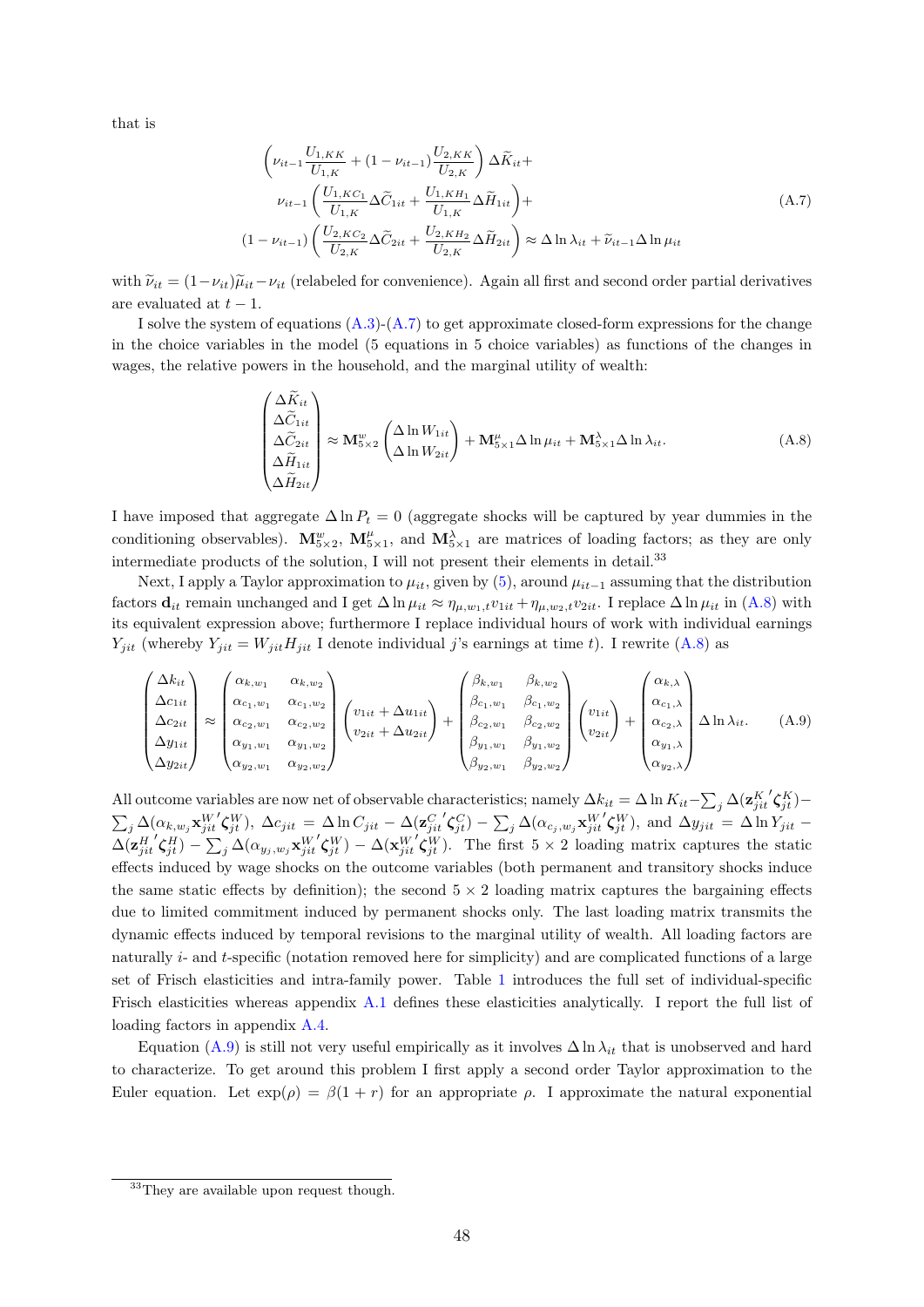that is

$$
\begin{aligned}
&\left(\nu_{it-1}\frac{U_{1,KK}}{U_{1,K}} + (1-\nu_{it-1})\frac{U_{2,KK}}{U_{2,K}}\right)\Delta\widetilde{K}_{it} + \\
&\quad \nu_{it-1}\left(\frac{U_{1,KC_1}}{U_{1,K}}\Delta\widetilde{C}_{1it} + \frac{U_{1,KH_1}}{U_{1,K}}\Delta\widetilde{H}_{1it}\right) + \\
&(1-\nu_{it-1})\left(\frac{U_{2,KC_2}}{U_{2,K}}\Delta\widetilde{C}_{2it} + \frac{U_{2,KH_2}}{U_{2,K}}\Delta\widetilde{H}_{2it}\right) \approx \Delta\ln\lambda_{it} + \widetilde{\nu}_{it-1}\Delta\ln\mu_{it}
\end{aligned}
\tag{A.7}
$$

with $\widetilde{\nu}_{it} = (1-\nu_{it})\widetilde{\mu}_{it} - \nu_{it}$ (relabeled for convenience). Again all first and second order partial derivatives are evaluated at $t-1$.

I solve the system of equations (A.3)-(A.7) to get approximate closed-form expressions for the change in the choice variables in the model (5 equations in 5 choice variables) as functions of the changes in wages, the relative powers in the household, and the marginal utility of wealth:

$$
\begin{pmatrix}\Delta\widetilde{K}_{it}\\ \Delta\widetilde{C}_{1it}\\ \Delta\widetilde{C}_{2it}\\ \Delta\widetilde{H}_{1it}\\ \Delta\widetilde{H}_{2it}\end{pmatrix} \approx \mathbf{M}^{w}_{5\times 2}\begin{pmatrix}\Delta\ln W_{1it}\\ \Delta\ln W_{2it}\end{pmatrix} + \mathbf{M}^{\mu}_{5\times 1}\Delta\ln\mu_{it} + \mathbf{M}^{\lambda}_{5\times 1}\Delta\ln\lambda_{it}. \tag{A.8}
$$

I have imposed that aggregate $\Delta\ln P_t = 0$ (aggregate shocks will be captured by year dummies in the conditioning observables). $\mathbf{M}^{w}_{5\times 2}$, $\mathbf{M}^{\mu}_{5\times 1}$, and $\mathbf{M}^{\lambda}_{5\times 1}$ are matrices of loading factors; as they are only intermediate products of the solution, I will not present their elements in detail.[33]

Next, I apply a Taylor approximation to $\mu_{it}$, given by (5), around $\mu_{it-1}$ assuming that the distribution factors $\mathbf{d}_{it}$ remain unchanged and I get $\Delta\ln\mu_{it} \approx \eta_{\mu,w_1,t}v_{1it} + \eta_{\mu,w_2,t}v_{2it}$. I replace $\Delta\ln\mu_{it}$ in (A.8) with its equivalent expression above; furthermore I replace individual hours of work with individual earnings $Y_{jit}$ (whereby $Y_{jit} = W_{jit}H_{jit}$ I denote individual $j$'s earnings at time $t$). I rewrite (A.8) as

$$
\begin{pmatrix}\Delta k_{it}\\ \Delta c_{1it}\\ \Delta c_{2it}\\ \Delta y_{1it}\\ \Delta y_{2it}\end{pmatrix} \approx \begin{pmatrix}\alpha_{k,w_1} & \alpha_{k,w_2}\\ \alpha_{c_1,w_1} & \alpha_{c_1,w_2}\\ \alpha_{c_2,w_1} & \alpha_{c_2,w_2}\\ \alpha_{y_1,w_1} & \alpha_{y_1,w_2}\\ \alpha_{y_2,w_1} & \alpha_{y_2,w_2}\end{pmatrix}\begin{pmatrix}v_{1it}+\Delta u_{1it}\\ v_{2it}+\Delta u_{2it}\end{pmatrix} + \begin{pmatrix}\beta_{k,w_1} & \beta_{k,w_2}\\ \beta_{c_1,w_1} & \beta_{c_1,w_2}\\ \beta_{c_2,w_1} & \beta_{c_2,w_2}\\ \beta_{y_1,w_1} & \beta_{y_1,w_2}\\ \beta_{y_2,w_1} & \beta_{y_2,w_2}\end{pmatrix}\begin{pmatrix}v_{1it}\\ v_{2it}\end{pmatrix} + \begin{pmatrix}\alpha_{k,\lambda}\\ \alpha_{c_1,\lambda}\\ \alpha_{c_2,\lambda}\\ \alpha_{y_1,\lambda}\\ \alpha_{y_2,\lambda}\end{pmatrix}\Delta\ln\lambda_{it}. \tag{A.9}
$$

All outcome variables are now net of observable characteristics; namely $\Delta k_{it} = \Delta\ln K_{it} - \sum_j \Delta(\mathbf{z}^{K\,\prime}_{jit}\boldsymbol{\zeta}^{K}_{jt}) - \sum_j \Delta(\alpha_{k,w_j}\mathbf{x}^{W\,\prime}_{jit}\boldsymbol{\zeta}^{W}_{jt})$, $\Delta c_{jit} = \Delta\ln C_{jit} - \Delta(\mathbf{z}^{C\,\prime}_{jit}\boldsymbol{\zeta}^{C}_{jt}) - \sum_j \Delta(\alpha_{c_j,w_j}\mathbf{x}^{W\,\prime}_{jit}\boldsymbol{\zeta}^{W}_{jt})$, and $\Delta y_{jit} = \Delta\ln Y_{jit} - \Delta(\mathbf{z}^{H\,\prime}_{jit}\boldsymbol{\zeta}^{H}_{jt}) - \sum_j \Delta(\alpha_{y_j,w_j}\mathbf{x}^{W\,\prime}_{jit}\boldsymbol{\zeta}^{W}_{jt}) - \Delta(\mathbf{x}^{W\,\prime}_{jit}\boldsymbol{\zeta}^{W}_{jt})$. The first $5\times 2$ loading matrix captures the static effects induced by wage shocks on the outcome variables (both permanent and transitory shocks induce the same static effects by definition); the second $5\times 2$ loading matrix captures the bargaining effects due to limited commitment induced by permanent shocks only. The last loading matrix transmits the dynamic effects induced by temporal revisions to the marginal utility of wealth. All loading factors are naturally $i$- and $t$-specific (notation removed here for simplicity) and are complicated functions of a large set of Frisch elasticities and intra-family power. Table 1 introduces the full set of individual-specific Frisch elasticities whereas appendix A.1 defines these elasticities analytically. I report the full list of loading factors in appendix A.4.

Equation (A.9) is still not very useful empirically as it involves $\Delta\ln\lambda_{it}$ that is unobserved and hard to characterize. To get around this problem I first apply a second order Taylor approximation to the Euler equation. Let $\exp(\rho) = \beta(1+r)$ for an appropriate $\rho$. I approximate the natural exponential

[33] They are available upon request though.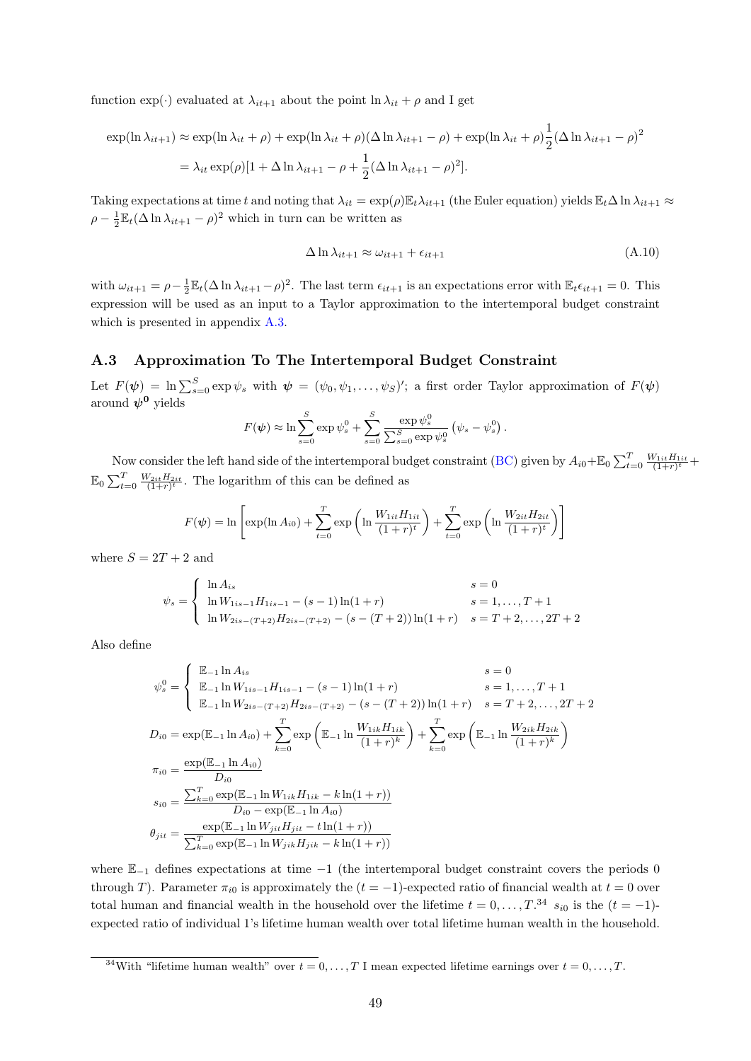function exp(·) evaluated at $\lambda_{it+1}$ about the point $\ln \lambda_{it} + \rho$ and I get

$$
\begin{aligned}
\exp(\ln \lambda_{it+1}) &\approx \exp(\ln \lambda_{it} + \rho) + \exp(\ln \lambda_{it} + \rho)(\Delta \ln \lambda_{it+1} - \rho) + \exp(\ln \lambda_{it} + \rho)\frac{1}{2}(\Delta \ln \lambda_{it+1} - \rho)^2 \\
&= \lambda_{it} \exp(\rho)[1 + \Delta \ln \lambda_{it+1} - \rho + \frac{1}{2}(\Delta \ln \lambda_{it+1} - \rho)^2].
\end{aligned}
$$

Taking expectations at time $t$ and noting that $\lambda_{it} = \exp(\rho)\mathbb{E}_t \lambda_{it+1}$ (the Euler equation) yields $\mathbb{E}_t \Delta \ln \lambda_{it+1} \approx \rho - \frac{1}{2}\mathbb{E}_t(\Delta \ln \lambda_{it+1} - \rho)^2$ which in turn can be written as

$$
\Delta \ln \lambda_{it+1} \approx \omega_{it+1} + \epsilon_{it+1} \tag{A.10}
$$

with $\omega_{it+1} = \rho - \frac{1}{2}\mathbb{E}_t(\Delta \ln \lambda_{it+1} - \rho)^2$. The last term $\epsilon_{it+1}$ is an expectations error with $\mathbb{E}_t \epsilon_{it+1} = 0$. This expression will be used as an input to a Taylor approximation to the intertemporal budget constraint which is presented in appendix A.3.

## A.3 Approximation To The Intertemporal Budget Constraint

Let $F(\boldsymbol{\psi}) = \ln \sum_{s=0}^{S} \exp \psi_s$ with $\boldsymbol{\psi} = (\psi_0, \psi_1, \ldots, \psi_S)'$; a first order Taylor approximation of $F(\boldsymbol{\psi})$ around $\boldsymbol{\psi^0}$ yields

$$
F(\boldsymbol{\psi}) \approx \ln \sum_{s=0}^{S} \exp \psi_s^0 + \sum_{s=0}^{S} \frac{\exp \psi_s^0}{\sum_{s=0}^{S} \exp \psi_s^0} \left(\psi_s - \psi_s^0\right).
$$

Now consider the left hand side of the intertemporal budget constraint (BC) given by $A_{i0} + \mathbb{E}_0 \sum_{t=0}^{T} \frac{W_{1it} H_{1it}}{(1+r)^t} + \mathbb{E}_0 \sum_{t=0}^{T} \frac{W_{2it} H_{2it}}{(1+r)^t}$. The logarithm of this can be defined as

$$
F(\boldsymbol{\psi}) = \ln \left[ \exp(\ln A_{i0}) + \sum_{t=0}^{T} \exp\left( \ln \frac{W_{1it} H_{1it}}{(1+r)^t} \right) + \sum_{t=0}^{T} \exp\left( \ln \frac{W_{2it} H_{2it}}{(1+r)^t} \right) \right]
$$

where $S = 2T + 2$ and

$$
\psi_s = \begin{cases} \ln A_{is} & s = 0 \\ \ln W_{1is-1} H_{1is-1} - (s-1)\ln(1+r) & s = 1, \ldots, T+1 \\ \ln W_{2is-(T+2)} H_{2is-(T+2)} - (s-(T+2))\ln(1+r) & s = T+2, \ldots, 2T+2 \end{cases}
$$

Also define

$$
\psi_s^0 = \begin{cases} \mathbb{E}_{-1} \ln A_{is} & s = 0 \\ \mathbb{E}_{-1} \ln W_{1is-1} H_{1is-1} - (s-1)\ln(1+r) & s = 1, \ldots, T+1 \\ \mathbb{E}_{-1} \ln W_{2is-(T+2)} H_{2is-(T+2)} - (s-(T+2))\ln(1+r) & s = T+2, \ldots, 2T+2 \end{cases}
$$

$$
D_{i0} = \exp(\mathbb{E}_{-1} \ln A_{i0}) + \sum_{k=0}^{T} \exp\left( \mathbb{E}_{-1} \ln \frac{W_{1ik} H_{1ik}}{(1+r)^k} \right) + \sum_{k=0}^{T} \exp\left( \mathbb{E}_{-1} \ln \frac{W_{2ik} H_{2ik}}{(1+r)^k} \right)
$$

$$
\pi_{i0} = \frac{\exp(\mathbb{E}_{-1} \ln A_{i0})}{D_{i0}}
$$

$$
s_{i0} = \frac{\sum_{k=0}^{T} \exp(\mathbb{E}_{-1} \ln W_{1ik} H_{1ik} - k \ln(1+r))}{D_{i0} - \exp(\mathbb{E}_{-1} \ln A_{i0})}
$$

$$
\theta_{jit} = \frac{\exp(\mathbb{E}_{-1} \ln W_{jit} H_{jit} - t \ln(1+r))}{\sum_{k=0}^{T} \exp(\mathbb{E}_{-1} \ln W_{jik} H_{jik} - k \ln(1+r))}
$$

where $\mathbb{E}_{-1}$ defines expectations at time $-1$ (the intertemporal budget constraint covers the periods 0 through $T$). Parameter $\pi_{i0}$ is approximately the $(t = -1)$-expected ratio of financial wealth at $t = 0$ over total human and financial wealth in the household over the lifetime $t = 0, \ldots, T$.[34] $s_{i0}$ is the $(t = -1)$-expected ratio of individual 1's lifetime human wealth over total lifetime human wealth in the household.

[34] With "lifetime human wealth" over $t = 0, \ldots, T$ I mean expected lifetime earnings over $t = 0, \ldots, T$.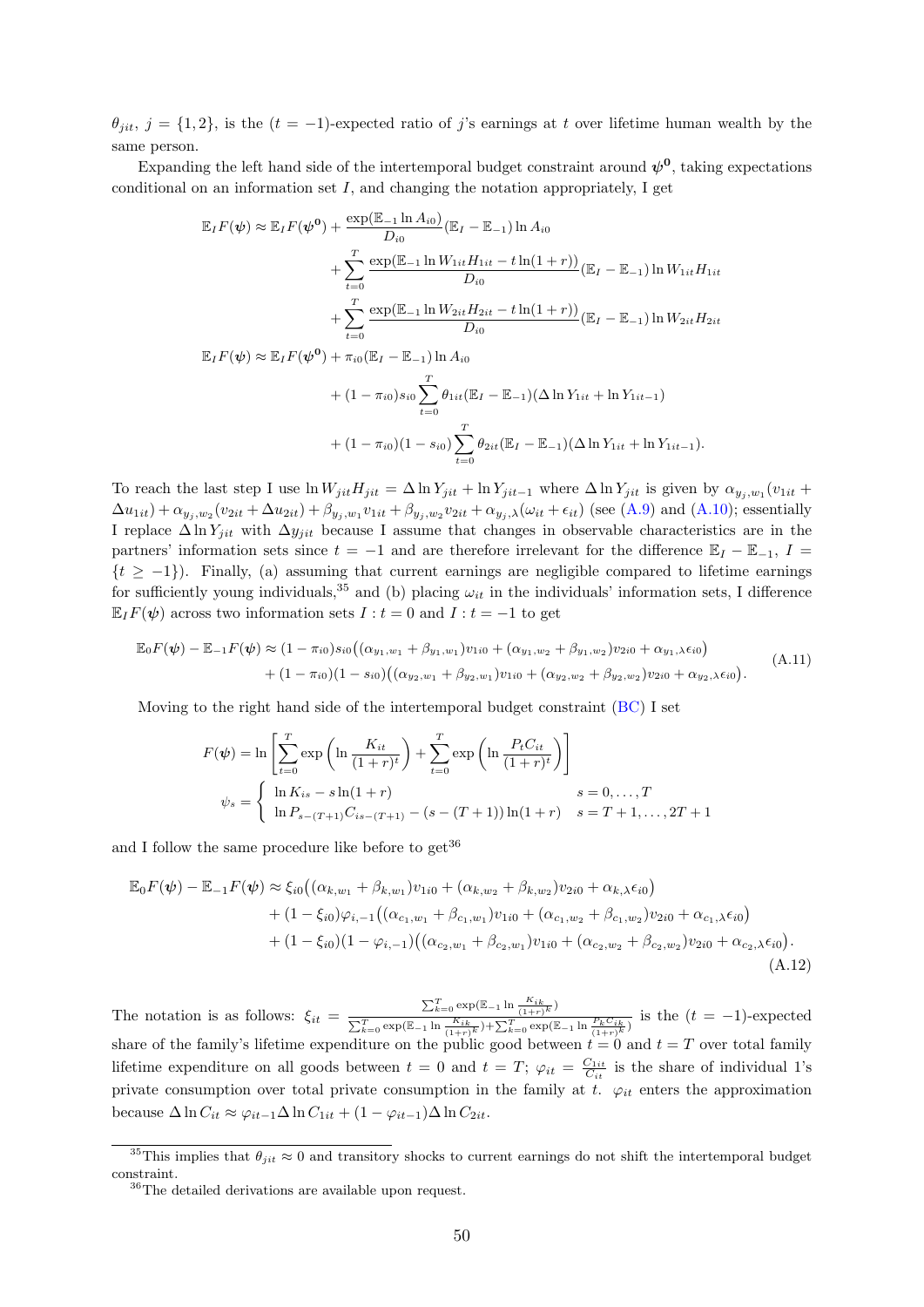$\theta_{jit}$, $j = \{1, 2\}$, is the ($t = -1$)-expected ratio of $j$'s earnings at $t$ over lifetime human wealth by the same person.

Expanding the left hand side of the intertemporal budget constraint around $\boldsymbol{\psi^0}$, taking expectations conditional on an information set $I$, and changing the notation appropriately, I get

$$
\begin{aligned}
\mathbb{E}_I F(\boldsymbol{\psi}) \approx\ & \mathbb{E}_I F(\boldsymbol{\psi^0}) + \frac{\exp(\mathbb{E}_{-1} \ln A_{i0})}{D_{i0}} (\mathbb{E}_I - \mathbb{E}_{-1}) \ln A_{i0} \\
& + \sum_{t=0}^{T} \frac{\exp(\mathbb{E}_{-1} \ln W_{1it} H_{1it} - t \ln(1+r))}{D_{i0}} (\mathbb{E}_I - \mathbb{E}_{-1}) \ln W_{1it} H_{1it} \\
& + \sum_{t=0}^{T} \frac{\exp(\mathbb{E}_{-1} \ln W_{2it} H_{2it} - t \ln(1+r))}{D_{i0}} (\mathbb{E}_I - \mathbb{E}_{-1}) \ln W_{2it} H_{2it} \\
\mathbb{E}_I F(\boldsymbol{\psi}) \approx\ & \mathbb{E}_I F(\boldsymbol{\psi^0}) + \pi_{i0} (\mathbb{E}_I - \mathbb{E}_{-1}) \ln A_{i0} \\
& + (1 - \pi_{i0}) s_{i0} \sum_{t=0}^{T} \theta_{1it} (\mathbb{E}_I - \mathbb{E}_{-1}) (\Delta \ln Y_{1it} + \ln Y_{1it-1}) \\
& + (1 - \pi_{i0})(1 - s_{i0}) \sum_{t=0}^{T} \theta_{2it} (\mathbb{E}_I - \mathbb{E}_{-1}) (\Delta \ln Y_{1it} + \ln Y_{1it-1}).
\end{aligned}
$$

To reach the last step I use $\ln W_{jit} H_{jit} = \Delta \ln Y_{jit} + \ln Y_{jit-1}$ where $\Delta \ln Y_{jit}$ is given by $\alpha_{y_j,w_1}(v_{1it} + \Delta u_{1it}) + \alpha_{y_j,w_2}(v_{2it} + \Delta u_{2it}) + \beta_{y_j,w_1} v_{1it} + \beta_{y_j,w_2} v_{2it} + \alpha_{y_j,\lambda}(\omega_{it} + \epsilon_{it})$ (see (A.9) and (A.10); essentially I replace $\Delta \ln Y_{jit}$ with $\Delta y_{jit}$ because I assume that changes in observable characteristics are in the partners' information sets since $t = -1$ and are therefore irrelevant for the difference $\mathbb{E}_I - \mathbb{E}_{-1}$, $I = \{t \geq -1\}$). Finally, (a) assuming that current earnings are negligible compared to lifetime earnings for sufficiently young individuals,[35] and (b) placing $\omega_{it}$ in the individuals' information sets, I difference $\mathbb{E}_I F(\boldsymbol{\psi})$ across two information sets $I : t = 0$ and $I : t = -1$ to get

$$
\begin{aligned}
\mathbb{E}_0 F(\boldsymbol{\psi}) - \mathbb{E}_{-1} F(\boldsymbol{\psi}) \approx\ & (1 - \pi_{i0}) s_{i0} \big( (\alpha_{y_1,w_1} + \beta_{y_1,w_1}) v_{1i0} + (\alpha_{y_1,w_2} + \beta_{y_1,w_2}) v_{2i0} + \alpha_{y_1,\lambda} \epsilon_{i0} \big) \\
& + (1 - \pi_{i0})(1 - s_{i0}) \big( (\alpha_{y_2,w_1} + \beta_{y_2,w_1}) v_{1i0} + (\alpha_{y_2,w_2} + \beta_{y_2,w_2}) v_{2i0} + \alpha_{y_2,\lambda} \epsilon_{i0} \big).
\end{aligned}
\tag{A.11}
$$

Moving to the right hand side of the intertemporal budget constraint (BC) I set

$$
F(\boldsymbol{\psi}) = \ln \left[ \sum_{t=0}^{T} \exp\left( \ln \frac{K_{it}}{(1+r)^t} \right) + \sum_{t=0}^{T} \exp\left( \ln \frac{P_t C_{it}}{(1+r)^t} \right) \right]
$$

$$
\psi_s = \begin{cases} \ln K_{is} - s \ln(1+r) & s = 0, \ldots, T \\ \ln P_{s-(T+1)} C_{s-(T+1)} - (s - (T+1)) \ln(1+r) & s = T+1, \ldots, 2T+1 \end{cases}
$$

and I follow the same procedure like before to get[36]

$$
\begin{aligned}
\mathbb{E}_0 F(\boldsymbol{\psi}) - \mathbb{E}_{-1} F(\boldsymbol{\psi}) \approx\ & \xi_{i0} \big( (\alpha_{k,w_1} + \beta_{k,w_1}) v_{1i0} + (\alpha_{k,w_2} + \beta_{k,w_2}) v_{2i0} + \alpha_{k,\lambda} \epsilon_{i0} \big) \\
& + (1 - \xi_{i0}) \varphi_{i,-1} \big( (\alpha_{c_1,w_1} + \beta_{c_1,w_1}) v_{1i0} + (\alpha_{c_1,w_2} + \beta_{c_1,w_2}) v_{2i0} + \alpha_{c_1,\lambda} \epsilon_{i0} \big) \\
& + (1 - \xi_{i0})(1 - \varphi_{i,-1}) \big( (\alpha_{c_2,w_1} + \beta_{c_2,w_1}) v_{1i0} + (\alpha_{c_2,w_2} + \beta_{c_2,w_2}) v_{2i0} + \alpha_{c_2,\lambda} \epsilon_{i0} \big).
\end{aligned}
\tag{A.12}
$$

The notation is as follows: $\xi_{it} = \frac{\sum_{k=0}^{T} \exp(\mathbb{E}_{-1} \ln \frac{K_{ik}}{(1+r)^k})}{\sum_{k=0}^{T} \exp(\mathbb{E}_{-1} \ln \frac{K_{ik}}{(1+r)^k}) + \sum_{k=0}^{T} \exp(\mathbb{E}_{-1} \ln \frac{P_k C_{ik}}{(1+r)^k})}$ is the ($t = -1$)-expected share of the family's lifetime expenditure on the public good between $t = 0$ and $t = T$ over total family lifetime expenditure on all goods between $t = 0$ and $t = T$; $\varphi_{it} = \frac{C_{1it}}{C_{it}}$ is the share of individual 1's private consumption over total private consumption in the family at $t$. $\varphi_{it}$ enters the approximation because $\Delta \ln C_{it} \approx \varphi_{it-1} \Delta \ln C_{1it} + (1 - \varphi_{it-1}) \Delta \ln C_{2it}$.

---

[35] This implies that $\theta_{jit} \approx 0$ and transitory shocks to current earnings do not shift the intertemporal budget constraint.

[36] The detailed derivations are available upon request.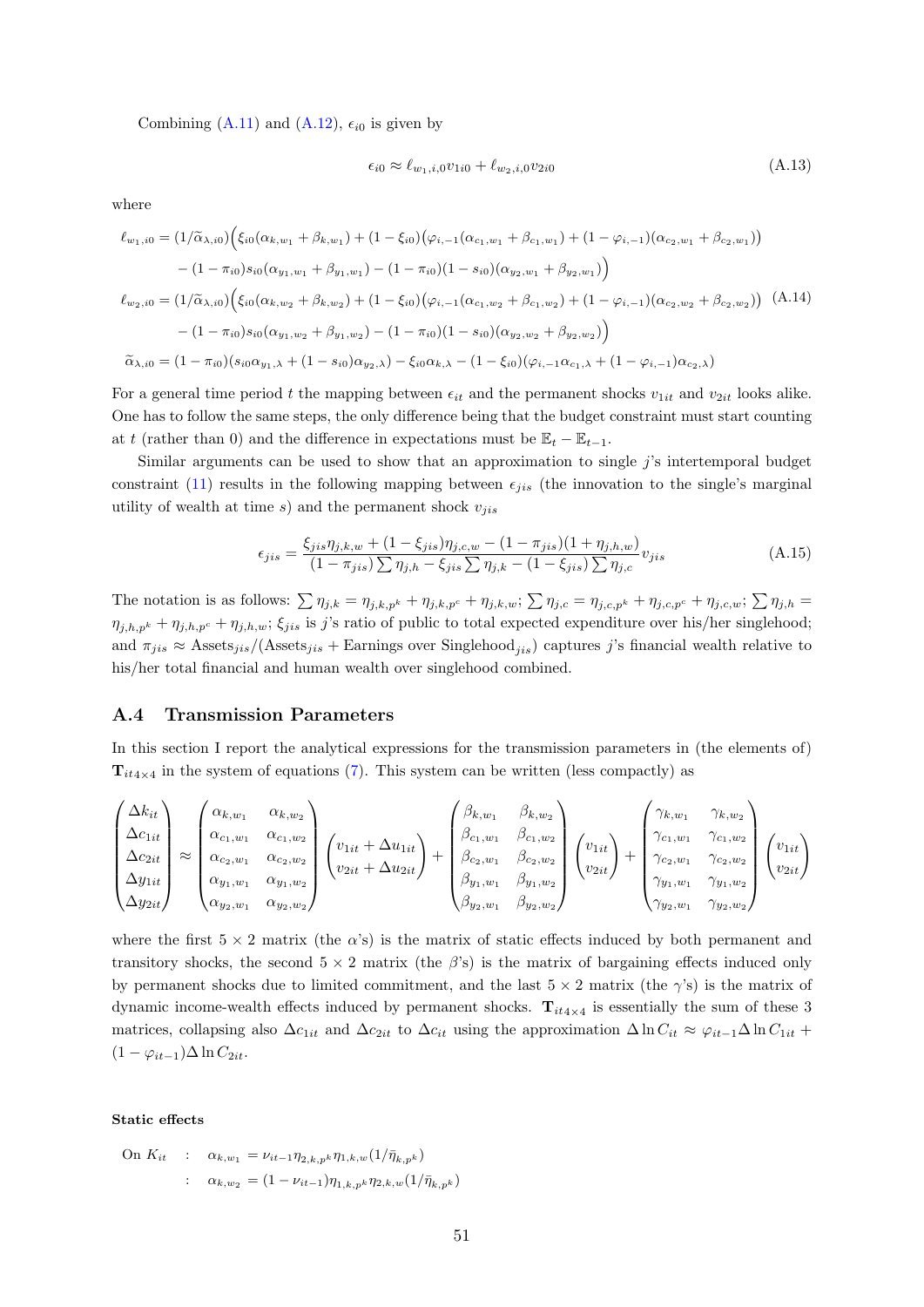Combining (A.11) and (A.12), $\epsilon_{i0}$ is given by

$$\epsilon_{i0} \approx \ell_{w_1,i,0} v_{1i0} + \ell_{w_2,i,0} v_{2i0} \tag{A.13}$$

where

$$\begin{aligned}
\ell_{w_1,i0} &= (1/\widetilde{\alpha}_{\lambda,i0})\Big(\xi_{i0}(\alpha_{k,w_1} + \beta_{k,w_1}) + (1-\xi_{i0})\big(\varphi_{i,-1}(\alpha_{c_1,w_1} + \beta_{c_1,w_1}) + (1-\varphi_{i,-1})(\alpha_{c_2,w_1} + \beta_{c_2,w_1})\big) \\
&\quad - (1-\pi_{i0})s_{i0}(\alpha_{y_1,w_1} + \beta_{y_1,w_1}) - (1-\pi_{i0})(1-s_{i0})(\alpha_{y_2,w_1} + \beta_{y_2,w_1})\Big) \\
\ell_{w_2,i0} &= (1/\widetilde{\alpha}_{\lambda,i0})\Big(\xi_{i0}(\alpha_{k,w_2} + \beta_{k,w_2}) + (1-\xi_{i0})\big(\varphi_{i,-1}(\alpha_{c_1,w_2} + \beta_{c_1,w_2}) + (1-\varphi_{i,-1})(\alpha_{c_2,w_2} + \beta_{c_2,w_2})\big) \\
&\quad - (1-\pi_{i0})s_{i0}(\alpha_{y_1,w_2} + \beta_{y_1,w_2}) - (1-\pi_{i0})(1-s_{i0})(\alpha_{y_2,w_2} + \beta_{y_2,w_2})\Big) \\
\widetilde{\alpha}_{\lambda,i0} &= (1-\pi_{i0})(s_{i0}\alpha_{y_1,\lambda} + (1-s_{i0})\alpha_{y_2,\lambda}) - \xi_{i0}\alpha_{k,\lambda} - (1-\xi_{i0})(\varphi_{i,-1}\alpha_{c_1,\lambda} + (1-\varphi_{i,-1})\alpha_{c_2,\lambda})
\end{aligned} \tag{A.14}$$

For a general time period $t$ the mapping between $\epsilon_{it}$ and the permanent shocks $v_{1it}$ and $v_{2it}$ looks alike. One has to follow the same steps, the only difference being that the budget constraint must start counting at $t$ (rather than 0) and the difference in expectations must be $\mathbb{E}_t - \mathbb{E}_{t-1}$.

Similar arguments can be used to show that an approximation to single $j$'s intertemporal budget constraint (11) results in the following mapping between $\epsilon_{jis}$ (the innovation to the single's marginal utility of wealth at time $s$) and the permanent shock $v_{jis}$

$$\epsilon_{jis} = \frac{\xi_{jis}\eta_{j,k,w} + (1-\xi_{jis})\eta_{j,c,w} - (1-\pi_{jis})(1+\eta_{j,h,w})}{(1-\pi_{jis})\sum \eta_{j,h} - \xi_{jis}\sum \eta_{j,k} - (1-\xi_{jis})\sum \eta_{j,c}} v_{jis} \tag{A.15}$$

The notation is as follows: $\sum \eta_{j,k} = \eta_{j,k,p^k} + \eta_{j,k,p^c} + \eta_{j,k,w}$; $\sum \eta_{j,c} = \eta_{j,c,p^k} + \eta_{j,c,p^c} + \eta_{j,c,w}$; $\sum \eta_{j,h} = \eta_{j,h,p^k} + \eta_{j,h,p^c} + \eta_{j,h,w}$; $\xi_{jis}$ is $j$'s ratio of public to total expected expenditure over his/her singlehood; and $\pi_{jis} \approx \text{Assets}_{jis}/(\text{Assets}_{jis} + \text{Earnings over Singlehood}_{jis})$ captures $j$'s financial wealth relative to his/her total financial and human wealth over singlehood combined.

## A.4 Transmission Parameters

In this section I report the analytical expressions for the transmission parameters in (the elements of) $\mathbf{T}_{it4\times4}$ in the system of equations (7). This system can be written (less compactly) as

$$\begin{pmatrix} \Delta k_{it} \\ \Delta c_{1it} \\ \Delta c_{2it} \\ \Delta y_{1it} \\ \Delta y_{2it} \end{pmatrix} \approx \begin{pmatrix} \alpha_{k,w_1} & \alpha_{k,w_2} \\ \alpha_{c_1,w_1} & \alpha_{c_1,w_2} \\ \alpha_{c_2,w_1} & \alpha_{c_2,w_2} \\ \alpha_{y_1,w_1} & \alpha_{y_1,w_2} \\ \alpha_{y_2,w_1} & \alpha_{y_2,w_2} \end{pmatrix} \begin{pmatrix} v_{1it} + \Delta u_{1it} \\ v_{2it} + \Delta u_{2it} \end{pmatrix} + \begin{pmatrix} \beta_{k,w_1} & \beta_{k,w_2} \\ \beta_{c_1,w_1} & \beta_{c_1,w_2} \\ \beta_{c_2,w_1} & \beta_{c_2,w_2} \\ \beta_{y_1,w_1} & \beta_{y_1,w_2} \\ \beta_{y_2,w_1} & \beta_{y_2,w_2} \end{pmatrix} \begin{pmatrix} v_{1it} \\ v_{2it} \end{pmatrix} + \begin{pmatrix} \gamma_{k,w_1} & \gamma_{k,w_2} \\ \gamma_{c_1,w_1} & \gamma_{c_1,w_2} \\ \gamma_{c_2,w_1} & \gamma_{c_2,w_2} \\ \gamma_{y_1,w_1} & \gamma_{y_1,w_2} \\ \gamma_{y_2,w_1} & \gamma_{y_2,w_2} \end{pmatrix} \begin{pmatrix} v_{1it} \\ v_{2it} \end{pmatrix}$$

where the first $5\times2$ matrix (the $\alpha$'s) is the matrix of static effects induced by both permanent and transitory shocks, the second $5\times2$ matrix (the $\beta$'s) is the matrix of bargaining effects induced only by permanent shocks due to limited commitment, and the last $5\times2$ matrix (the $\gamma$'s) is the matrix of dynamic income-wealth effects induced by permanent shocks. $\mathbf{T}_{it4\times4}$ is essentially the sum of these 3 matrices, collapsing also $\Delta c_{1it}$ and $\Delta c_{2it}$ to $\Delta c_{it}$ using the approximation $\Delta \ln C_{it} \approx \varphi_{it-1}\Delta \ln C_{1it} + (1-\varphi_{it-1})\Delta \ln C_{2it}$.

**Static effects**

$$\begin{aligned}
\text{On } K_{it} \quad &: \quad \alpha_{k,w_1} = \nu_{it-1}\eta_{2,k,p^k}\eta_{1,k,w}(1/\bar{\eta}_{k,p^k}) \\
&: \quad \alpha_{k,w_2} = (1-\nu_{it-1})\eta_{1,k,p^k}\eta_{2,k,w}(1/\bar{\eta}_{k,p^k})
\end{aligned}$$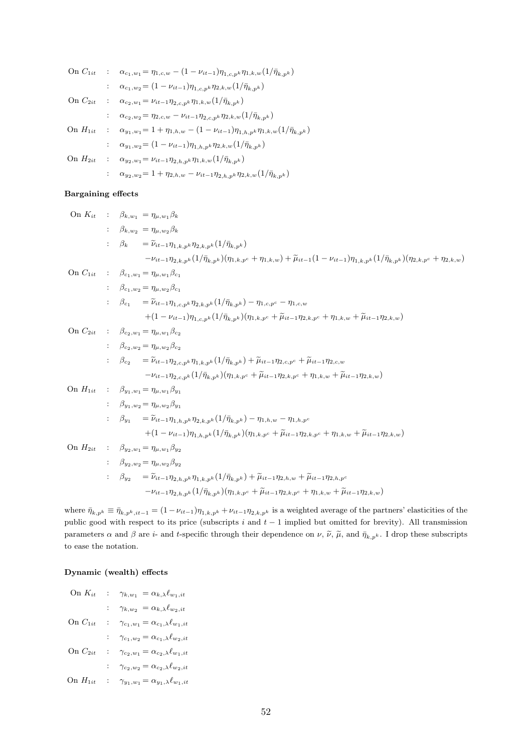$$
\begin{aligned}
\text{On } C_{1it} \quad &: \quad \alpha_{c_1,w_1} = \eta_{1,c,w} - (1-\nu_{it-1})\eta_{1,c,p^k}\eta_{1,k,w}(1/\bar{\eta}_{k,p^k}) \\
&: \quad \alpha_{c_1,w_2} = (1-\nu_{it-1})\eta_{1,c,p^k}\eta_{2,k,w}(1/\bar{\eta}_{k,p^k}) \\
\text{On } C_{2it} \quad &: \quad \alpha_{c_2,w_1} = \nu_{it-1}\eta_{2,c,p^k}\eta_{1,k,w}(1/\bar{\eta}_{k,p^k}) \\
&: \quad \alpha_{c_2,w_2} = \eta_{2,c,w} - \nu_{it-1}\eta_{2,c,p^k}\eta_{2,k,w}(1/\bar{\eta}_{k,p^k}) \\
\text{On } H_{1it} \quad &: \quad \alpha_{y_1,w_1} = 1 + \eta_{1,h,w} - (1-\nu_{it-1})\eta_{1,h,p^k}\eta_{1,k,w}(1/\bar{\eta}_{k,p^k}) \\
&: \quad \alpha_{y_1,w_2} = (1-\nu_{it-1})\eta_{1,h,p^k}\eta_{2,k,w}(1/\bar{\eta}_{k,p^k}) \\
\text{On } H_{2it} \quad &: \quad \alpha_{y_2,w_1} = \nu_{it-1}\eta_{2,h,p^k}\eta_{1,k,w}(1/\bar{\eta}_{k,p^k}) \\
&: \quad \alpha_{y_2,w_2} = 1 + \eta_{2,h,w} - \nu_{it-1}\eta_{2,h,p^k}\eta_{2,k,w}(1/\bar{\eta}_{k,p^k})
\end{aligned}
$$

**Bargaining effects**

$$
\begin{aligned}
\text{On } K_{it} \quad &: \quad \beta_{k,w_1} = \eta_{\mu,w_1}\beta_k \\
&: \quad \beta_{k,w_2} = \eta_{\mu,w_2}\beta_k \\
&: \quad \beta_k \;\;\; = \widetilde{\nu}_{it-1}\eta_{1,k,p^k}\eta_{2,k,p^k}(1/\bar{\eta}_{k,p^k}) \\
&\qquad\quad -\nu_{it-1}\eta_{2,k,p^k}(1/\bar{\eta}_{k,p^k})(\eta_{1,k,p^c}+\eta_{1,k,w}) + \widetilde{\mu}_{it-1}(1-\nu_{it-1})\eta_{1,k,p^k}(1/\bar{\eta}_{k,p^k})(\eta_{2,k,p^c}+\eta_{2,k,w}) \\
\text{On } C_{1it} \quad &: \quad \beta_{c_1,w_1} = \eta_{\mu,w_1}\beta_{c_1} \\
&: \quad \beta_{c_1,w_2} = \eta_{\mu,w_2}\beta_{c_1} \\
&: \quad \beta_{c_1} \;\;\; = \widetilde{\nu}_{it-1}\eta_{1,c,p^k}\eta_{2,k,p^k}(1/\bar{\eta}_{k,p^k}) - \eta_{1,c,p^c} - \eta_{1,c,w} \\
&\qquad\quad +(1-\nu_{it-1})\eta_{1,c,p^k}(1/\bar{\eta}_{k,p^k})(\eta_{1,k,p^c} + \widetilde{\mu}_{it-1}\eta_{2,k,p^c} + \eta_{1,k,w} + \widetilde{\mu}_{it-1}\eta_{2,k,w}) \\
\text{On } C_{2it} \quad &: \quad \beta_{c_2,w_1} = \eta_{\mu,w_1}\beta_{c_2} \\
&: \quad \beta_{c_2,w_2} = \eta_{\mu,w_2}\beta_{c_2} \\
&: \quad \beta_{c_2} \;\;\; = \widetilde{\nu}_{it-1}\eta_{2,c,p^k}\eta_{1,k,p^k}(1/\bar{\eta}_{k,p^k}) + \widetilde{\mu}_{it-1}\eta_{2,c,p^c} + \widetilde{\mu}_{it-1}\eta_{2,c,w} \\
&\qquad\quad -\nu_{it-1}\eta_{2,c,p^k}(1/\bar{\eta}_{k,p^k})(\eta_{1,k,p^c} + \widetilde{\mu}_{it-1}\eta_{2,k,p^c} + \eta_{1,k,w} + \widetilde{\mu}_{it-1}\eta_{2,k,w}) \\
\text{On } H_{1it} \quad &: \quad \beta_{y_1,w_1} = \eta_{\mu,w_1}\beta_{y_1} \\
&: \quad \beta_{y_1,w_2} = \eta_{\mu,w_2}\beta_{y_1} \\
&: \quad \beta_{y_1} \;\;\; = \widetilde{\nu}_{it-1}\eta_{1,h,p^k}\eta_{2,k,p^k}(1/\bar{\eta}_{k,p^k}) - \eta_{1,h,w} - \eta_{1,h,p^c} \\
&\qquad\quad +(1-\nu_{it-1})\eta_{1,h,p^k}(1/\bar{\eta}_{k,p^k})(\eta_{1,k,p^c} + \widetilde{\mu}_{it-1}\eta_{2,k,p^c} + \eta_{1,k,w} + \widetilde{\mu}_{it-1}\eta_{2,k,w}) \\
\text{On } H_{2it} \quad &: \quad \beta_{y_2,w_1} = \eta_{\mu,w_1}\beta_{y_2} \\
&: \quad \beta_{y_2,w_2} = \eta_{\mu,w_2}\beta_{y_2} \\
&: \quad \beta_{y_2} \;\;\; = \widetilde{\nu}_{it-1}\eta_{2,h,p^k}\eta_{1,k,p^k}(1/\bar{\eta}_{k,p^k}) + \widetilde{\mu}_{it-1}\eta_{2,h,w} + \widetilde{\mu}_{it-1}\eta_{2,h,p^c} \\
&\qquad\quad -\nu_{it-1}\eta_{2,h,p^k}(1/\bar{\eta}_{k,p^k})(\eta_{1,k,p^c} + \widetilde{\mu}_{it-1}\eta_{2,k,p^c} + \eta_{1,k,w} + \widetilde{\mu}_{it-1}\eta_{2,k,w})
\end{aligned}
$$

where $\bar{\eta}_{k,p^k} \equiv \bar{\eta}_{k,p^k,it-1} = (1-\nu_{it-1})\eta_{1,k,p^k} + \nu_{it-1}\eta_{2,k,p^k}$ is a weighted average of the partners' elasticities of the public good with respect to its price (subscripts $i$ and $t-1$ implied but omitted for brevity). All transmission parameters $\alpha$ and $\beta$ are $i$- and $t$-specific through their dependence on $\nu$, $\widetilde{\nu}$, $\widetilde{\mu}$, and $\bar{\eta}_{k,p^k}$. I drop these subscripts to ease the notation.

**Dynamic (wealth) effects**

$$
\begin{aligned}
\text{On } K_{it} \quad &: \quad \gamma_{k,w_1} = \alpha_{k,\lambda}\ell_{w_1,it} \\
&: \quad \gamma_{k,w_2} = \alpha_{k,\lambda}\ell_{w_2,it} \\
\text{On } C_{1it} \quad &: \quad \gamma_{c_1,w_1} = \alpha_{c_1,\lambda}\ell_{w_1,it} \\
&: \quad \gamma_{c_1,w_2} = \alpha_{c_1,\lambda}\ell_{w_2,it} \\
\text{On } C_{2it} \quad &: \quad \gamma_{c_2,w_1} = \alpha_{c_2,\lambda}\ell_{w_1,it} \\
&: \quad \gamma_{c_2,w_2} = \alpha_{c_2,\lambda}\ell_{w_2,it} \\
\text{On } H_{1it} \quad &: \quad \gamma_{y_1,w_1} = \alpha_{y_1,\lambda}\ell_{w_1,it}
\end{aligned}
$$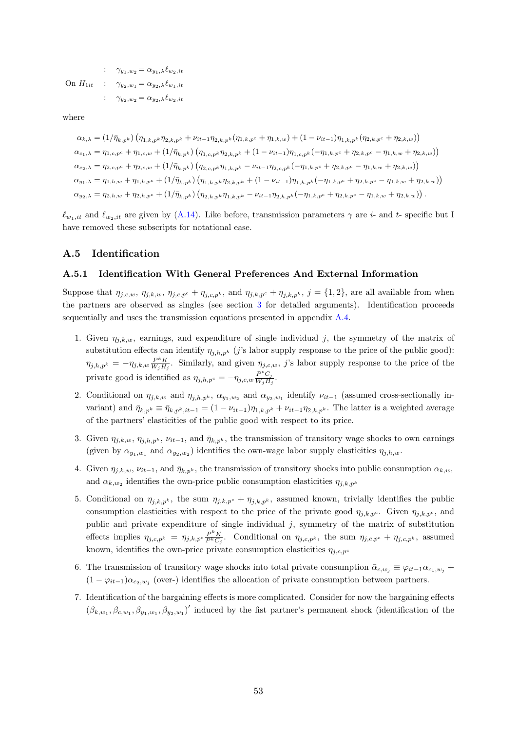$$
\begin{aligned}
&: \quad \gamma_{y_1,w_2} = \alpha_{y_1,\lambda}\ell_{w_2,it} \\
\text{On } H_{1it} \quad &: \quad \gamma_{y_2,w_1} = \alpha_{y_2,\lambda}\ell_{w_1,it} \\
&: \quad \gamma_{y_2,w_2} = \alpha_{y_2,\lambda}\ell_{w_2,it}
\end{aligned}
$$

where

$$
\begin{aligned}
\alpha_{k,\lambda} &= (1/\bar{\eta}_{k,p^k})\left(\eta_{1,k,p^k}\eta_{2,k,p^k} + \nu_{it-1}\eta_{2,k,p^k}(\eta_{1,k,p^c}+\eta_{1,k,w}) + (1-\nu_{it-1})\eta_{1,k,p^k}(\eta_{2,k,p^c}+\eta_{2,k,w})\right) \\
\alpha_{c_1,\lambda} &= \eta_{1,c,p^c} + \eta_{1,c,w} + (1/\bar{\eta}_{k,p^k})\left(\eta_{1,c,p^k}\eta_{2,k,p^k} + (1-\nu_{it-1})\eta_{1,c,p^k}(-\eta_{1,k,p^c}+\eta_{2,k,p^c}-\eta_{1,k,w}+\eta_{2,k,w})\right) \\
\alpha_{c_2,\lambda} &= \eta_{2,c,p^c} + \eta_{2,c,w} + (1/\bar{\eta}_{k,p^k})\left(\eta_{2,c,p^k}\eta_{1,k,p^k} - \nu_{it-1}\eta_{2,c,p^k}(-\eta_{1,k,p^c}+\eta_{2,k,p^c}-\eta_{1,k,w}+\eta_{2,k,w})\right) \\
\alpha_{y_1,\lambda} &= \eta_{1,h,w} + \eta_{1,h,p^c} + (1/\bar{\eta}_{k,p^k})\left(\eta_{1,h,p^k}\eta_{2,k,p^k} + (1-\nu_{it-1})\eta_{1,h,p^k}(-\eta_{1,k,p^c}+\eta_{2,k,p^c}-\eta_{1,k,w}+\eta_{2,k,w})\right) \\
\alpha_{y_2,\lambda} &= \eta_{2,h,w} + \eta_{2,h,p^c} + (1/\bar{\eta}_{k,p^k})\left(\eta_{2,h,p^k}\eta_{1,k,p^k} - \nu_{it-1}\eta_{2,h,p^k}(-\eta_{1,k,p^c}+\eta_{2,k,p^c}-\eta_{1,k,w}+\eta_{2,k,w})\right).
\end{aligned}
$$

$\ell_{w_1,it}$ and $\ell_{w_2,it}$ are given by (A.14). Like before, transmission parameters $\gamma$ are $i$- and $t$- specific but I have removed these subscripts for notational ease.

## A.5 Identification

### A.5.1 Identification With General Preferences And External Information

Suppose that $\eta_{j,c,w}$, $\eta_{j,k,w}$, $\eta_{j,c,p^c}+\eta_{j,c,p^k}$, and $\eta_{j,k,p^c}+\eta_{j,k,p^k}$, $j=\{1,2\}$, are all available from when the partners are observed as singles (see section 3 for detailed arguments). Identification proceeds sequentially and uses the transmission equations presented in appendix A.4.

1. Given $\eta_{j,k,w}$, earnings, and expenditure of single individual $j$, the symmetry of the matrix of substitution effects can identify $\eta_{j,h,p^k}$ ($j$'s labor supply response to the price of the public good): $\eta_{j,h,p^k} = -\eta_{j,k,w}\frac{P^k K}{W_j H_j}$. Similarly, and given $\eta_{j,c,w}$, $j$'s labor supply response to the price of the private good is identified as $\eta_{j,h,p^c} = -\eta_{j,c,w}\frac{P^c C_j}{W_j H_j}$.
2. Conditional on $\eta_{j,k,w}$ and $\eta_{j,h,p^k}$, $\alpha_{y_1,w_2}$ and $\alpha_{y_2,w_1}$ identify $\nu_{it-1}$ (assumed cross-sectionally invariant) and $\bar{\eta}_{k,p^k} \equiv \bar{\eta}_{k,p^k,it-1} = (1-\nu_{it-1})\eta_{1,k,p^k} + \nu_{it-1}\eta_{2,k,p^k}$. The latter is a weighted average of the partners' elasticities of the public good with respect to its price.
3. Given $\eta_{j,k,w}$, $\eta_{j,h,p^k}$, $\nu_{it-1}$, and $\bar{\eta}_{k,p^k}$, the transmission of transitory wage shocks to own earnings (given by $\alpha_{y_1,w_1}$ and $\alpha_{y_2,w_2}$) identifies the own-wage labor supply elasticities $\eta_{j,h,w}$.
4. Given $\eta_{j,k,w}$, $\nu_{it-1}$, and $\bar{\eta}_{k,p^k}$, the transmission of transitory shocks into public consumption $\alpha_{k,w_1}$ and $\alpha_{k,w_2}$ identifies the own-price public consumption elasticities $\eta_{j,k,p^k}$
5. Conditional on $\eta_{j,k,p^k}$, the sum $\eta_{j,k,p^c}+\eta_{j,k,p^k}$, assumed known, trivially identifies the public consumption elasticities with respect to the price of the private good $\eta_{j,k,p^c}$. Given $\eta_{j,k,p^c}$, and public and private expenditure of single individual $j$, symmetry of the matrix of substitution effects implies $\eta_{j,c,p^k} = \eta_{j,k,p^c}\frac{P^k K}{P^k C_j}$. Conditional on $\eta_{j,c,p^k}$, the sum $\eta_{j,c,p^c}+\eta_{j,c,p^k}$, assumed known, identifies the own-price private consumption elasticities $\eta_{j,c,p^c}$
6. The transmission of transitory wage shocks into total private consumption $\bar{\alpha}_{c,w_j} \equiv \varphi_{it-1}\alpha_{c_1,w_j} + (1-\varphi_{it-1})\alpha_{c_2,w_j}$ (over-) identifies the allocation of private consumption between partners.
7. Identification of the bargaining effects is more complicated. Consider for now the bargaining effects $(\beta_{k,w_1}, \beta_{c,w_1}, \beta_{y_1,w_1}, \beta_{y_2,w_1})'$ induced by the fist partner's permanent shock (identification of the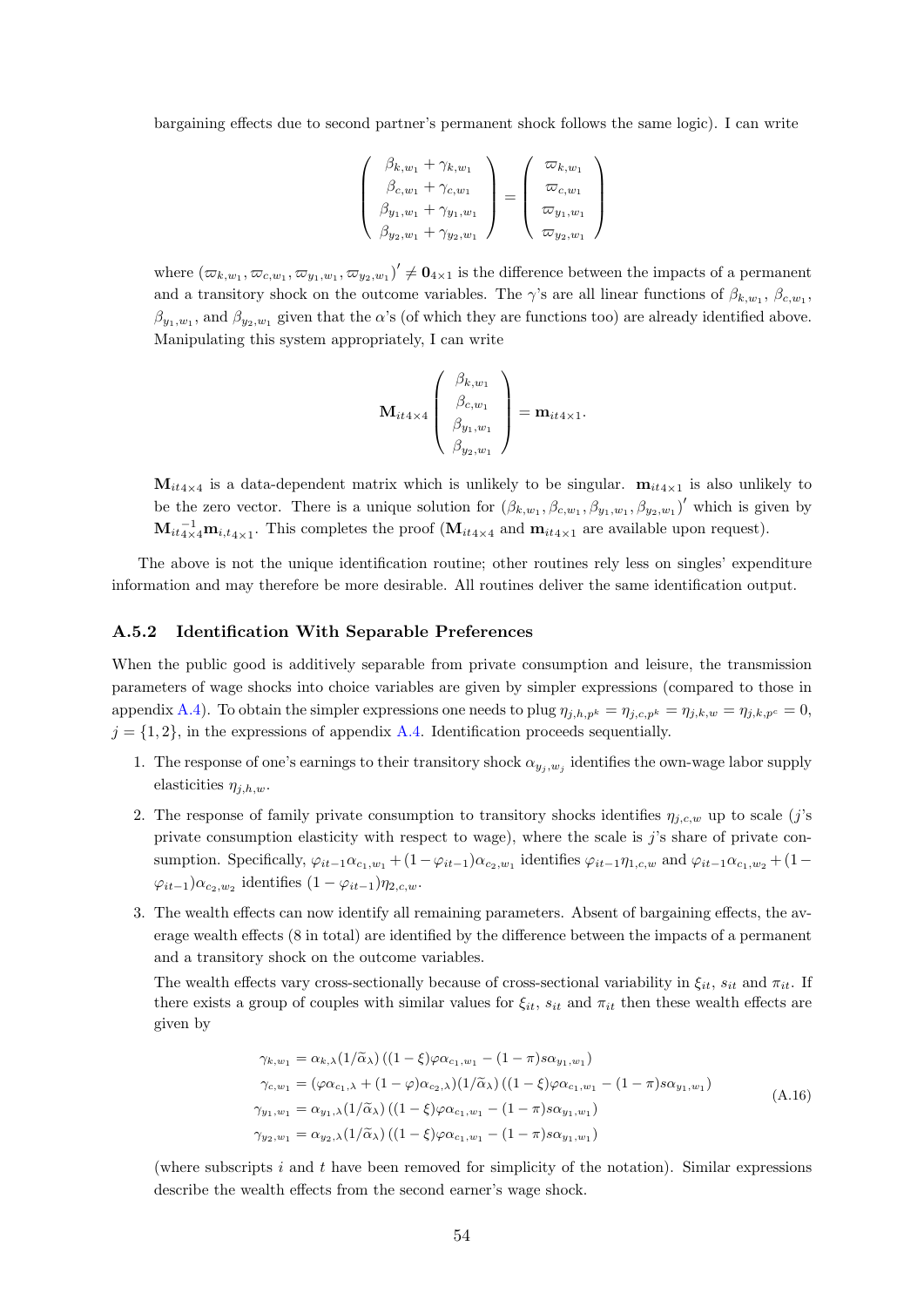bargaining effects due to second partner's permanent shock follows the same logic). I can write

$$\begin{pmatrix} \beta_{k,w_1} + \gamma_{k,w_1} \\ \beta_{c,w_1} + \gamma_{c,w_1} \\ \beta_{y_1,w_1} + \gamma_{y_1,w_1} \\ \beta_{y_2,w_1} + \gamma_{y_2,w_1} \end{pmatrix} = \begin{pmatrix} \varpi_{k,w_1} \\ \varpi_{c,w_1} \\ \varpi_{y_1,w_1} \\ \varpi_{y_2,w_1} \end{pmatrix}$$

where $(\varpi_{k,w_1}, \varpi_{c,w_1}, \varpi_{y_1,w_1}, \varpi_{y_2,w_1})' \neq \mathbf{0}_{4\times 1}$ is the difference between the impacts of a permanent and a transitory shock on the outcome variables. The $\gamma$'s are all linear functions of $\beta_{k,w_1}$, $\beta_{c,w_1}$, $\beta_{y_1,w_1}$, and $\beta_{y_2,w_1}$ given that the $\alpha$'s (of which they are functions too) are already identified above. Manipulating this system appropriately, I can write

$$\mathbf{M}_{it4\times 4} \begin{pmatrix} \beta_{k,w_1} \\ \beta_{c,w_1} \\ \beta_{y_1,w_1} \\ \beta_{y_2,w_1} \end{pmatrix} = \mathbf{m}_{it4\times 1}.$$

$\mathbf{M}_{it4\times 4}$ is a data-dependent matrix which is unlikely to be singular. $\mathbf{m}_{it4\times 1}$ is also unlikely to be the zero vector. There is a unique solution for $(\beta_{k,w_1}, \beta_{c,w_1}, \beta_{y_1,w_1}, \beta_{y_2,w_1})'$ which is given by $\mathbf{M}_{it4\times 4}^{-1}\mathbf{m}_{i,t4\times 1}$. This completes the proof ($\mathbf{M}_{it4\times 4}$ and $\mathbf{m}_{it4\times 1}$ are available upon request).

The above is not the unique identification routine; other routines rely less on singles' expenditure information and may therefore be more desirable. All routines deliver the same identification output.

### A.5.2 Identification With Separable Preferences

When the public good is additively separable from private consumption and leisure, the transmission parameters of wage shocks into choice variables are given by simpler expressions (compared to those in appendix A.4). To obtain the simpler expressions one needs to plug $\eta_{j,h,p^k} = \eta_{j,c,p^k} = \eta_{j,k,w} = \eta_{j,k,p^c} = 0$, $j = \{1,2\}$, in the expressions of appendix A.4. Identification proceeds sequentially.

1. The response of one's earnings to their transitory shock $\alpha_{y_j,w_j}$ identifies the own-wage labor supply elasticities $\eta_{j,h,w}$.
2. The response of family private consumption to transitory shocks identifies $\eta_{j,c,w}$ up to scale ($j$'s private consumption elasticity with respect to wage), where the scale is $j$'s share of private consumption. Specifically, $\varphi_{it-1}\alpha_{c_1,w_1} + (1-\varphi_{it-1})\alpha_{c_2,w_1}$ identifies $\varphi_{it-1}\eta_{1,c,w}$ and $\varphi_{it-1}\alpha_{c_1,w_2} + (1-\varphi_{it-1})\alpha_{c_2,w_2}$ identifies $(1-\varphi_{it-1})\eta_{2,c,w}$.
3. The wealth effects can now identify all remaining parameters. Absent of bargaining effects, the average wealth effects (8 in total) are identified by the difference between the impacts of a permanent and a transitory shock on the outcome variables.

   The wealth effects vary cross-sectionally because of cross-sectional variability in $\xi_{it}$, $s_{it}$ and $\pi_{it}$. If there exists a group of couples with similar values for $\xi_{it}$, $s_{it}$ and $\pi_{it}$ then these wealth effects are given by

$$\begin{aligned}
\gamma_{k,w_1} &= \alpha_{k,\lambda}(1/\widetilde{\alpha}_\lambda)\left((1-\xi)\varphi\alpha_{c_1,w_1} - (1-\pi)s\alpha_{y_1,w_1}\right) \\
\gamma_{c,w_1} &= (\varphi\alpha_{c_1,\lambda} + (1-\varphi)\alpha_{c_2,\lambda})(1/\widetilde{\alpha}_\lambda)\left((1-\xi)\varphi\alpha_{c_1,w_1} - (1-\pi)s\alpha_{y_1,w_1}\right) \\
\gamma_{y_1,w_1} &= \alpha_{y_1,\lambda}(1/\widetilde{\alpha}_\lambda)\left((1-\xi)\varphi\alpha_{c_1,w_1} - (1-\pi)s\alpha_{y_1,w_1}\right) \\
\gamma_{y_2,w_1} &= \alpha_{y_2,\lambda}(1/\widetilde{\alpha}_\lambda)\left((1-\xi)\varphi\alpha_{c_1,w_1} - (1-\pi)s\alpha_{y_1,w_1}\right)
\end{aligned} \tag{A.16}$$

   (where subscripts $i$ and $t$ have been removed for simplicity of the notation). Similar expressions describe the wealth effects from the second earner's wage shock.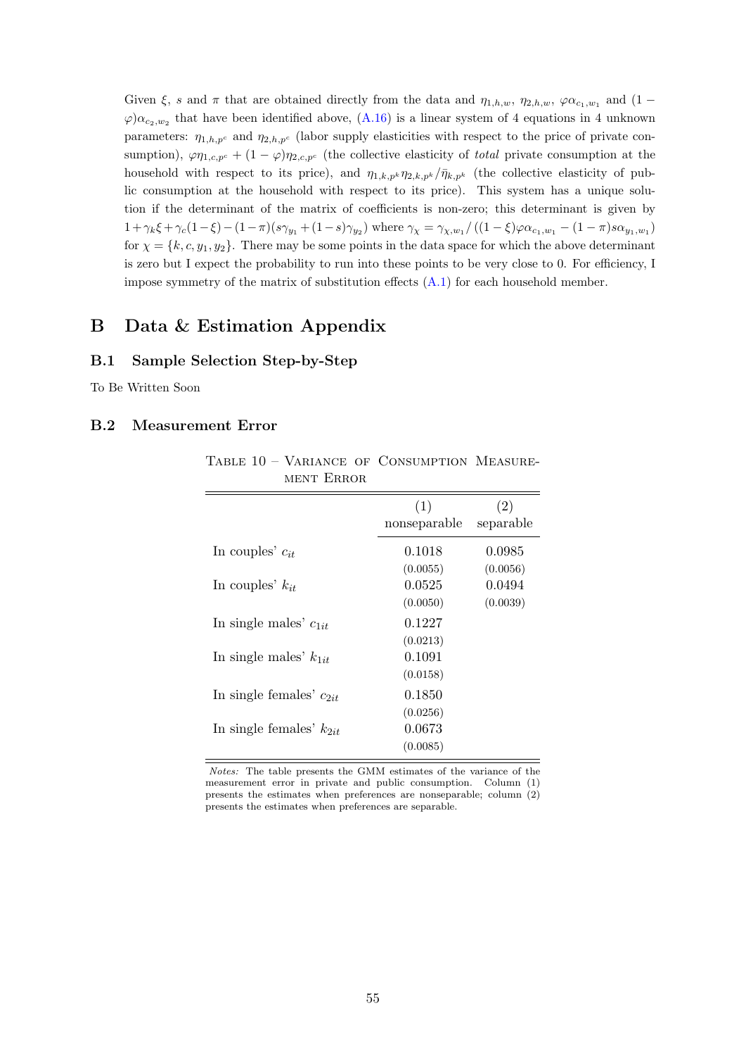Given $\xi$, $s$ and $\pi$ that are obtained directly from the data and $\eta_{1,h,w}$, $\eta_{2,h,w}$, $\varphi\alpha_{c_1,w_1}$ and $(1-\varphi)\alpha_{c_2,w_2}$ that have been identified above, (A.16) is a linear system of 4 equations in 4 unknown parameters: $\eta_{1,h,p^c}$ and $\eta_{2,h,p^c}$ (labor supply elasticities with respect to the price of private consumption), $\varphi\eta_{1,c,p^c} + (1-\varphi)\eta_{2,c,p^c}$ (the collective elasticity of *total* private consumption at the household with respect to its price), and $\eta_{1,k,p^k}\eta_{2,k,p^k}/\bar{\eta}_{k,p^k}$ (the collective elasticity of public consumption at the household with respect to its price). This system has a unique solution if the determinant of the matrix of coefficients is non-zero; this determinant is given by $1+\gamma_k\xi+\gamma_c(1-\xi)-(1-\pi)(s\gamma_{y_1}+(1-s)\gamma_{y_2})$ where $\gamma_\chi = \gamma_{\chi,w_1}/\left((1-\xi)\varphi\alpha_{c_1,w_1} - (1-\pi)s\alpha_{y_1,w_1}\right)$ for $\chi = \{k, c, y_1, y_2\}$. There may be some points in the data space for which the above determinant is zero but I expect the probability to run into these points to be very close to 0. For efficiency, I impose symmetry of the matrix of substitution effects (A.1) for each household member.

# B Data & Estimation Appendix

## B.1 Sample Selection Step-by-Step

To Be Written Soon

## B.2 Measurement Error

Table 10 – Variance of Consumption Measurement Error

| | (1) nonseparable | (2) separable |
|---|---|---|
| In couples' $c_{it}$ | 0.1018 | 0.0985 |
| | (0.0055) | (0.0056) |
| In couples' $k_{it}$ | 0.0525 | 0.0494 |
| | (0.0050) | (0.0039) |
| In single males' $c_{1it}$ | 0.1227 | |
| | (0.0213) | |
| In single males' $k_{1it}$ | 0.1091 | |
| | (0.0158) | |
| In single females' $c_{2it}$ | 0.1850 | |
| | (0.0256) | |
| In single females' $k_{2it}$ | 0.0673 | |
| | (0.0085) | |

*Notes:* The table presents the GMM estimates of the variance of the measurement error in private and public consumption. Column (1) presents the estimates when preferences are nonseparable; column (2) presents the estimates when preferences are separable.